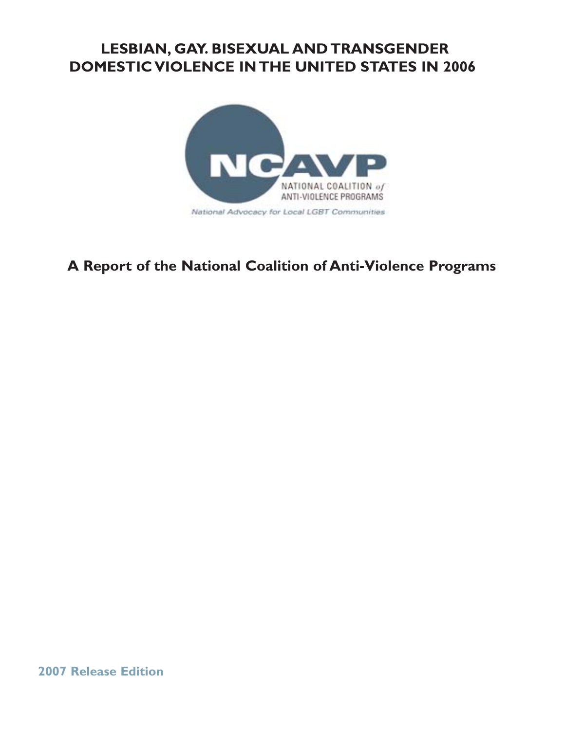# LESBIAN, GAY. BISEXUAL AND TRANSGENDER DOMESTIC VIOLENCE IN THE UNITED STATES IN 2006

NCAVP

NATIONAL COALITION of ANTI-VIOLENCE PROGRAMS

National Advocacy for Local LGBT Communities

## A Report of the National Coalition of Anti-Violence Programs

**2007 Release Edition**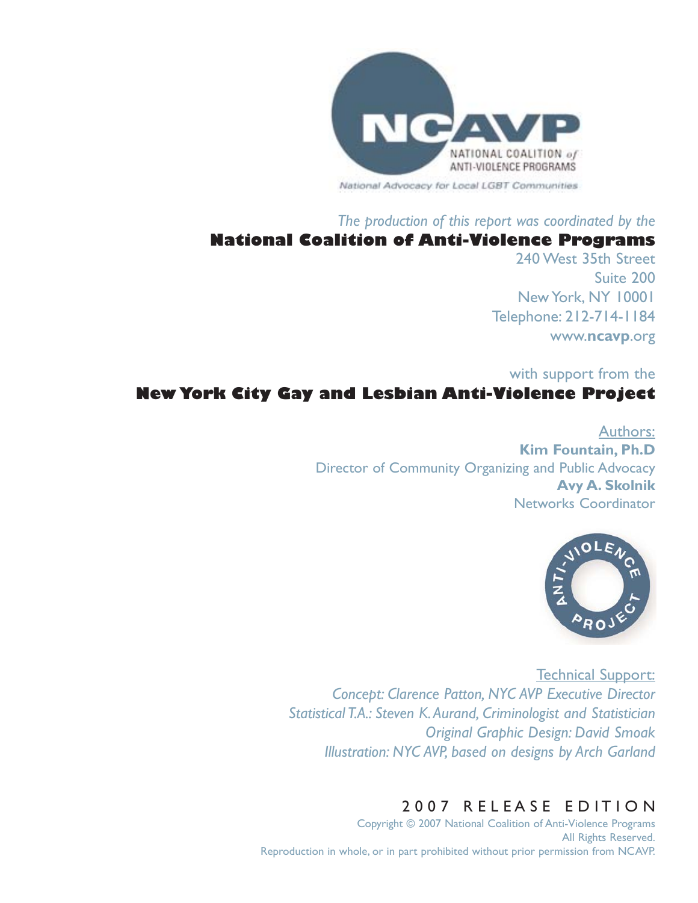NCAVP

NATIONAL COALITION of ANTI-VIOLENCE PROGRAMS

National Advocacy for Local LGBT Communities

*The production of this report was coordinated by the*

**National Coalition of Anti-Violence Programs**

240 West 35th Street
Suite 200
New York, NY 10001
Telephone: 212-714-1184
www.**ncavp**.org

with support from the

**New York City Gay and Lesbian Anti-Violence Project**

Authors:

**Kim Fountain, Ph.D**
Director of Community Organizing and Public Advocacy

**Avy A. Skolnik**
Networks Coordinator

ANTI-VIOLENCE PROJECT

Technical Support:

*Concept: Clarence Patton, NYC AVP Executive Director*
*Statistical T.A.: Steven K. Aurand, Criminologist and Statistician*
*Original Graphic Design: David Smoak*
*Illustration: NYC AVP, based on designs by Arch Garland*

2007 RELEASE EDITION

Copyright © 2007 National Coalition of Anti-Violence Programs
All Rights Reserved.
Reproduction in whole, or in part prohibited without prior permission from NCAVP.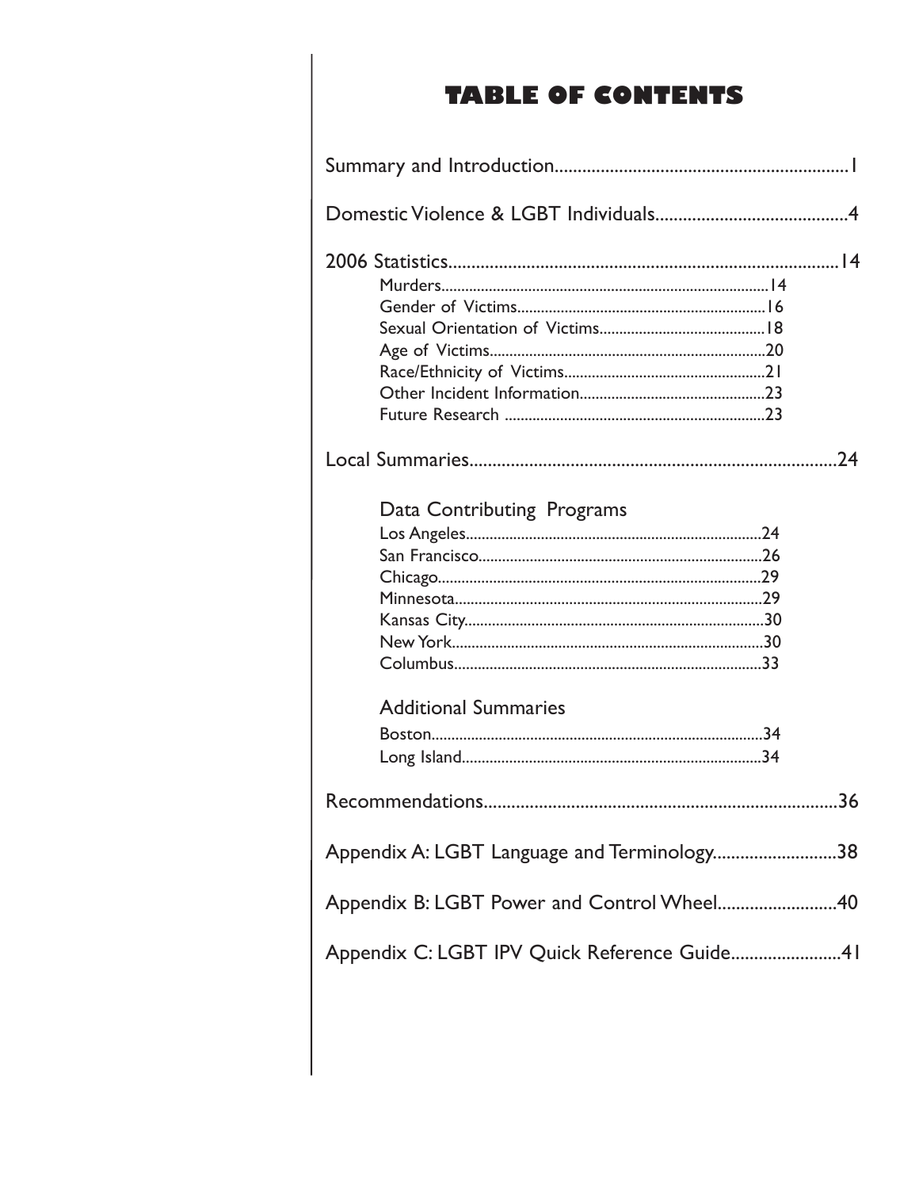# TABLE OF CONTENTS

Summary and Introduction...............................................................1

Domestic Violence & LGBT Individuals..........................................4

2006 Statistics.....................................................................................14

- Murders..................................................................................14
- Gender of Victims..............................................................16
- Sexual Orientation of Victims..........................................18
- Age of Victims.....................................................................20
- Race/Ethnicity of Victims..................................................21
- Other Incident Information..............................................23
- Future Research .................................................................23

Local Summaries...............................................................................24

Data Contributing Programs

- Los Angeles..........................................................................24
- San Francisco.......................................................................26
- Chicago.................................................................................29
- Minnesota.............................................................................29
- Kansas City...........................................................................30
- New York..............................................................................30
- Columbus.............................................................................33

Additional Summaries

- Boston...................................................................................34
- Long Island...........................................................................34

Recommendations............................................................................36

Appendix A: LGBT Language and Terminology...........................38

Appendix B: LGBT Power and Control Wheel..........................40

Appendix C: LGBT IPV Quick Reference Guide........................41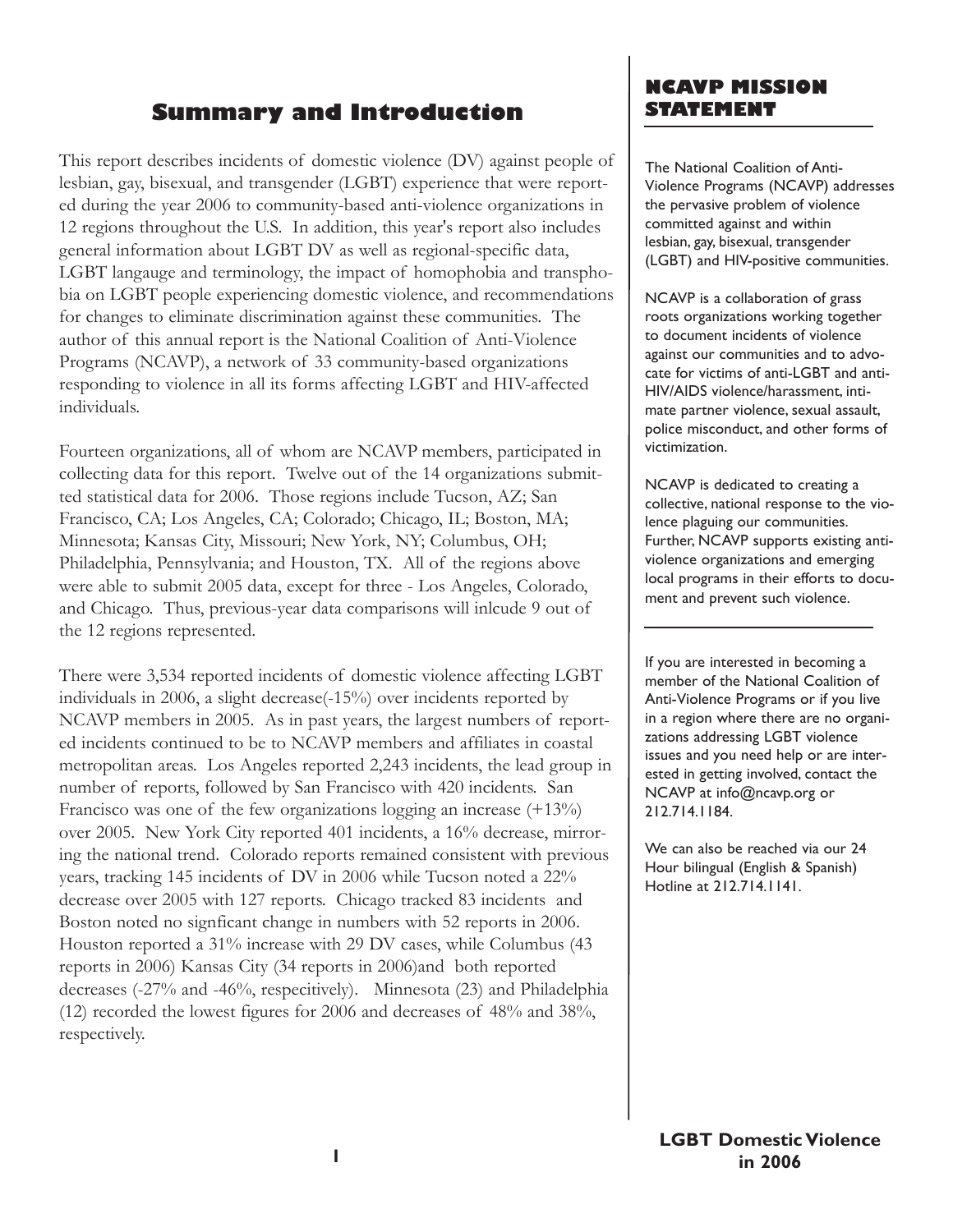# Summary and Introduction

This report describes incidents of domestic violence (DV) against people of lesbian, gay, bisexual, and transgender (LGBT) experience that were reported during the year 2006 to community-based anti-violence organizations in 12 regions throughout the U.S. In addition, this year's report also includes general information about LGBT DV as well as regional-specific data, LGBT langauge and terminology, the impact of homophobia and transphobia on LGBT people experiencing domestic violence, and recommendations for changes to eliminate discrimination against these communities. The author of this annual report is the National Coalition of Anti-Violence Programs (NCAVP), a network of 33 community-based organizations responding to violence in all its forms affecting LGBT and HIV-affected individuals.

Fourteen organizations, all of whom are NCAVP members, participated in collecting data for this report. Twelve out of the 14 organizations submitted statistical data for 2006. Those regions include Tucson, AZ; San Francisco, CA; Los Angeles, CA; Colorado; Chicago, IL; Boston, MA; Minnesota; Kansas City, Missouri; New York, NY; Columbus, OH; Philadelphia, Pennsylvania; and Houston, TX. All of the regions above were able to submit 2005 data, except for three - Los Angeles, Colorado, and Chicago. Thus, previous-year data comparisons will inlcude 9 out of the 12 regions represented.

There were 3,534 reported incidents of domestic violence affecting LGBT individuals in 2006, a slight decrease(-15%) over incidents reported by NCAVP members in 2005. As in past years, the largest numbers of reported incidents continued to be to NCAVP members and affiliates in coastal metropolitan areas. Los Angeles reported 2,243 incidents, the lead group in number of reports, followed by San Francisco with 420 incidents. San Francisco was one of the few organizations logging an increase (+13%) over 2005. New York City reported 401 incidents, a 16% decrease, mirroring the national trend. Colorado reports remained consistent with previous years, tracking 145 incidents of DV in 2006 while Tucson noted a 22% decrease over 2005 with 127 reports. Chicago tracked 83 incidents and Boston noted no signficant change in numbers with 52 reports in 2006. Houston reported a 31% increase with 29 DV cases, while Columbus (43 reports in 2006) Kansas City (34 reports in 2006)and both reported decreases (-27% and -46%, respecitively). Minnesota (23) and Philadelphia (12) recorded the lowest figures for 2006 and decreases of 48% and 38%, respectively.

## NCAVP MISSION STATEMENT

The National Coalition of Anti-Violence Programs (NCAVP) addresses the pervasive problem of violence committed against and within lesbian, gay, bisexual, transgender (LGBT) and HIV-positive communities.

NCAVP is a collaboration of grass roots organizations working together to document incidents of violence against our communities and to advocate for victims of anti-LGBT and anti-HIV/AIDS violence/harassment, intimate partner violence, sexual assault, police misconduct, and other forms of victimization.

NCAVP is dedicated to creating a collective, national response to the violence plaguing our communities. Further, NCAVP supports existing anti-violence organizations and emerging local programs in their efforts to document and prevent such violence.

If you are interested in becoming a member of the National Coalition of Anti-Violence Programs or if you live in a region where there are no organizations addressing LGBT violence issues and you need help or are interested in getting involved, contact the NCAVP at info@ncavp.org or 212.714.1184.

We can also be reached via our 24 Hour bilingual (English & Spanish) Hotline at 212.714.1141.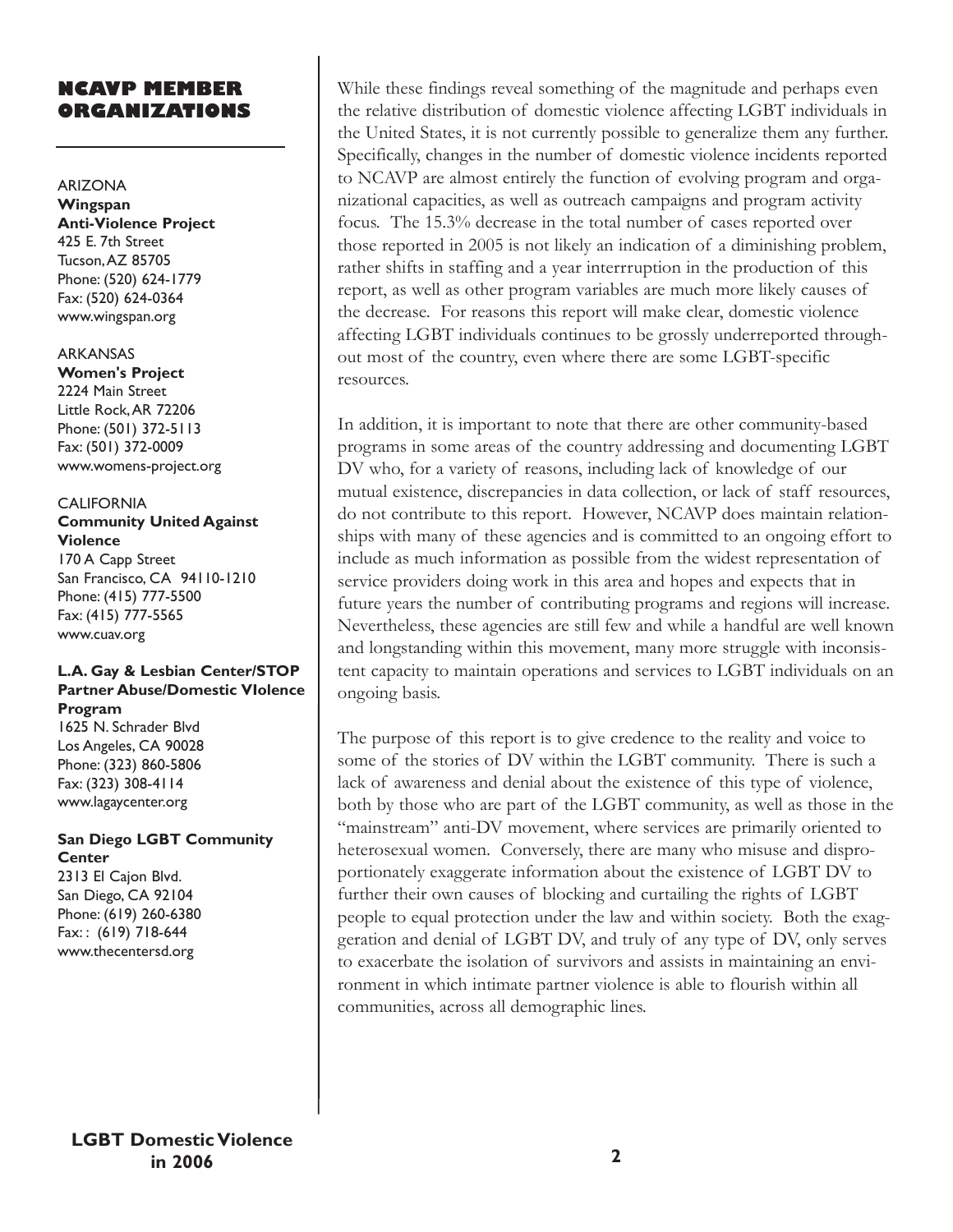## NCAVP MEMBER ORGANIZATIONS

ARIZONA
**Wingspan**
**Anti-Violence Project**
425 E. 7th Street
Tucson, AZ 85705
Phone: (520) 624-1779
Fax: (520) 624-0364
www.wingspan.org

ARKANSAS
**Women's Project**
2224 Main Street
Little Rock, AR 72206
Phone: (501) 372-5113
Fax: (501) 372-0009
www.womens-project.org

CALIFORNIA
**Community United Against Violence**
170 A Capp Street
San Francisco, CA 94110-1210
Phone: (415) 777-5500
Fax: (415) 777-5565
www.cuav.org

**L.A. Gay & Lesbian Center/STOP Partner Abuse/Domestic VIolence Program**
1625 N. Schrader Blvd
Los Angeles, CA 90028
Phone: (323) 860-5806
Fax: (323) 308-4114
www.lagaycenter.org

**San Diego LGBT Community Center**
2313 El Cajon Blvd.
San Diego, CA 92104
Phone: (619) 260-6380
Fax: : (619) 718-644
www.thecentersd.org

While these findings reveal something of the magnitude and perhaps even the relative distribution of domestic violence affecting LGBT individuals in the United States, it is not currently possible to generalize them any further. Specifically, changes in the number of domestic violence incidents reported to NCAVP are almost entirely the function of evolving program and organizational capacities, as well as outreach campaigns and program activity focus. The 15.3% decrease in the total number of cases reported over those reported in 2005 is not likely an indication of a diminishing problem, rather shifts in staffing and a year interrruption in the production of this report, as well as other program variables are much more likely causes of the decrease. For reasons this report will make clear, domestic violence affecting LGBT individuals continues to be grossly underreported throughout most of the country, even where there are some LGBT-specific resources.

In addition, it is important to note that there are other community-based programs in some areas of the country addressing and documenting LGBT DV who, for a variety of reasons, including lack of knowledge of our mutual existence, discrepancies in data collection, or lack of staff resources, do not contribute to this report. However, NCAVP does maintain relationships with many of these agencies and is committed to an ongoing effort to include as much information as possible from the widest representation of service providers doing work in this area and hopes and expects that in future years the number of contributing programs and regions will increase. Nevertheless, these agencies are still few and while a handful are well known and longstanding within this movement, many more struggle with inconsistent capacity to maintain operations and services to LGBT individuals on an ongoing basis.

The purpose of this report is to give credence to the reality and voice to some of the stories of DV within the LGBT community. There is such a lack of awareness and denial about the existence of this type of violence, both by those who are part of the LGBT community, as well as those in the "mainstream" anti-DV movement, where services are primarily oriented to heterosexual women. Conversely, there are many who misuse and disproportionately exaggerate information about the existence of LGBT DV to further their own causes of blocking and curtailing the rights of LGBT people to equal protection under the law and within society. Both the exaggeration and denial of LGBT DV, and truly of any type of DV, only serves to exacerbate the isolation of survivors and assists in maintaining an environment in which intimate partner violence is able to flourish within all communities, across all demographic lines.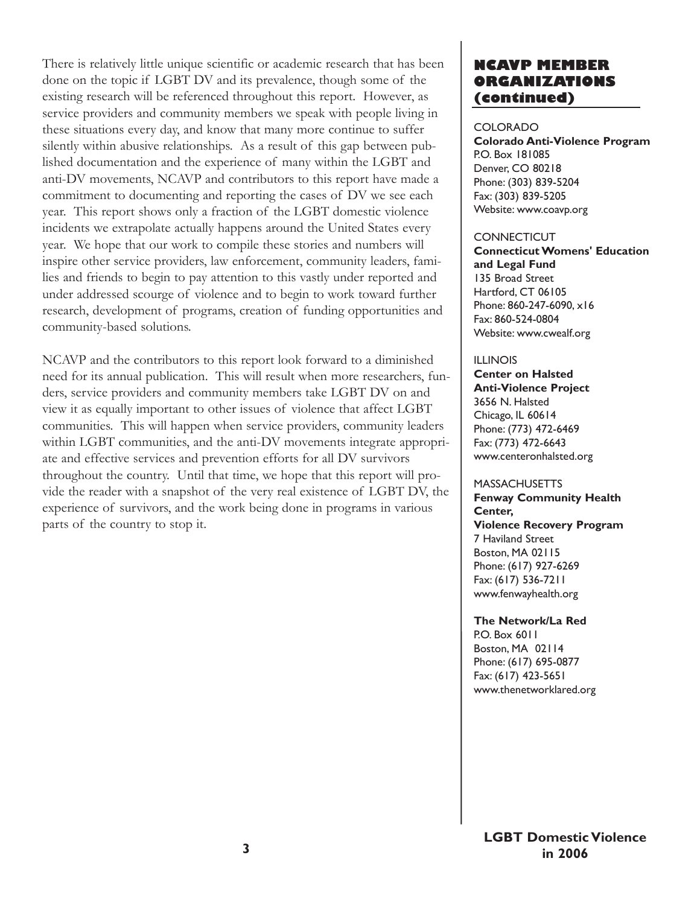There is relatively little unique scientific or academic research that has been done on the topic if LGBT DV and its prevalence, though some of the existing research will be referenced throughout this report. However, as service providers and community members we speak with people living in these situations every day, and know that many more continue to suffer silently within abusive relationships. As a result of this gap between published documentation and the experience of many within the LGBT and anti-DV movements, NCAVP and contributors to this report have made a commitment to documenting and reporting the cases of DV we see each year. This report shows only a fraction of the LGBT domestic violence incidents we extrapolate actually happens around the United States every year. We hope that our work to compile these stories and numbers will inspire other service providers, law enforcement, community leaders, families and friends to begin to pay attention to this vastly under reported and under addressed scourge of violence and to begin to work toward further research, development of programs, creation of funding opportunities and community-based solutions.

NCAVP and the contributors to this report look forward to a diminished need for its annual publication. This will result when more researchers, funders, service providers and community members take LGBT DV on and view it as equally important to other issues of violence that affect LGBT communities. This will happen when service providers, community leaders within LGBT communities, and the anti-DV movements integrate appropriate and effective services and prevention efforts for all DV survivors throughout the country. Until that time, we hope that this report will provide the reader with a snapshot of the very real existence of LGBT DV, the experience of survivors, and the work being done in programs in various parts of the country to stop it.

## NCAVP MEMBER ORGANIZATIONS (continued)

COLORADO
**Colorado Anti-Violence Program**
P.O. Box 181085
Denver, CO 80218
Phone: (303) 839-5204
Fax: (303) 839-5205
Website: www.coavp.org

CONNECTICUT
**Connecticut Womens' Education and Legal Fund**
135 Broad Street
Hartford, CT 06105
Phone: 860-247-6090, x16
Fax: 860-524-0804
Website: www.cwealf.org

ILLINOIS
**Center on Halsted Anti-Violence Project**
3656 N. Halsted
Chicago, IL 60614
Phone: (773) 472-6469
Fax: (773) 472-6643
www.centeronhalsted.org

MASSACHUSETTS
**Fenway Community Health Center, Violence Recovery Program**
7 Haviland Street
Boston, MA 02115
Phone: (617) 927-6269
Fax: (617) 536-7211
www.fenwayhealth.org

**The Network/La Red**
P.O. Box 6011
Boston, MA 02114
Phone: (617) 695-0877
Fax: (617) 423-5651
www.thenetworklared.org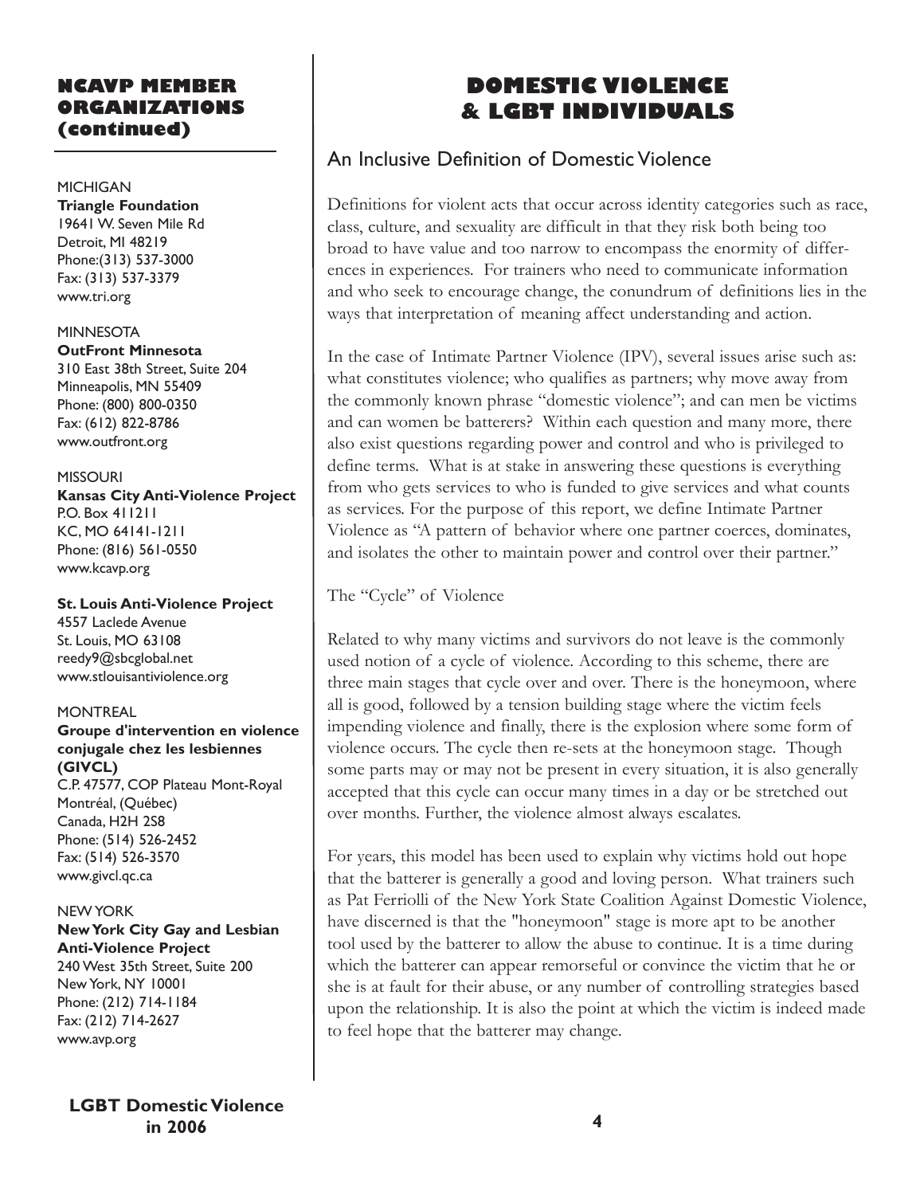## NCAVP MEMBER ORGANIZATIONS (continued)

MICHIGAN
**Triangle Foundation**
19641 W. Seven Mile Rd
Detroit, MI 48219
Phone:(313) 537-3000
Fax: (313) 537-3379
www.tri.org

MINNESOTA
**OutFront Minnesota**
310 East 38th Street, Suite 204
Minneapolis, MN 55409
Phone: (800) 800-0350
Fax: (612) 822-8786
www.outfront.org

MISSOURI
**Kansas City Anti-Violence Project**
P.O. Box 411211
KC, MO 64141-1211
Phone: (816) 561-0550
www.kcavp.org

**St. Louis Anti-Violence Project**
4557 Laclede Avenue
St. Louis, MO 63108
reedy9@sbcglobal.net
www.stlouisantiviolence.org

MONTREAL
**Groupe d'intervention en violence conjugale chez les lesbiennes (GIVCL)**
C.P. 47577, COP Plateau Mont-Royal
Montréal, (Québec)
Canada, H2H 2S8
Phone: (514) 526-2452
Fax: (514) 526-3570
www.givcl.qc.ca

NEW YORK
**New York City Gay and Lesbian Anti-Violence Project**
240 West 35th Street, Suite 200
New York, NY 10001
Phone: (212) 714-1184
Fax: (212) 714-2627
www.avp.org

# DOMESTIC VIOLENCE & LGBT INDIVIDUALS

## An Inclusive Definition of Domestic Violence

Definitions for violent acts that occur across identity categories such as race, class, culture, and sexuality are difficult in that they risk both being too broad to have value and too narrow to encompass the enormity of differences in experiences. For trainers who need to communicate information and who seek to encourage change, the conundrum of definitions lies in the ways that interpretation of meaning affect understanding and action.

In the case of Intimate Partner Violence (IPV), several issues arise such as: what constitutes violence; who qualifies as partners; why move away from the commonly known phrase "domestic violence"; and can men be victims and can women be batterers? Within each question and many more, there also exist questions regarding power and control and who is privileged to define terms. What is at stake in answering these questions is everything from who gets services to who is funded to give services and what counts as services. For the purpose of this report, we define Intimate Partner Violence as "A pattern of behavior where one partner coerces, dominates, and isolates the other to maintain power and control over their partner."

### The "Cycle" of Violence

Related to why many victims and survivors do not leave is the commonly used notion of a cycle of violence. According to this scheme, there are three main stages that cycle over and over. There is the honeymoon, where all is good, followed by a tension building stage where the victim feels impending violence and finally, there is the explosion where some form of violence occurs. The cycle then re-sets at the honeymoon stage. Though some parts may or may not be present in every situation, it is also generally accepted that this cycle can occur many times in a day or be stretched out over months. Further, the violence almost always escalates.

For years, this model has been used to explain why victims hold out hope that the batterer is generally a good and loving person. What trainers such as Pat Ferriolli of the New York State Coalition Against Domestic Violence, have discerned is that the "honeymoon" stage is more apt to be another tool used by the batterer to allow the abuse to continue. It is a time during which the batterer can appear remorseful or convince the victim that he or she is at fault for their abuse, or any number of controlling strategies based upon the relationship. It is also the point at which the victim is indeed made to feel hope that the batterer may change.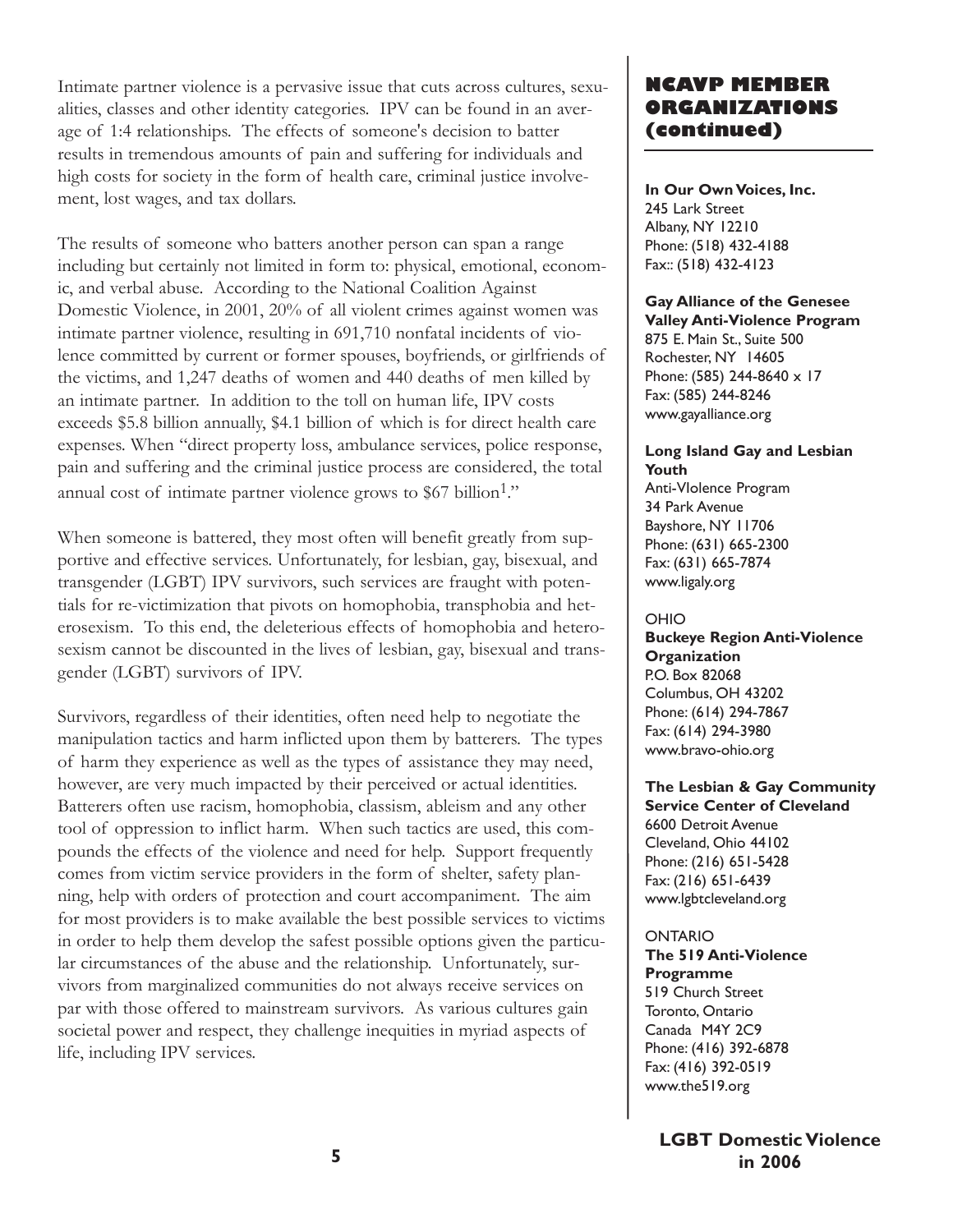Intimate partner violence is a pervasive issue that cuts across cultures, sexualities, classes and other identity categories. IPV can be found in an average of 1:4 relationships. The effects of someone's decision to batter results in tremendous amounts of pain and suffering for individuals and high costs for society in the form of health care, criminal justice involvement, lost wages, and tax dollars.

The results of someone who batters another person can span a range including but certainly not limited in form to: physical, emotional, economic, and verbal abuse. According to the National Coalition Against Domestic Violence, in 2001, 20% of all violent crimes against women was intimate partner violence, resulting in 691,710 nonfatal incidents of violence committed by current or former spouses, boyfriends, or girlfriends of the victims, and 1,247 deaths of women and 440 deaths of men killed by an intimate partner. In addition to the toll on human life, IPV costs exceeds $5.8 billion annually, $4.1 billion of which is for direct health care expenses. When "direct property loss, ambulance services, police response, pain and suffering and the criminal justice process are considered, the total annual cost of intimate partner violence grows to $67 billion[1]."

When someone is battered, they most often will benefit greatly from supportive and effective services. Unfortunately, for lesbian, gay, bisexual, and transgender (LGBT) IPV survivors, such services are fraught with potentials for re-victimization that pivots on homophobia, transphobia and heterosexism. To this end, the deleterious effects of homophobia and heterosexism cannot be discounted in the lives of lesbian, gay, bisexual and transgender (LGBT) survivors of IPV.

Survivors, regardless of their identities, often need help to negotiate the manipulation tactics and harm inflicted upon them by batterers. The types of harm they experience as well as the types of assistance they may need, however, are very much impacted by their perceived or actual identities. Batterers often use racism, homophobia, classism, ableism and any other tool of oppression to inflict harm. When such tactics are used, this compounds the effects of the violence and need for help. Support frequently comes from victim service providers in the form of shelter, safety planning, help with orders of protection and court accompaniment. The aim for most providers is to make available the best possible services to victims in order to help them develop the safest possible options given the particular circumstances of the abuse and the relationship. Unfortunately, survivors from marginalized communities do not always receive services on par with those offered to mainstream survivors. As various cultures gain societal power and respect, they challenge inequities in myriad aspects of life, including IPV services.

## NCAVP MEMBER ORGANIZATIONS (continued)

**In Our Own Voices, Inc.**
245 Lark Street
Albany, NY 12210
Phone: (518) 432-4188
Fax:: (518) 432-4123

**Gay Alliance of the Genesee Valley Anti-Violence Program**
875 E. Main St., Suite 500
Rochester, NY 14605
Phone: (585) 244-8640 x 17
Fax: (585) 244-8246
www.gayalliance.org

**Long Island Gay and Lesbian Youth**
Anti-VIolence Program
34 Park Avenue
Bayshore, NY 11706
Phone: (631) 665-2300
Fax: (631) 665-7874
www.ligaly.org

OHIO

**Buckeye Region Anti-Violence Organization**
P.O. Box 82068
Columbus, OH 43202
Phone: (614) 294-7867
Fax: (614) 294-3980
www.bravo-ohio.org

**The Lesbian & Gay Community Service Center of Cleveland**
6600 Detroit Avenue
Cleveland, Ohio 44102
Phone: (216) 651-5428
Fax: (216) 651-6439
www.lgbtcleveland.org

ONTARIO

**The 519 Anti-Violence Programme**
519 Church Street
Toronto, Ontario
Canada M4Y 2C9
Phone: (416) 392-6878
Fax: (416) 392-0519
www.the519.org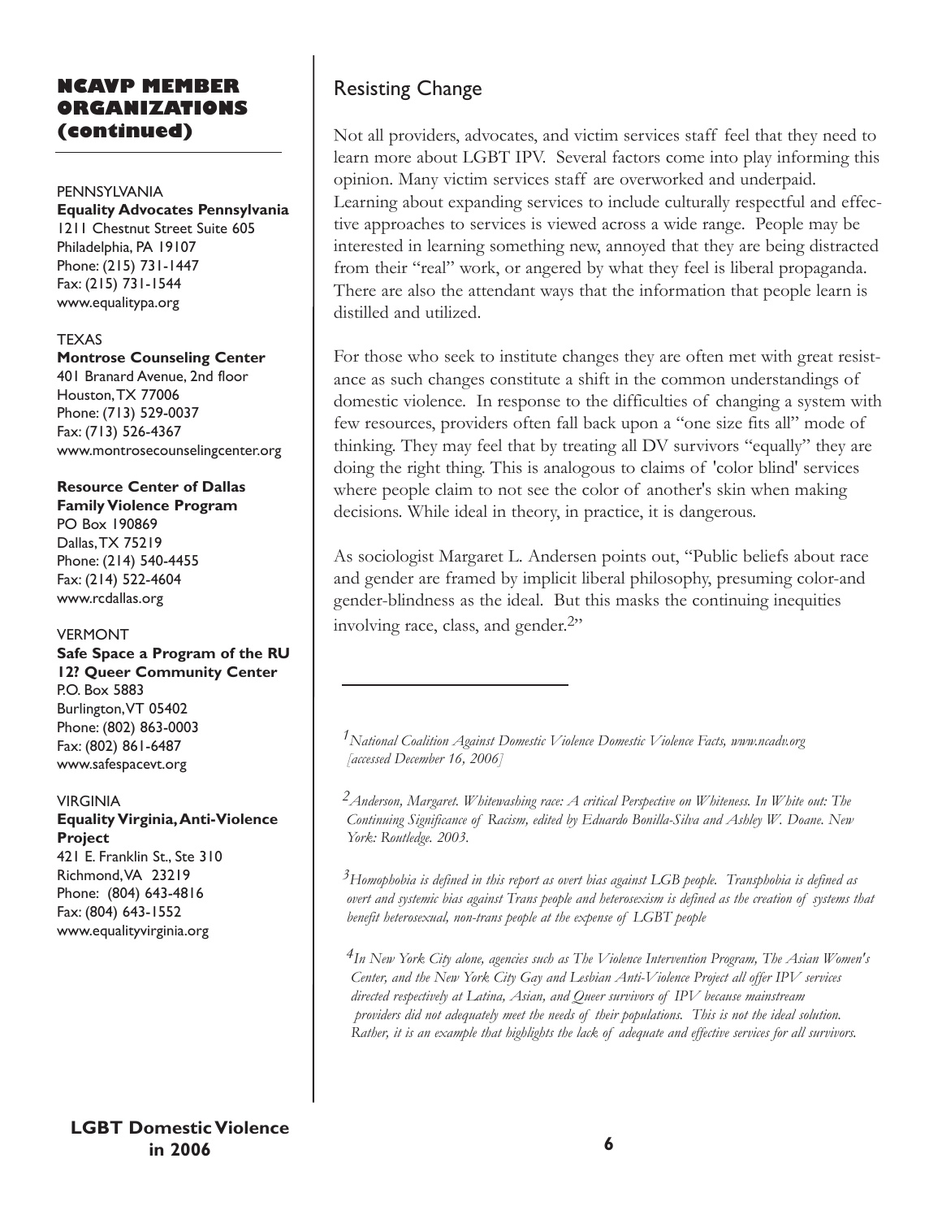## NCAVP MEMBER ORGANIZATIONS (continued)

PENNSYLVANIA
**Equality Advocates Pennsylvania**
1211 Chestnut Street Suite 605
Philadelphia, PA 19107
Phone: (215) 731-1447
Fax: (215) 731-1544
www.equalitypa.org

TEXAS
**Montrose Counseling Center**
401 Branard Avenue, 2nd floor
Houston, TX 77006
Phone: (713) 529-0037
Fax: (713) 526-4367
www.montrosecounselingcenter.org

**Resource Center of Dallas Family Violence Program**
PO Box 190869
Dallas, TX 75219
Phone: (214) 540-4455
Fax: (214) 522-4604
www.rcdallas.org

VERMONT
**Safe Space a Program of the RU 12? Queer Community Center**
P.O. Box 5883
Burlington, VT 05402
Phone: (802) 863-0003
Fax: (802) 861-6487
www.safespacevt.org

VIRGINIA
**Equality Virginia, Anti-Violence Project**
421 E. Franklin St., Ste 310
Richmond, VA 23219
Phone: (804) 643-4816
Fax: (804) 643-1552
www.equalityvirginia.org

## Resisting Change

Not all providers, advocates, and victim services staff feel that they need to learn more about LGBT IPV. Several factors come into play informing this opinion. Many victim services staff are overworked and underpaid. Learning about expanding services to include culturally respectful and effective approaches to services is viewed across a wide range. People may be interested in learning something new, annoyed that they are being distracted from their "real" work, or angered by what they feel is liberal propaganda. There are also the attendant ways that the information that people learn is distilled and utilized.

For those who seek to institute changes they are often met with great resistance as such changes constitute a shift in the common understandings of domestic violence. In response to the difficulties of changing a system with few resources, providers often fall back upon a "one size fits all" mode of thinking. They may feel that by treating all DV survivors "equally" they are doing the right thing. This is analogous to claims of 'color blind' services where people claim to not see the color of another's skin when making decisions. While ideal in theory, in practice, it is dangerous.

As sociologist Margaret L. Andersen points out, "Public beliefs about race and gender are framed by implicit liberal philosophy, presuming color-and gender-blindness as the ideal. But this masks the continuing inequities involving race, class, and gender.[2]"

---

*[1] National Coalition Against Domestic Violence Domestic Violence Facts, www.ncadv.org [accessed December 16, 2006]*

*[2] Anderson, Margaret. Whitewashing race: A critical Perspective on Whiteness. In White out: The Continuing Significance of Racism, edited by Eduardo Bonilla-Silva and Ashley W. Doane. New York: Routledge. 2003.*

*[3] Homophobia is defined in this report as overt bias against LGB people. Transphobia is defined as overt and systemic bias against Trans people and heterosexism is defined as the creation of systems that benefit heterosexual, non-trans people at the expense of LGBT people*

*[4] In New York City alone, agencies such as The Violence Intervention Program, The Asian Women's Center, and the New York City Gay and Lesbian Anti-Violence Project all offer IPV services directed respectively at Latina, Asian, and Queer survivors of IPV because mainstream providers did not adequately meet the needs of their populations. This is not the ideal solution. Rather, it is an example that highlights the lack of adequate and effective services for all survivors.*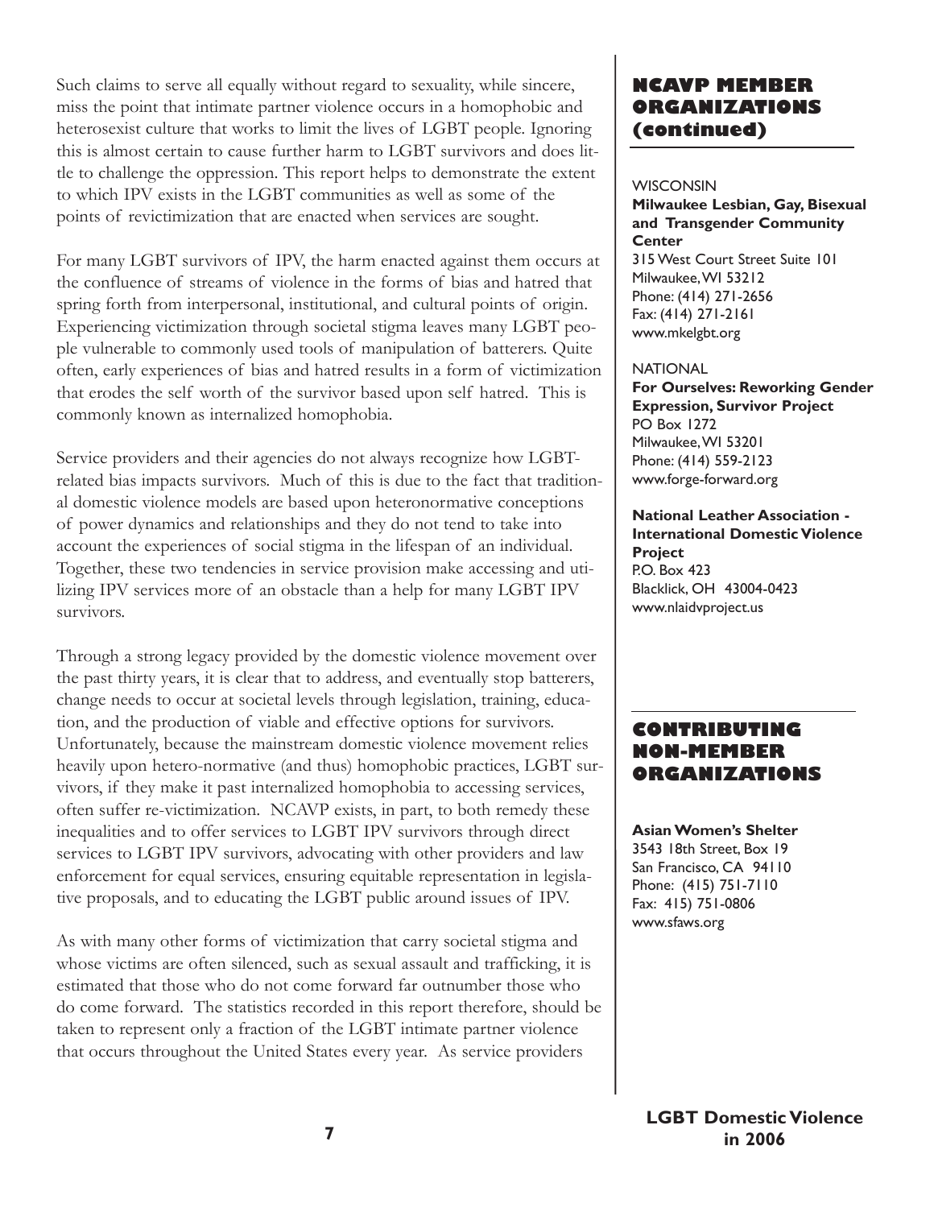Such claims to serve all equally without regard to sexuality, while sincere, miss the point that intimate partner violence occurs in a homophobic and heterosexist culture that works to limit the lives of LGBT people. Ignoring this is almost certain to cause further harm to LGBT survivors and does little to challenge the oppression. This report helps to demonstrate the extent to which IPV exists in the LGBT communities as well as some of the points of revictimization that are enacted when services are sought.

For many LGBT survivors of IPV, the harm enacted against them occurs at the confluence of streams of violence in the forms of bias and hatred that spring forth from interpersonal, institutional, and cultural points of origin. Experiencing victimization through societal stigma leaves many LGBT people vulnerable to commonly used tools of manipulation of batterers. Quite often, early experiences of bias and hatred results in a form of victimization that erodes the self worth of the survivor based upon self hatred. This is commonly known as internalized homophobia.

Service providers and their agencies do not always recognize how LGBT-related bias impacts survivors. Much of this is due to the fact that traditional domestic violence models are based upon heteronormative conceptions of power dynamics and relationships and they do not tend to take into account the experiences of social stigma in the lifespan of an individual. Together, these two tendencies in service provision make accessing and utilizing IPV services more of an obstacle than a help for many LGBT IPV survivors.

Through a strong legacy provided by the domestic violence movement over the past thirty years, it is clear that to address, and eventually stop batterers, change needs to occur at societal levels through legislation, training, education, and the production of viable and effective options for survivors. Unfortunately, because the mainstream domestic violence movement relies heavily upon hetero-normative (and thus) homophobic practices, LGBT survivors, if they make it past internalized homophobia to accessing services, often suffer re-victimization. NCAVP exists, in part, to both remedy these inequalities and to offer services to LGBT IPV survivors through direct services to LGBT IPV survivors, advocating with other providers and law enforcement for equal services, ensuring equitable representation in legislative proposals, and to educating the LGBT public around issues of IPV.

As with many other forms of victimization that carry societal stigma and whose victims are often silenced, such as sexual assault and trafficking, it is estimated that those who do not come forward far outnumber those who do come forward. The statistics recorded in this report therefore, should be taken to represent only a fraction of the LGBT intimate partner violence that occurs throughout the United States every year. As service providers

## NCAVP MEMBER ORGANIZATIONS (continued)

WISCONSIN

**Milwaukee Lesbian, Gay, Bisexual and Transgender Community Center**
315 West Court Street Suite 101
Milwaukee, WI 53212
Phone: (414) 271-2656
Fax: (414) 271-2161
www.mkelgbt.org

NATIONAL

**For Ourselves: Reworking Gender Expression, Survivor Project**
PO Box 1272
Milwaukee, WI 53201
Phone: (414) 559-2123
www.forge-forward.org

**National Leather Association - International Domestic Violence Project**
P.O. Box 423
Blacklick, OH 43004-0423
www.nlaidvproject.us

## CONTRIBUTING NON-MEMBER ORGANIZATIONS

**Asian Women's Shelter**
3543 18th Street, Box 19
San Francisco, CA 94110
Phone: (415) 751-7110
Fax: 415) 751-0806
www.sfaws.org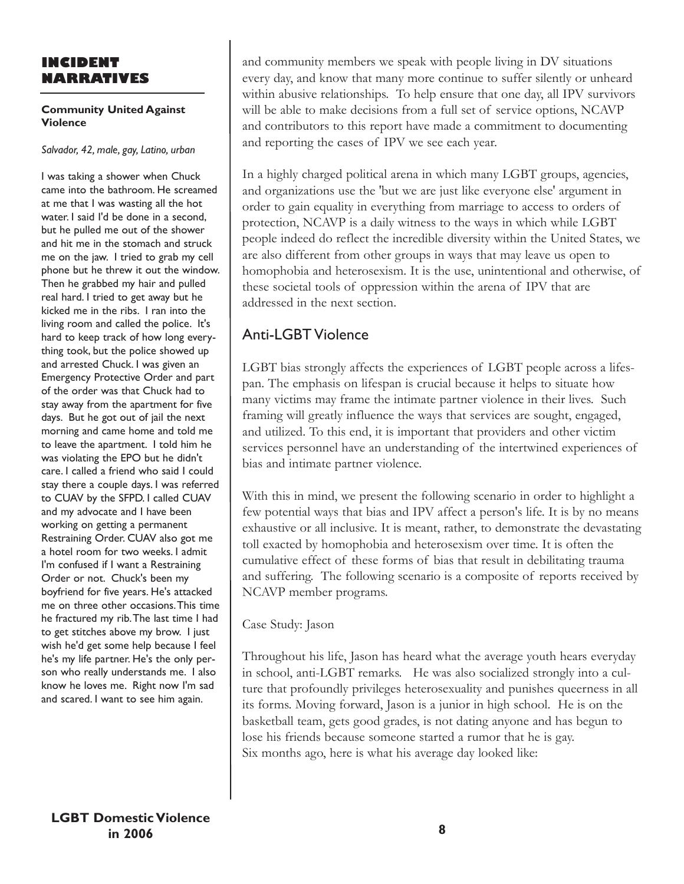## INCIDENT NARRATIVES

**Community United Against Violence**

*Salvador, 42, male, gay, Latino, urban*

I was taking a shower when Chuck came into the bathroom. He screamed at me that I was wasting all the hot water. I said I'd be done in a second, but he pulled me out of the shower and hit me in the stomach and struck me on the jaw. I tried to grab my cell phone but he threw it out the window. Then he grabbed my hair and pulled real hard. I tried to get away but he kicked me in the ribs. I ran into the living room and called the police. It's hard to keep track of how long everything took, but the police showed up and arrested Chuck. I was given an Emergency Protective Order and part of the order was that Chuck had to stay away from the apartment for five days. But he got out of jail the next morning and came home and told me to leave the apartment. I told him he was violating the EPO but he didn't care. I called a friend who said I could stay there a couple days. I was referred to CUAV by the SFPD. I called CUAV and my advocate and I have been working on getting a permanent Restraining Order. CUAV also got me a hotel room for two weeks. I admit I'm confused if I want a Restraining Order or not. Chuck's been my boyfriend for five years. He's attacked me on three other occasions. This time he fractured my rib. The last time I had to get stitches above my brow. I just wish he'd get some help because I feel he's my life partner. He's the only person who really understands me. I also know he loves me. Right now I'm sad and scared. I want to see him again.

and community members we speak with people living in DV situations every day, and know that many more continue to suffer silently or unheard within abusive relationships. To help ensure that one day, all IPV survivors will be able to make decisions from a full set of service options, NCAVP and contributors to this report have made a commitment to documenting and reporting the cases of IPV we see each year.

In a highly charged political arena in which many LGBT groups, agencies, and organizations use the 'but we are just like everyone else' argument in order to gain equality in everything from marriage to access to orders of protection, NCAVP is a daily witness to the ways in which while LGBT people indeed do reflect the incredible diversity within the United States, we are also different from other groups in ways that may leave us open to homophobia and heterosexism. It is the use, unintentional and otherwise, of these societal tools of oppression within the arena of IPV that are addressed in the next section.

## Anti-LGBT Violence

LGBT bias strongly affects the experiences of LGBT people across a lifespan. The emphasis on lifespan is crucial because it helps to situate how many victims may frame the intimate partner violence in their lives. Such framing will greatly influence the ways that services are sought, engaged, and utilized. To this end, it is important that providers and other victim services personnel have an understanding of the intertwined experiences of bias and intimate partner violence.

With this in mind, we present the following scenario in order to highlight a few potential ways that bias and IPV affect a person's life. It is by no means exhaustive or all inclusive. It is meant, rather, to demonstrate the devastating toll exacted by homophobia and heterosexism over time. It is often the cumulative effect of these forms of bias that result in debilitating trauma and suffering. The following scenario is a composite of reports received by NCAVP member programs.

Case Study: Jason

Throughout his life, Jason has heard what the average youth hears everyday in school, anti-LGBT remarks. He was also socialized strongly into a culture that profoundly privileges heterosexuality and punishes queerness in all its forms. Moving forward, Jason is a junior in high school. He is on the basketball team, gets good grades, is not dating anyone and has begun to lose his friends because someone started a rumor that he is gay.
Six months ago, here is what his average day looked like: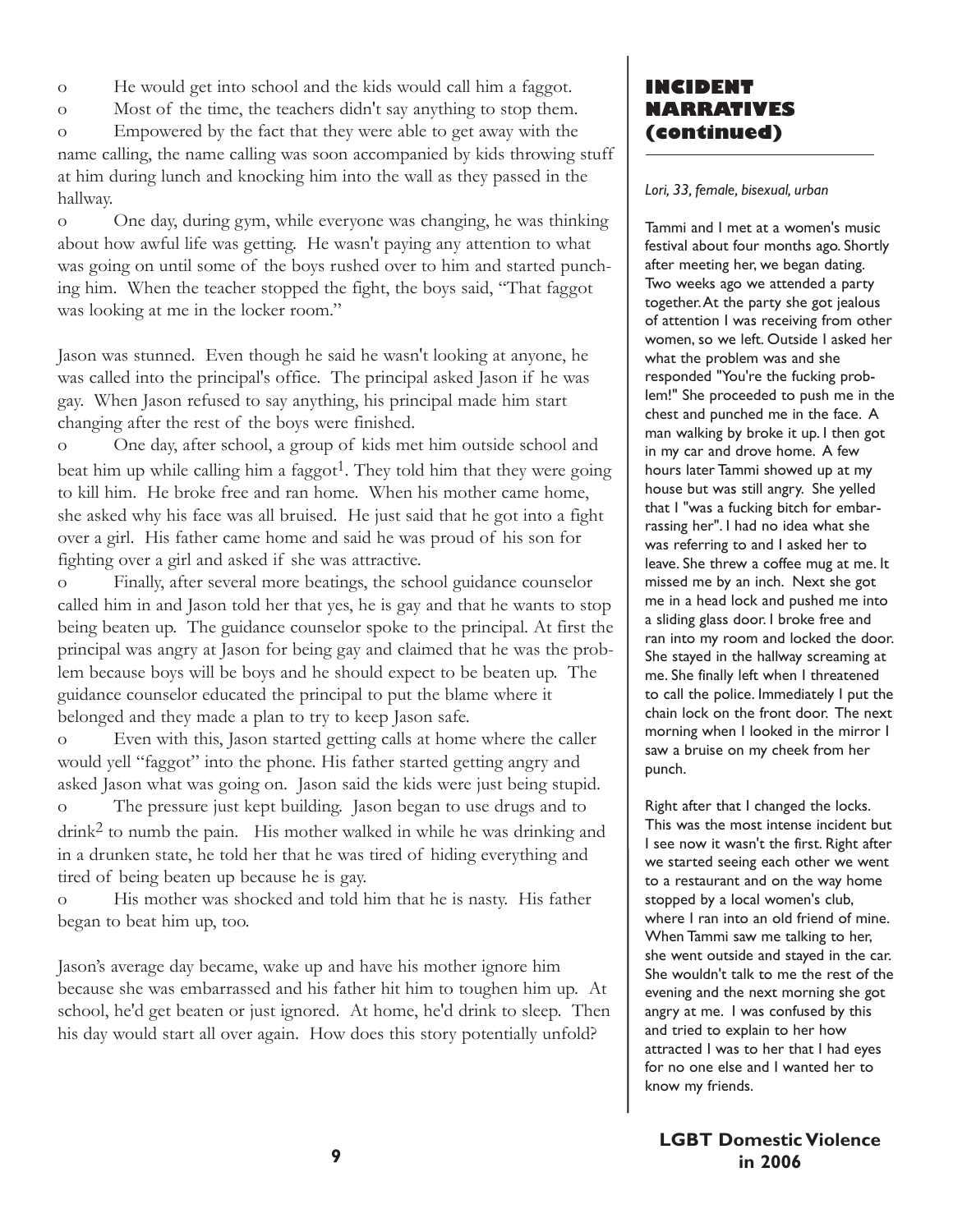- He would get into school and the kids would call him a faggot.
- Most of the time, the teachers didn't say anything to stop them.
- Empowered by the fact that they were able to get away with the name calling, the name calling was soon accompanied by kids throwing stuff at him during lunch and knocking him into the wall as they passed in the hallway.
- One day, during gym, while everyone was changing, he was thinking about how awful life was getting. He wasn't paying any attention to what was going on until some of the boys rushed over to him and started punching him. When the teacher stopped the fight, the boys said, "That faggot was looking at me in the locker room."

Jason was stunned. Even though he said he wasn't looking at anyone, he was called into the principal's office. The principal asked Jason if he was gay. When Jason refused to say anything, his principal made him start changing after the rest of the boys were finished.

- One day, after school, a group of kids met him outside school and beat him up while calling him a faggot[1]. They told him that they were going to kill him. He broke free and ran home. When his mother came home, she asked why his face was all bruised. He just said that he got into a fight over a girl. His father came home and said he was proud of his son for fighting over a girl and asked if she was attractive.
- Finally, after several more beatings, the school guidance counselor called him in and Jason told her that yes, he is gay and that he wants to stop being beaten up. The guidance counselor spoke to the principal. At first the principal was angry at Jason for being gay and claimed that he was the problem because boys will be boys and he should expect to be beaten up. The guidance counselor educated the principal to put the blame where it belonged and they made a plan to try to keep Jason safe.
- Even with this, Jason started getting calls at home where the caller would yell "faggot" into the phone. His father started getting angry and asked Jason what was going on. Jason said the kids were just being stupid.
- The pressure just kept building. Jason began to use drugs and to drink[2] to numb the pain. His mother walked in while he was drinking and in a drunken state, he told her that he was tired of hiding everything and tired of being beaten up because he is gay.
- His mother was shocked and told him that he is nasty. His father began to beat him up, too.

Jason's average day became, wake up and have his mother ignore him because she was embarrassed and his father hit him to toughen him up. At school, he'd get beaten or just ignored. At home, he'd drink to sleep. Then his day would start all over again. How does this story potentially unfold?

## INCIDENT NARRATIVES (continued)

*Lori, 33, female, bisexual, urban*

Tammi and I met at a women's music festival about four months ago. Shortly after meeting her, we began dating. Two weeks ago we attended a party together. At the party she got jealous of attention I was receiving from other women, so we left. Outside I asked her what the problem was and she responded "You're the fucking problem!" She proceeded to push me in the chest and punched me in the face. A man walking by broke it up. I then got in my car and drove home. A few hours later Tammi showed up at my house but was still angry. She yelled that I "was a fucking bitch for embarrassing her". I had no idea what she was referring to and I asked her to leave. She threw a coffee mug at me. It missed me by an inch. Next she got me in a head lock and pushed me into a sliding glass door. I broke free and ran into my room and locked the door. She stayed in the hallway screaming at me. She finally left when I threatened to call the police. Immediately I put the chain lock on the front door. The next morning when I looked in the mirror I saw a bruise on my cheek from her punch.

Right after that I changed the locks. This was the most intense incident but I see now it wasn't the first. Right after we started seeing each other we went to a restaurant and on the way home stopped by a local women's club, where I ran into an old friend of mine. When Tammi saw me talking to her, she went outside and stayed in the car. She wouldn't talk to me the rest of the evening and the next morning she got angry at me. I was confused by this and tried to explain to her how attracted I was to her that I had eyes for no one else and I wanted her to know my friends.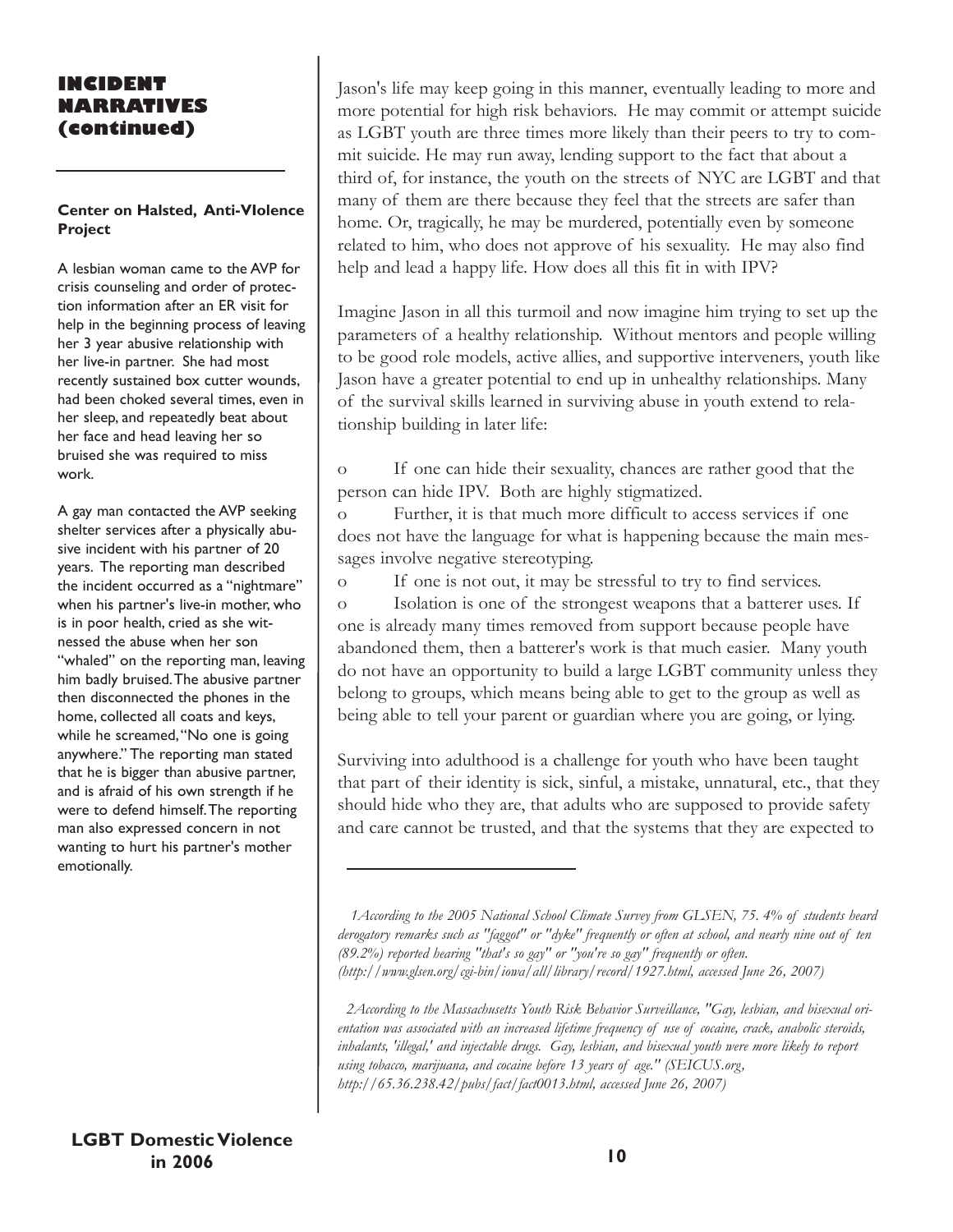## INCIDENT NARRATIVES (continued)

**Center on Halsted, Anti-VIolence Project**

A lesbian woman came to the AVP for crisis counseling and order of protection information after an ER visit for help in the beginning process of leaving her 3 year abusive relationship with her live-in partner. She had most recently sustained box cutter wounds, had been choked several times, even in her sleep, and repeatedly beat about her face and head leaving her so bruised she was required to miss work.

A gay man contacted the AVP seeking shelter services after a physically abusive incident with his partner of 20 years. The reporting man described the incident occurred as a "nightmare" when his partner's live-in mother, who is in poor health, cried as she witnessed the abuse when her son "whaled" on the reporting man, leaving him badly bruised. The abusive partner then disconnected the phones in the home, collected all coats and keys, while he screamed, "No one is going anywhere." The reporting man stated that he is bigger than abusive partner, and is afraid of his own strength if he were to defend himself. The reporting man also expressed concern in not wanting to hurt his partner's mother emotionally.

Jason's life may keep going in this manner, eventually leading to more and more potential for high risk behaviors. He may commit or attempt suicide as LGBT youth are three times more likely than their peers to try to commit suicide. He may run away, lending support to the fact that about a third of, for instance, the youth on the streets of NYC are LGBT and that many of them are there because they feel that the streets are safer than home. Or, tragically, he may be murdered, potentially even by someone related to him, who does not approve of his sexuality. He may also find help and lead a happy life. How does all this fit in with IPV?

Imagine Jason in all this turmoil and now imagine him trying to set up the parameters of a healthy relationship. Without mentors and people willing to be good role models, active allies, and supportive interveners, youth like Jason have a greater potential to end up in unhealthy relationships. Many of the survival skills learned in surviving abuse in youth extend to relationship building in later life:

- If one can hide their sexuality, chances are rather good that the person can hide IPV. Both are highly stigmatized.
- Further, it is that much more difficult to access services if one does not have the language for what is happening because the main messages involve negative stereotyping.
- If one is not out, it may be stressful to try to find services.
- Isolation is one of the strongest weapons that a batterer uses. If one is already many times removed from support because people have abandoned them, then a batterer's work is that much easier. Many youth do not have an opportunity to build a large LGBT community unless they belong to groups, which means being able to get to the group as well as being able to tell your parent or guardian where you are going, or lying.

Surviving into adulthood is a challenge for youth who have been taught that part of their identity is sick, sinful, a mistake, unnatural, etc., that they should hide who they are, that adults who are supposed to provide safety and care cannot be trusted, and that the systems that they are expected to

---

*1According to the 2005 National School Climate Survey from GLSEN, 75. 4% of students heard derogatory remarks such as "faggot" or "dyke" frequently or often at school, and nearly nine out of ten (89.2%) reported hearing "that's so gay" or "you're so gay" frequently or often. (http://www.glsen.org/cgi-bin/iowa/all/library/record/1927.html, accessed June 26, 2007)*

*2According to the Massachusetts Youth Risk Behavior Surveillance, "Gay, lesbian, and bisexual orientation was associated with an increased lifetime frequency of use of cocaine, crack, anabolic steroids, inhalants, 'illegal,' and injectable drugs. Gay, lesbian, and bisexual youth were more likely to report using tobacco, marijuana, and cocaine before 13 years of age." (SEICUS.org, http://65.36.238.42/pubs/fact/fact0013.html, accessed June 26, 2007)*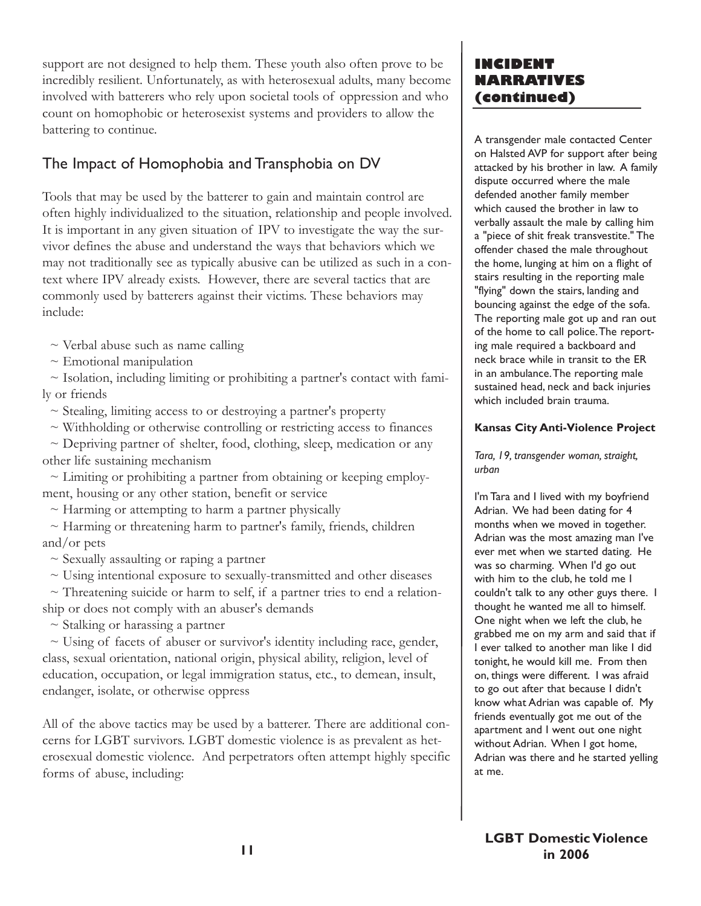support are not designed to help them. These youth also often prove to be incredibly resilient. Unfortunately, as with heterosexual adults, many become involved with batterers who rely upon societal tools of oppression and who count on homophobic or heterosexist systems and providers to allow the battering to continue.

## The Impact of Homophobia and Transphobia on DV

Tools that may be used by the batterer to gain and maintain control are often highly individualized to the situation, relationship and people involved. It is important in any given situation of IPV to investigate the way the survivor defines the abuse and understand the ways that behaviors which we may not traditionally see as typically abusive can be utilized as such in a context where IPV already exists. However, there are several tactics that are commonly used by batterers against their victims. These behaviors may include:

~ Verbal abuse such as name calling

~ Emotional manipulation

~ Isolation, including limiting or prohibiting a partner's contact with family or friends

~ Stealing, limiting access to or destroying a partner's property

~ Withholding or otherwise controlling or restricting access to finances

~ Depriving partner of shelter, food, clothing, sleep, medication or any other life sustaining mechanism

~ Limiting or prohibiting a partner from obtaining or keeping employment, housing or any other station, benefit or service

~ Harming or attempting to harm a partner physically

~ Harming or threatening harm to partner's family, friends, children and/or pets

~ Sexually assaulting or raping a partner

~ Using intentional exposure to sexually-transmitted and other diseases

~ Threatening suicide or harm to self, if a partner tries to end a relationship or does not comply with an abuser's demands

~ Stalking or harassing a partner

~ Using of facets of abuser or survivor's identity including race, gender, class, sexual orientation, national origin, physical ability, religion, level of education, occupation, or legal immigration status, etc., to demean, insult, endanger, isolate, or otherwise oppress

All of the above tactics may be used by a batterer. There are additional concerns for LGBT survivors. LGBT domestic violence is as prevalent as heterosexual domestic violence. And perpetrators often attempt highly specific forms of abuse, including:

## INCIDENT NARRATIVES (continued)

A transgender male contacted Center on Halsted AVP for support after being attacked by his brother in law. A family dispute occurred where the male defended another family member which caused the brother in law to verbally assault the male by calling him a "piece of shit freak transvestite." The offender chased the male throughout the home, lunging at him on a flight of stairs resulting in the reporting male "flying" down the stairs, landing and bouncing against the edge of the sofa. The reporting male got up and ran out of the home to call police. The reporting male required a backboard and neck brace while in transit to the ER in an ambulance. The reporting male sustained head, neck and back injuries which included brain trauma.

**Kansas City Anti-Violence Project**

*Tara, 19, transgender woman, straight, urban*

I'm Tara and I lived with my boyfriend Adrian. We had been dating for 4 months when we moved in together. Adrian was the most amazing man I've ever met when we started dating. He was so charming. When I'd go out with him to the club, he told me I couldn't talk to any other guys there. I thought he wanted me all to himself. One night when we left the club, he grabbed me on my arm and said that if I ever talked to another man like I did tonight, he would kill me. From then on, things were different. I was afraid to go out after that because I didn't know what Adrian was capable of. My friends eventually got me out of the apartment and I went out one night without Adrian. When I got home, Adrian was there and he started yelling at me.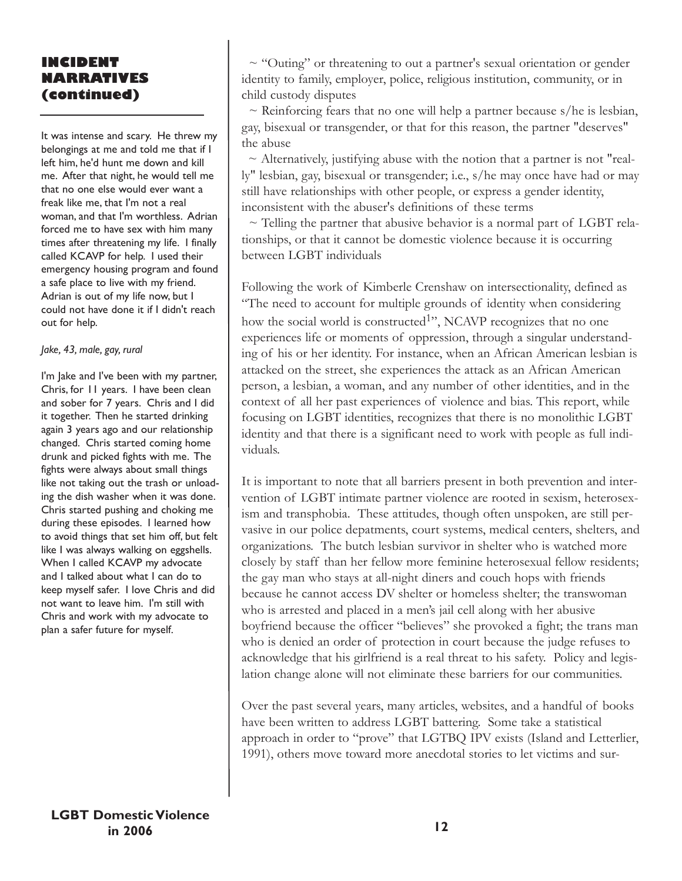## INCIDENT NARRATIVES (continued)

It was intense and scary. He threw my belongings at me and told me that if I left him, he'd hunt me down and kill me. After that night, he would tell me that no one else would ever want a freak like me, that I'm not a real woman, and that I'm worthless. Adrian forced me to have sex with him many times after threatening my life. I finally called KCAVP for help. I used their emergency housing program and found a safe place to live with my friend. Adrian is out of my life now, but I could not have done it if I didn't reach out for help.

*Jake, 43, male, gay, rural*

I'm Jake and I've been with my partner, Chris, for 11 years. I have been clean and sober for 7 years. Chris and I did it together. Then he started drinking again 3 years ago and our relationship changed. Chris started coming home drunk and picked fights with me. The fights were always about small things like not taking out the trash or unloading the dish washer when it was done. Chris started pushing and choking me during these episodes. I learned how to avoid things that set him off, but felt like I was always walking on eggshells. When I called KCAVP my advocate and I talked about what I can do to keep myself safer. I love Chris and did not want to leave him. I'm still with Chris and work with my advocate to plan a safer future for myself.

~ "Outing" or threatening to out a partner's sexual orientation or gender identity to family, employer, police, religious institution, community, or in child custody disputes

~ Reinforcing fears that no one will help a partner because s/he is lesbian, gay, bisexual or transgender, or that for this reason, the partner "deserves" the abuse

~ Alternatively, justifying abuse with the notion that a partner is not "really" lesbian, gay, bisexual or transgender; i.e., s/he may once have had or may still have relationships with other people, or express a gender identity, inconsistent with the abuser's definitions of these terms

~ Telling the partner that abusive behavior is a normal part of LGBT relationships, or that it cannot be domestic violence because it is occurring between LGBT individuals

Following the work of Kimberle Crenshaw on intersectionality, defined as "The need to account for multiple grounds of identity when considering how the social world is constructed[1]", NCAVP recognizes that no one experiences life or moments of oppression, through a singular understanding of his or her identity. For instance, when an African American lesbian is attacked on the street, she experiences the attack as an African American person, a lesbian, a woman, and any number of other identities, and in the context of all her past experiences of violence and bias. This report, while focusing on LGBT identities, recognizes that there is no monolithic LGBT identity and that there is a significant need to work with people as full individuals.

It is important to note that all barriers present in both prevention and intervention of LGBT intimate partner violence are rooted in sexism, heterosexism and transphobia. These attitudes, though often unspoken, are still pervasive in our police depatments, court systems, medical centers, shelters, and organizations. The butch lesbian survivor in shelter who is watched more closely by staff than her fellow more feminine heterosexual fellow residents; the gay man who stays at all-night diners and couch hops with friends because he cannot access DV shelter or homeless shelter; the transwoman who is arrested and placed in a men's jail cell along with her abusive boyfriend because the officer "believes" she provoked a fight; the trans man who is denied an order of protection in court because the judge refuses to acknowledge that his girlfriend is a real threat to his safety. Policy and legislation change alone will not eliminate these barriers for our communities.

Over the past several years, many articles, websites, and a handful of books have been written to address LGBT battering. Some take a statistical approach in order to "prove" that LGTBQ IPV exists (Island and Letterlier, 1991), others move toward more anecdotal stories to let victims and sur-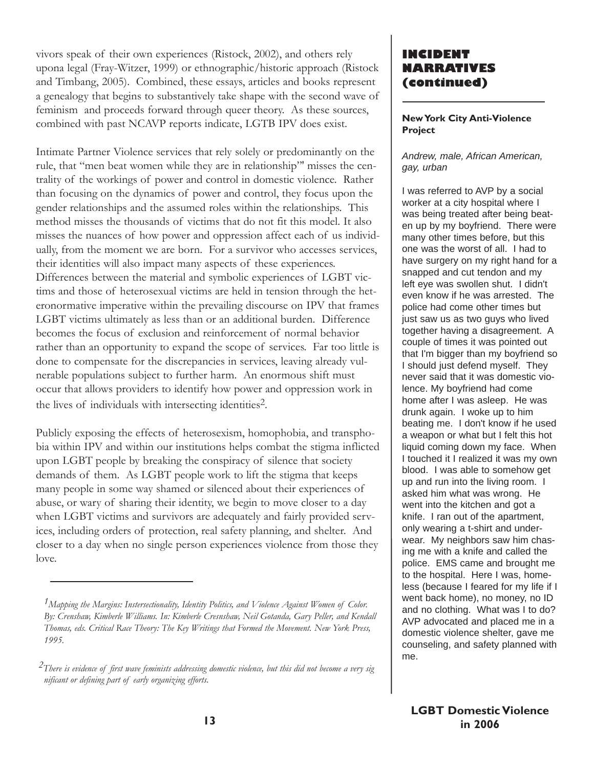vivors speak of their own experiences (Ristock, 2002), and others rely upona legal (Fray-Witzer, 1999) or ethnographic/historic approach (Ristock and Timbang, 2005). Combined, these essays, articles and books represent a genealogy that begins to substantively take shape with the second wave of feminism and proceeds forward through queer theory. As these sources, combined with past NCAVP reports indicate, LGTB IPV does exist.

Intimate Partner Violence services that rely solely or predominantly on the rule, that "men beat women while they are in relationship'" misses the centrality of the workings of power and control in domestic violence. Rather than focusing on the dynamics of power and control, they focus upon the gender relationships and the assumed roles within the relationships. This method misses the thousands of victims that do not fit this model. It also misses the nuances of how power and oppression affect each of us individually, from the moment we are born. For a survivor who accesses services, their identities will also impact many aspects of these experiences. Differences between the material and symbolic experiences of LGBT victims and those of heterosexual victims are held in tension through the heteronormative imperative within the prevailing discourse on IPV that frames LGBT victims ultimately as less than or an additional burden. Difference becomes the focus of exclusion and reinforcement of normal behavior rather than an opportunity to expand the scope of services. Far too little is done to compensate for the discrepancies in services, leaving already vulnerable populations subject to further harm. An enormous shift must occur that allows providers to identify how power and oppression work in the lives of individuals with intersecting identities[2].

Publicly exposing the effects of heterosexism, homophobia, and transphobia within IPV and within our institutions helps combat the stigma inflicted upon LGBT people by breaking the conspiracy of silence that society demands of them. As LGBT people work to lift the stigma that keeps many people in some way shamed or silenced about their experiences of abuse, or wary of sharing their identity, we begin to move closer to a day when LGBT victims and survivors are adequately and fairly provided services, including orders of protection, real safety planning, and shelter. And closer to a day when no single person experiences violence from those they love.

---

[1] *Mapping the Margins: Instersectionality, Identity Politics, and Violence Against Women of Color. By: Crenshaw, Kimberle Williams. In: Kimberle Cresnshaw, Neil Gotanda, Gary Peller, and Kendall Thomas, eds. Critical Race Theory: The Key Writings that Formed the Movement. New York Press, 1995.*

[2] *There is evidence of first wave feminists addressing domestic violence, but this did not become a very significant or defining part of early organizing efforts.*

## INCIDENT NARRATIVES (continued)

**New York City Anti-Violence Project**

*Andrew, male, African American, gay, urban*

I was referred to AVP by a social worker at a city hospital where I was being treated after being beaten up by my boyfriend. There were many other times before, but this one was the worst of all. I had to have surgery on my right hand for a snapped and cut tendon and my left eye was swollen shut. I didn't even know if he was arrested. The police had come other times but just saw us as two guys who lived together having a disagreement. A couple of times it was pointed out that I'm bigger than my boyfriend so I should just defend myself. They never said that it was domestic violence. My boyfriend had come home after I was asleep. He was drunk again. I woke up to him beating me. I don't know if he used a weapon or what but I felt this hot liquid coming down my face. When I touched it I realized it was my own blood. I was able to somehow get up and run into the living room. I asked him what was wrong. He went into the kitchen and got a knife. I ran out of the apartment, only wearing a t-shirt and underwear. My neighbors saw him chasing me with a knife and called the police. EMS came and brought me to the hospital. Here I was, homeless (because I feared for my life if I went back home), no money, no ID and no clothing. What was I to do? AVP advocated and placed me in a domestic violence shelter, gave me counseling, and safety planned with me.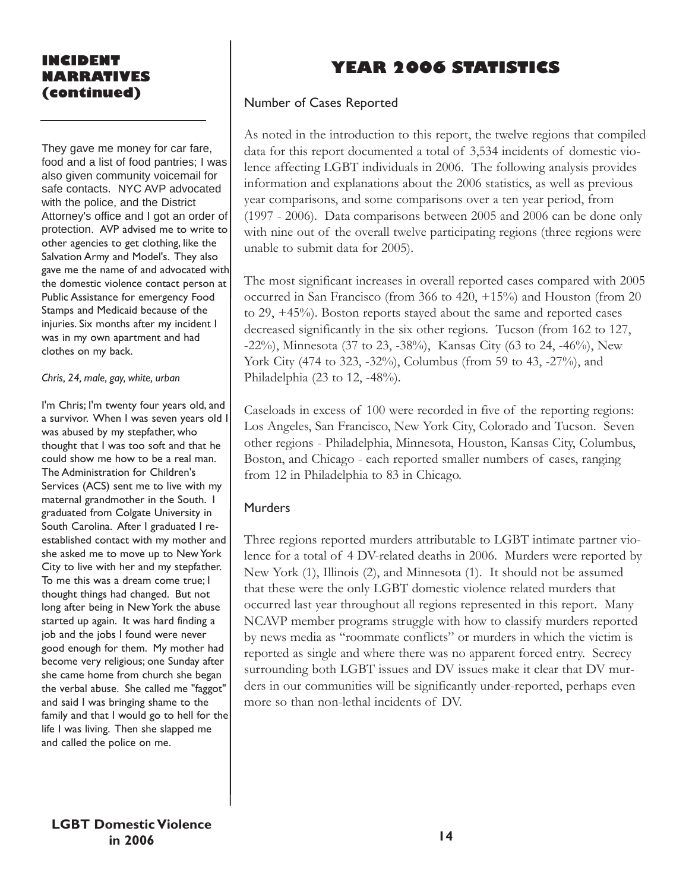## INCIDENT NARRATIVES (continued)

They gave me money for car fare, food and a list of food pantries; I was also given community voicemail for safe contacts. NYC AVP advocated with the police, and the District Attorney's office and I got an order of protection. AVP advised me to write to other agencies to get clothing, like the Salvation Army and Model's. They also gave me the name of and advocated with the domestic violence contact person at Public Assistance for emergency Food Stamps and Medicaid because of the injuries. Six months after my incident I was in my own apartment and had clothes on my back.

*Chris, 24, male, gay, white, urban*

I'm Chris; I'm twenty four years old, and a survivor. When I was seven years old I was abused by my stepfather, who thought that I was too soft and that he could show me how to be a real man. The Administration for Children's Services (ACS) sent me to live with my maternal grandmother in the South. I graduated from Colgate University in South Carolina. After I graduated I re-established contact with my mother and she asked me to move up to New York City to live with her and my stepfather. To me this was a dream come true; I thought things had changed. But not long after being in New York the abuse started up again. It was hard finding a job and the jobs I found were never good enough for them. My mother had become very religious; one Sunday after she came home from church she began the verbal abuse. She called me "faggot" and said I was bringing shame to the family and that I would go to hell for the life I was living. Then she slapped me and called the police on me.

# YEAR 2006 STATISTICS

### Number of Cases Reported

As noted in the introduction to this report, the twelve regions that compiled data for this report documented a total of 3,534 incidents of domestic violence affecting LGBT individuals in 2006. The following analysis provides information and explanations about the 2006 statistics, as well as previous year comparisons, and some comparisons over a ten year period, from (1997 - 2006). Data comparisons between 2005 and 2006 can be done only with nine out of the overall twelve participating regions (three regions were unable to submit data for 2005).

The most significant increases in overall reported cases compared with 2005 occurred in San Francisco (from 366 to 420, +15%) and Houston (from 20 to 29, +45%). Boston reports stayed about the same and reported cases decreased significantly in the six other regions. Tucson (from 162 to 127, -22%), Minnesota (37 to 23, -38%), Kansas City (63 to 24, -46%), New York City (474 to 323, -32%), Columbus (from 59 to 43, -27%), and Philadelphia (23 to 12, -48%).

Caseloads in excess of 100 were recorded in five of the reporting regions: Los Angeles, San Francisco, New York City, Colorado and Tucson. Seven other regions - Philadelphia, Minnesota, Houston, Kansas City, Columbus, Boston, and Chicago - each reported smaller numbers of cases, ranging from 12 in Philadelphia to 83 in Chicago.

### Murders

Three regions reported murders attributable to LGBT intimate partner violence for a total of 4 DV-related deaths in 2006. Murders were reported by New York (1), Illinois (2), and Minnesota (1). It should not be assumed that these were the only LGBT domestic violence related murders that occurred last year throughout all regions represented in this report. Many NCAVP member programs struggle with how to classify murders reported by news media as "roommate conflicts" or murders in which the victim is reported as single and where there was no apparent forced entry. Secrecy surrounding both LGBT issues and DV issues make it clear that DV murders in our communities will be significantly under-reported, perhaps even more so than non-lethal incidents of DV.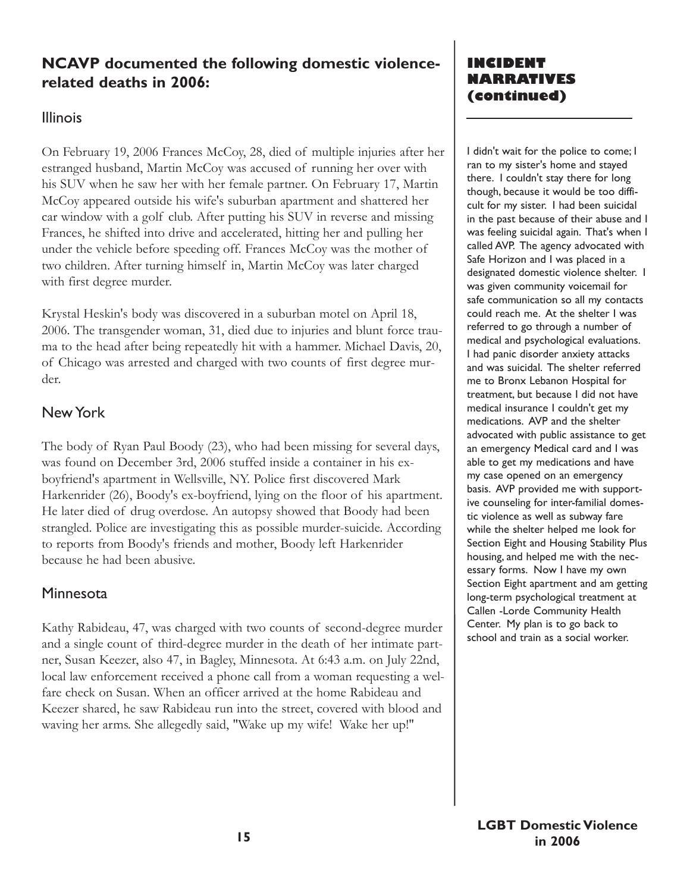## NCAVP documented the following domestic violence-related deaths in 2006:

### Illinois

On February 19, 2006 Frances McCoy, 28, died of multiple injuries after her estranged husband, Martin McCoy was accused of running her over with his SUV when he saw her with her female partner. On February 17, Martin McCoy appeared outside his wife's suburban apartment and shattered her car window with a golf club. After putting his SUV in reverse and missing Frances, he shifted into drive and accelerated, hitting her and pulling her under the vehicle before speeding off. Frances McCoy was the mother of two children. After turning himself in, Martin McCoy was later charged with first degree murder.

Krystal Heskin's body was discovered in a suburban motel on April 18, 2006. The transgender woman, 31, died due to injuries and blunt force trauma to the head after being repeatedly hit with a hammer. Michael Davis, 20, of Chicago was arrested and charged with two counts of first degree murder.

### New York

The body of Ryan Paul Boody (23), who had been missing for several days, was found on December 3rd, 2006 stuffed inside a container in his ex-boyfriend's apartment in Wellsville, NY. Police first discovered Mark Harkenrider (26), Boody's ex-boyfriend, lying on the floor of his apartment. He later died of drug overdose. An autopsy showed that Boody had been strangled. Police are investigating this as possible murder-suicide. According to reports from Boody's friends and mother, Boody left Harkenrider because he had been abusive.

### Minnesota

Kathy Rabideau, 47, was charged with two counts of second-degree murder and a single count of third-degree murder in the death of her intimate partner, Susan Keezer, also 47, in Bagley, Minnesota. At 6:43 a.m. on July 22nd, local law enforcement received a phone call from a woman requesting a welfare check on Susan. When an officer arrived at the home Rabideau and Keezer shared, he saw Rabideau run into the street, covered with blood and waving her arms. She allegedly said, "Wake up my wife! Wake her up!"

## INCIDENT NARRATIVES (continued)

I didn't wait for the police to come; I ran to my sister's home and stayed there. I couldn't stay there for long though, because it would be too difficult for my sister. I had been suicidal in the past because of their abuse and I was feeling suicidal again. That's when I called AVP. The agency advocated with Safe Horizon and I was placed in a designated domestic violence shelter. I was given community voicemail for safe communication so all my contacts could reach me. At the shelter I was referred to go through a number of medical and psychological evaluations. I had panic disorder anxiety attacks and was suicidal. The shelter referred me to Bronx Lebanon Hospital for treatment, but because I did not have medical insurance I couldn't get my medications. AVP and the shelter advocated with public assistance to get an emergency Medical card and I was able to get my medications and have my case opened on an emergency basis. AVP provided me with supportive counseling for inter-familial domestic violence as well as subway fare while the shelter helped me look for Section Eight and Housing Stability Plus housing, and helped me with the necessary forms. Now I have my own Section Eight apartment and am getting long-term psychological treatment at Callen -Lorde Community Health Center. My plan is to go back to school and train as a social worker.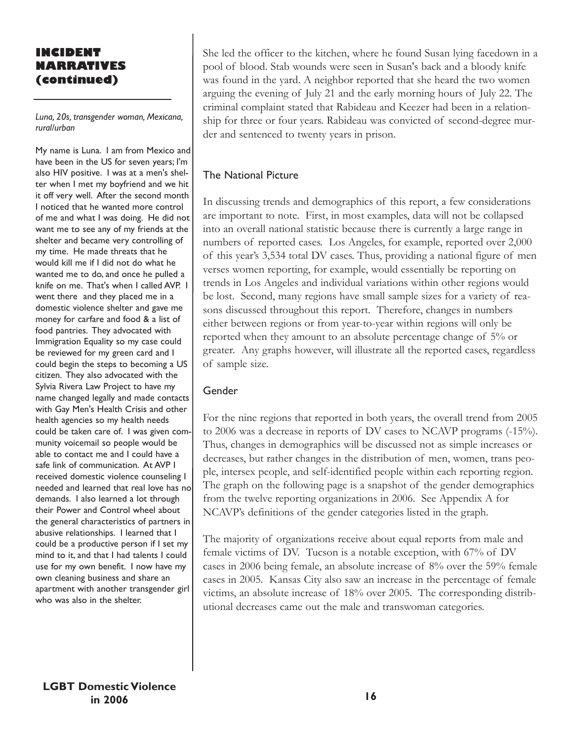## INCIDENT NARRATIVES (continued)

*Luna, 20s, transgender woman, Mexicana, rural/urban*

My name is Luna. I am from Mexico and have been in the US for seven years; I'm also HIV positive. I was at a men's shelter when I met my boyfriend and we hit it off very well. After the second month I noticed that he wanted more control of me and what I was doing. He did not want me to see any of my friends at the shelter and became very controlling of my time. He made threats that he would kill me if I did not do what he wanted me to do, and once he pulled a knife on me. That's when I called AVP. I went there and they placed me in a domestic violence shelter and gave me money for carfare and food & a list of food pantries. They advocated with Immigration Equality so my case could be reviewed for my green card and I could begin the steps to becoming a US citizen. They also advocated with the Sylvia Rivera Law Project to have my name changed legally and made contacts with Gay Men's Health Crisis and other health agencies so my health needs could be taken care of. I was given community voicemail so people would be able to contact me and I could have a safe link of communication. At AVP I received domestic violence counseling I needed and learned that real love has no demands. I also learned a lot through their Power and Control wheel about the general characteristics of partners in abusive relationships. I learned that I could be a productive person if I set my mind to it, and that I had talents I could use for my own benefit. I now have my own cleaning business and share an apartment with another transgender girl who was also in the shelter.

She led the officer to the kitchen, where he found Susan lying facedown in a pool of blood. Stab wounds were seen in Susan's back and a bloody knife was found in the yard. A neighbor reported that she heard the two women arguing the evening of July 21 and the early morning hours of July 22. The criminal complaint stated that Rabideau and Keezer had been in a relationship for three or four years. Rabideau was convicted of second-degree murder and sentenced to twenty years in prison.

### The National Picture

In discussing trends and demographics of this report, a few considerations are important to note. First, in most examples, data will not be collapsed into an overall national statistic because there is currently a large range in numbers of reported cases. Los Angeles, for example, reported over 2,000 of this year's 3,534 total DV cases. Thus, providing a national figure of men verses women reporting, for example, would essentially be reporting on trends in Los Angeles and individual variations within other regions would be lost. Second, many regions have small sample sizes for a variety of reasons discussed throughout this report. Therefore, changes in numbers either between regions or from year-to-year within regions will only be reported when they amount to an absolute percentage change of 5% or greater. Any graphs however, will illustrate all the reported cases, regardless of sample size.

### Gender

For the nine regions that reported in both years, the overall trend from 2005 to 2006 was a decrease in reports of DV cases to NCAVP programs (-15%). Thus, changes in demographics will be discussed not as simple increases or decreases, but rather changes in the distribution of men, women, trans people, intersex people, and self-identified people within each reporting region. The graph on the following page is a snapshot of the gender demographics from the twelve reporting organizations in 2006. See Appendix A for NCAVP's definitions of the gender categories listed in the graph.

The majority of organizations receive about equal reports from male and female victims of DV. Tucson is a notable exception, with 67% of DV cases in 2006 being female, an absolute increase of 8% over the 59% female cases in 2005. Kansas City also saw an increase in the percentage of female victims, an absolute increase of 18% over 2005. The corresponding distributional decreases came out the male and transwoman categories.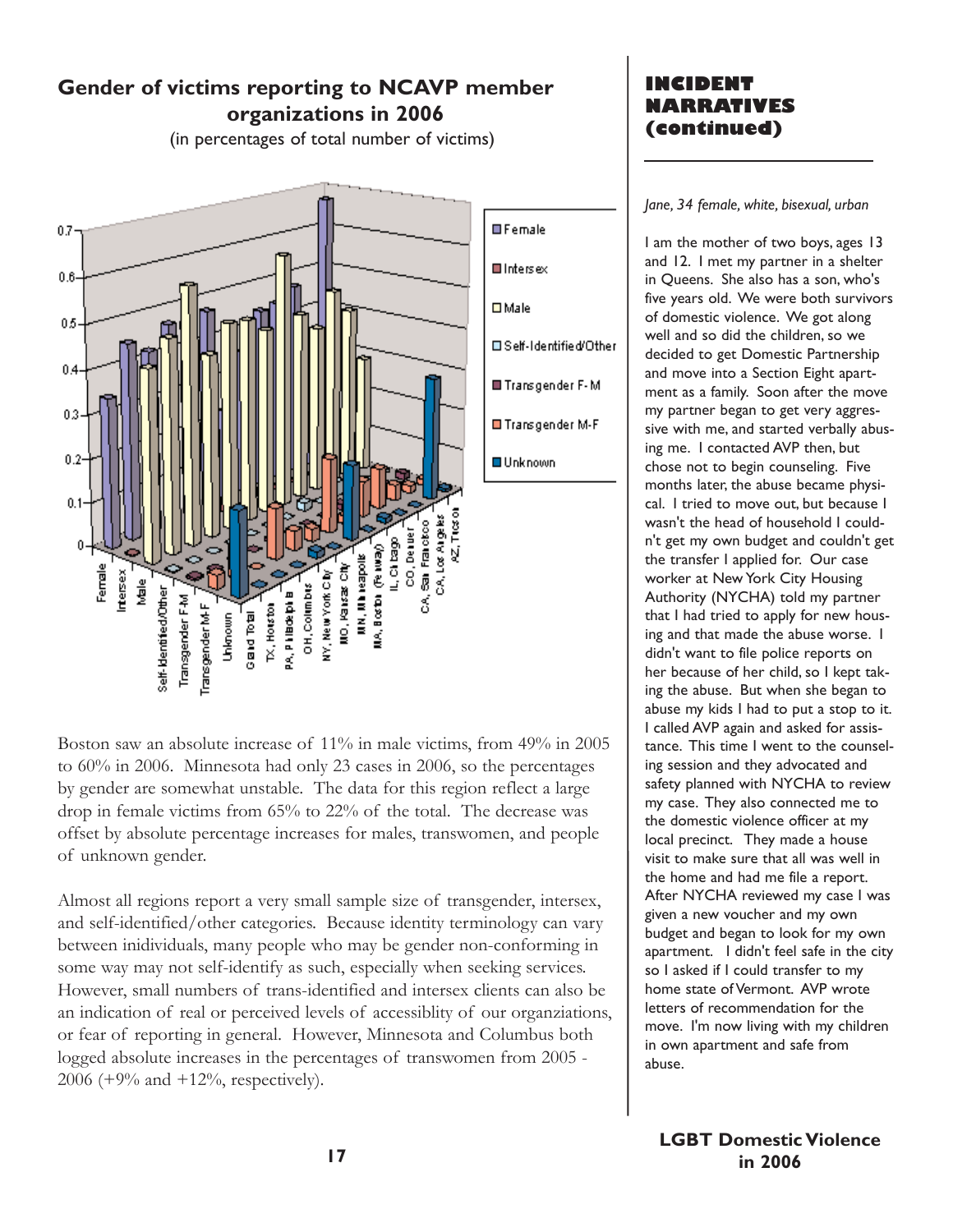## Gender of victims reporting to NCAVP member organizations in 2006

(in percentages of total number of victims)

Boston saw an absolute increase of 11% in male victims, from 49% in 2005 to 60% in 2006. Minnesota had only 23 cases in 2006, so the percentages by gender are somewhat unstable. The data for this region reflect a large drop in female victims from 65% to 22% of the total. The decrease was offset by absolute percentage increases for males, transwomen, and people of unknown gender.

Almost all regions report a very small sample size of transgender, intersex, and self-identified/other categories. Because identity terminology can vary between inidividuals, many people who may be gender non-conforming in some way may not self-identify as such, especially when seeking services. However, small numbers of trans-identified and intersex clients can also be an indication of real or perceived levels of accessiblity of our organziations, or fear of reporting in general. However, Minnesota and Columbus both logged absolute increases in the percentages of transwomen from 2005 - 2006 (+9% and +12%, respectively).

## INCIDENT NARRATIVES (continued)

*Jane, 34 female, white, bisexual, urban*

I am the mother of two boys, ages 13 and 12. I met my partner in a shelter in Queens. She also has a son, who's five years old. We were both survivors of domestic violence. We got along well and so did the children, so we decided to get Domestic Partnership and move into a Section Eight apartment as a family. Soon after the move my partner began to get very aggressive with me, and started verbally abusing me. I contacted AVP then, but chose not to begin counseling. Five months later, the abuse became physical. I tried to move out, but because I wasn't the head of household I couldn't get my own budget and couldn't get the transfer I applied for. Our case worker at New York City Housing Authority (NYCHA) told my partner that I had tried to apply for new housing and that made the abuse worse. I didn't want to file police reports on her because of her child, so I kept taking the abuse. But when she began to abuse my kids I had to put a stop to it. I called AVP again and asked for assistance. This time I went to the counseling session and they advocated and safety planned with NYCHA to review my case. They also connected me to the domestic violence officer at my local precinct. They made a house visit to make sure that all was well in the home and had me file a report. After NYCHA reviewed my case I was given a new voucher and my own budget and began to look for my own apartment. I didn't feel safe in the city so I asked if I could transfer to my home state of Vermont. AVP wrote letters of recommendation for the move. I'm now living with my children in own apartment and safe from abuse.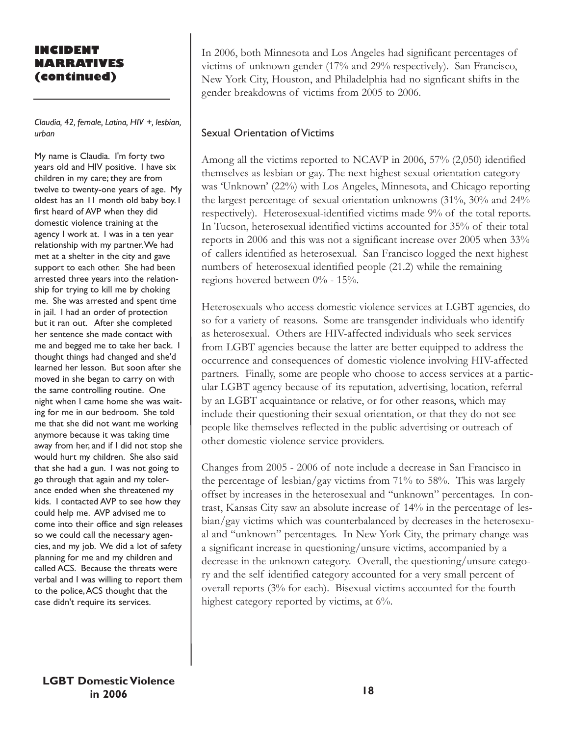## INCIDENT NARRATIVES (continued)

*Claudia, 42, female, Latina, HIV +, lesbian, urban*

My name is Claudia. I'm forty two years old and HIV positive. I have six children in my care; they are from twelve to twenty-one years of age. My oldest has an 11 month old baby boy. I first heard of AVP when they did domestic violence training at the agency I work at. I was in a ten year relationship with my partner. We had met at a shelter in the city and gave support to each other. She had been arrested three years into the relationship for trying to kill me by choking me. She was arrested and spent time in jail. I had an order of protection but it ran out. After she completed her sentence she made contact with me and begged me to take her back. I thought things had changed and she'd learned her lesson. But soon after she moved in she began to carry on with the same controlling routine. One night when I came home she was waiting for me in our bedroom. She told me that she did not want me working anymore because it was taking time away from her, and if I did not stop she would hurt my children. She also said that she had a gun. I was not going to go through that again and my tolerance ended when she threatened my kids. I contacted AVP to see how they could help me. AVP advised me to come into their office and sign releases so we could call the necessary agencies, and my job. We did a lot of safety planning for me and my children and called ACS. Because the threats were verbal and I was willing to report them to the police, ACS thought that the case didn't require its services.

In 2006, both Minnesota and Los Angeles had significant percentages of victims of unknown gender (17% and 29% respectively). San Francisco, New York City, Houston, and Philadelphia had no signficant shifts in the gender breakdowns of victims from 2005 to 2006.

### Sexual Orientation of Victims

Among all the victims reported to NCAVP in 2006, 57% (2,050) identified themselves as lesbian or gay. The next highest sexual orientation category was 'Unknown' (22%) with Los Angeles, Minnesota, and Chicago reporting the largest percentage of sexual orientation unknowns (31%, 30% and 24% respectively). Heterosexual-identified victims made 9% of the total reports. In Tucson, heterosexual identified victims accounted for 35% of their total reports in 2006 and this was not a significant increase over 2005 when 33% of callers identified as heterosexual. San Francisco logged the next highest numbers of heterosexual identified people (21.2) while the remaining regions hovered between 0% - 15%.

Heterosexuals who access domestic violence services at LGBT agencies, do so for a variety of reasons. Some are transgender individuals who identify as heterosexual. Others are HIV-affected individuals who seek services from LGBT agencies because the latter are better equipped to address the occurrence and consequences of domestic violence involving HIV-affected partners. Finally, some are people who choose to access services at a particular LGBT agency because of its reputation, advertising, location, referral by an LGBT acquaintance or relative, or for other reasons, which may include their questioning their sexual orientation, or that they do not see people like themselves reflected in the public advertising or outreach of other domestic violence service providers.

Changes from 2005 - 2006 of note include a decrease in San Francisco in the percentage of lesbian/gay victims from 71% to 58%. This was largely offset by increases in the heterosexual and "unknown" percentages. In contrast, Kansas City saw an absolute increase of 14% in the percentage of lesbian/gay victims which was counterbalanced by decreases in the heterosexual and "unknown" percentages. In New York City, the primary change was a significant increase in questioning/unsure victims, accompanied by a decrease in the unknown category. Overall, the questioning/unsure category and the self identified category accounted for a very small percent of overall reports (3% for each). Bisexual victims accounted for the fourth highest category reported by victims, at 6%.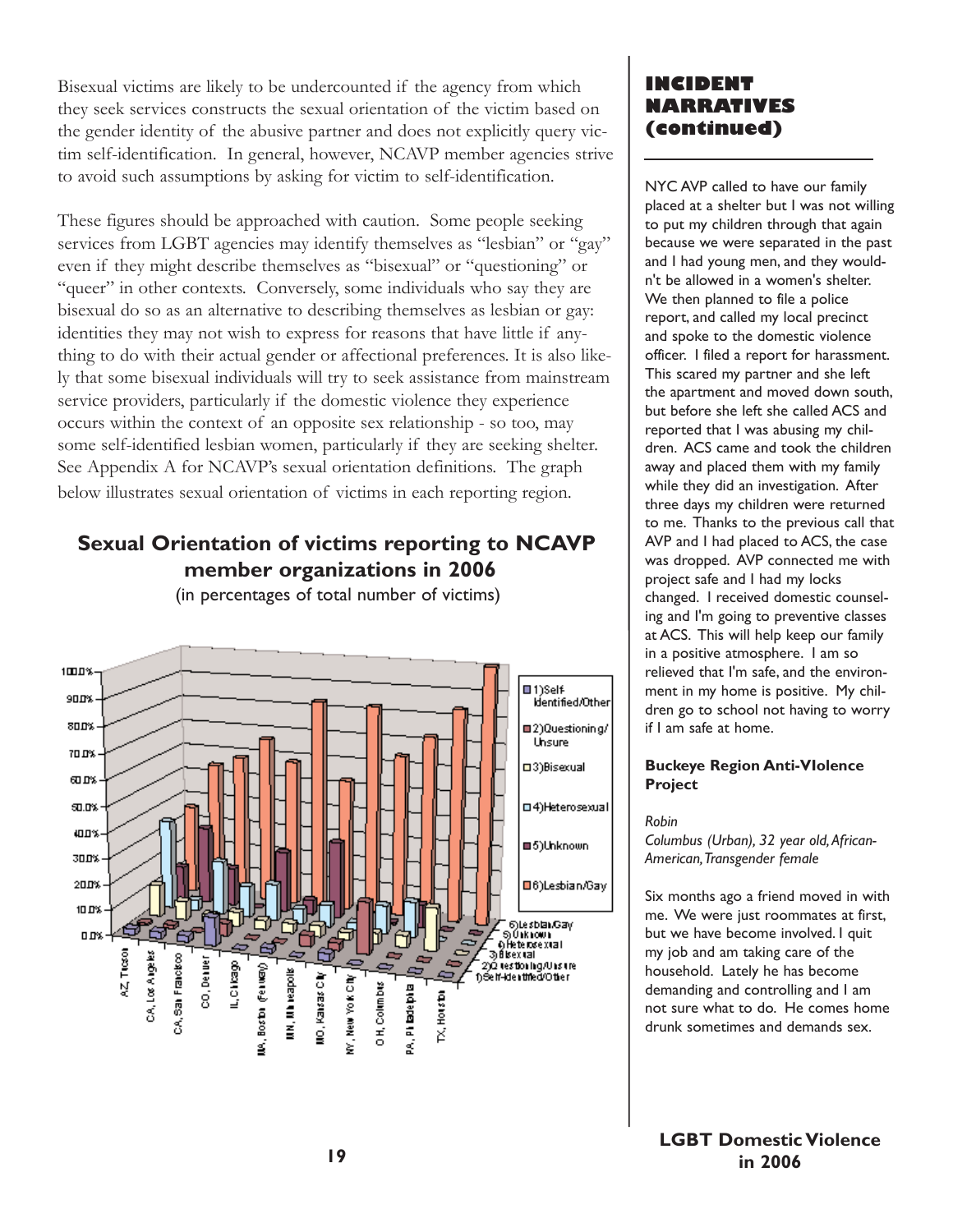Bisexual victims are likely to be undercounted if the agency from which they seek services constructs the sexual orientation of the victim based on the gender identity of the abusive partner and does not explicitly query victim self-identification. In general, however, NCAVP member agencies strive to avoid such assumptions by asking for victim to self-identification.

These figures should be approached with caution. Some people seeking services from LGBT agencies may identify themselves as "lesbian" or "gay" even if they might describe themselves as "bisexual" or "questioning" or "queer" in other contexts. Conversely, some individuals who say they are bisexual do so as an alternative to describing themselves as lesbian or gay: identities they may not wish to express for reasons that have little if anything to do with their actual gender or affectional preferences. It is also likely that some bisexual individuals will try to seek assistance from mainstream service providers, particularly if the domestic violence they experience occurs within the context of an opposite sex relationship - so too, may some self-identified lesbian women, particularly if they are seeking shelter. See Appendix A for NCAVP's sexual orientation definitions. The graph below illustrates sexual orientation of victims in each reporting region.

## Sexual Orientation of victims reporting to NCAVP member organizations in 2006

(in percentages of total number of victims)

## INCIDENT NARRATIVES (continued)

NYC AVP called to have our family placed at a shelter but I was not willing to put my children through that again because we were separated in the past and I had young men, and they wouldn't be allowed in a women's shelter. We then planned to file a police report, and called my local precinct and spoke to the domestic violence officer. I filed a report for harassment. This scared my partner and she left the apartment and moved down south, but before she left she called ACS and reported that I was abusing my children. ACS came and took the children away and placed them with my family while they did an investigation. After three days my children were returned to me. Thanks to the previous call that AVP and I had placed to ACS, the case was dropped. AVP connected me with project safe and I had my locks changed. I received domestic counseling and I'm going to preventive classes at ACS. This will help keep our family in a positive atmosphere. I am so relieved that I'm safe, and the environment in my home is positive. My children go to school not having to worry if I am safe at home.

**Buckeye Region Anti-VIolence Project**

*Robin*
*Columbus (Urban), 32 year old, African-American, Transgender female*

Six months ago a friend moved in with me. We were just roommates at first, but we have become involved. I quit my job and am taking care of the household. Lately he has become demanding and controlling and I am not sure what to do. He comes home drunk sometimes and demands sex.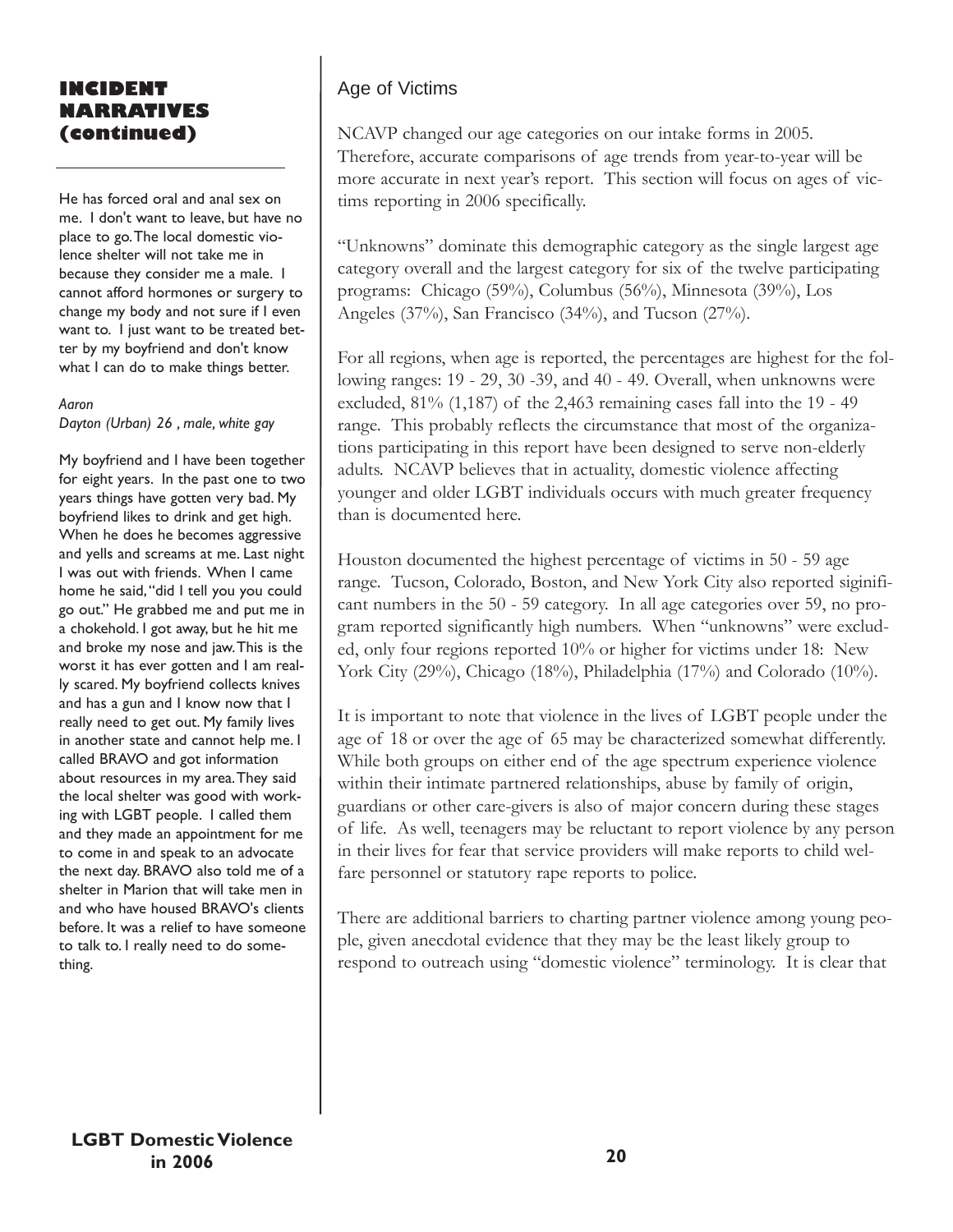## INCIDENT NARRATIVES (continued)

He has forced oral and anal sex on me. I don't want to leave, but have no place to go. The local domestic violence shelter will not take me in because they consider me a male. I cannot afford hormones or surgery to change my body and not sure if I even want to. I just want to be treated better by my boyfriend and don't know what I can do to make things better.

*Aaron*
*Dayton (Urban) 26 , male, white gay*

My boyfriend and I have been together for eight years. In the past one to two years things have gotten very bad. My boyfriend likes to drink and get high. When he does he becomes aggressive and yells and screams at me. Last night I was out with friends. When I came home he said, "did I tell you you could go out." He grabbed me and put me in a chokehold. I got away, but he hit me and broke my nose and jaw. This is the worst it has ever gotten and I am really scared. My boyfriend collects knives and has a gun and I know now that I really need to get out. My family lives in another state and cannot help me. I called BRAVO and got information about resources in my area. They said the local shelter was good with working with LGBT people. I called them and they made an appointment for me to come in and speak to an advocate the next day. BRAVO also told me of a shelter in Marion that will take men in and who have housed BRAVO's clients before. It was a relief to have someone to talk to. I really need to do something.

## Age of Victims

NCAVP changed our age categories on our intake forms in 2005. Therefore, accurate comparisons of age trends from year-to-year will be more accurate in next year's report. This section will focus on ages of victims reporting in 2006 specifically.

"Unknowns" dominate this demographic category as the single largest age category overall and the largest category for six of the twelve participating programs: Chicago (59%), Columbus (56%), Minnesota (39%), Los Angeles (37%), San Francisco (34%), and Tucson (27%).

For all regions, when age is reported, the percentages are highest for the following ranges: 19 - 29, 30 -39, and 40 - 49. Overall, when unknowns were excluded, 81% (1,187) of the 2,463 remaining cases fall into the 19 - 49 range. This probably reflects the circumstance that most of the organizations participating in this report have been designed to serve non-elderly adults. NCAVP believes that in actuality, domestic violence affecting younger and older LGBT individuals occurs with much greater frequency than is documented here.

Houston documented the highest percentage of victims in 50 - 59 age range. Tucson, Colorado, Boston, and New York City also reported siginificant numbers in the 50 - 59 category. In all age categories over 59, no program reported significantly high numbers. When "unknowns" were excluded, only four regions reported 10% or higher for victims under 18: New York City (29%), Chicago (18%), Philadelphia (17%) and Colorado (10%).

It is important to note that violence in the lives of LGBT people under the age of 18 or over the age of 65 may be characterized somewhat differently. While both groups on either end of the age spectrum experience violence within their intimate partnered relationships, abuse by family of origin, guardians or other care-givers is also of major concern during these stages of life. As well, teenagers may be reluctant to report violence by any person in their lives for fear that service providers will make reports to child welfare personnel or statutory rape reports to police.

There are additional barriers to charting partner violence among young people, given anecdotal evidence that they may be the least likely group to respond to outreach using "domestic violence" terminology. It is clear that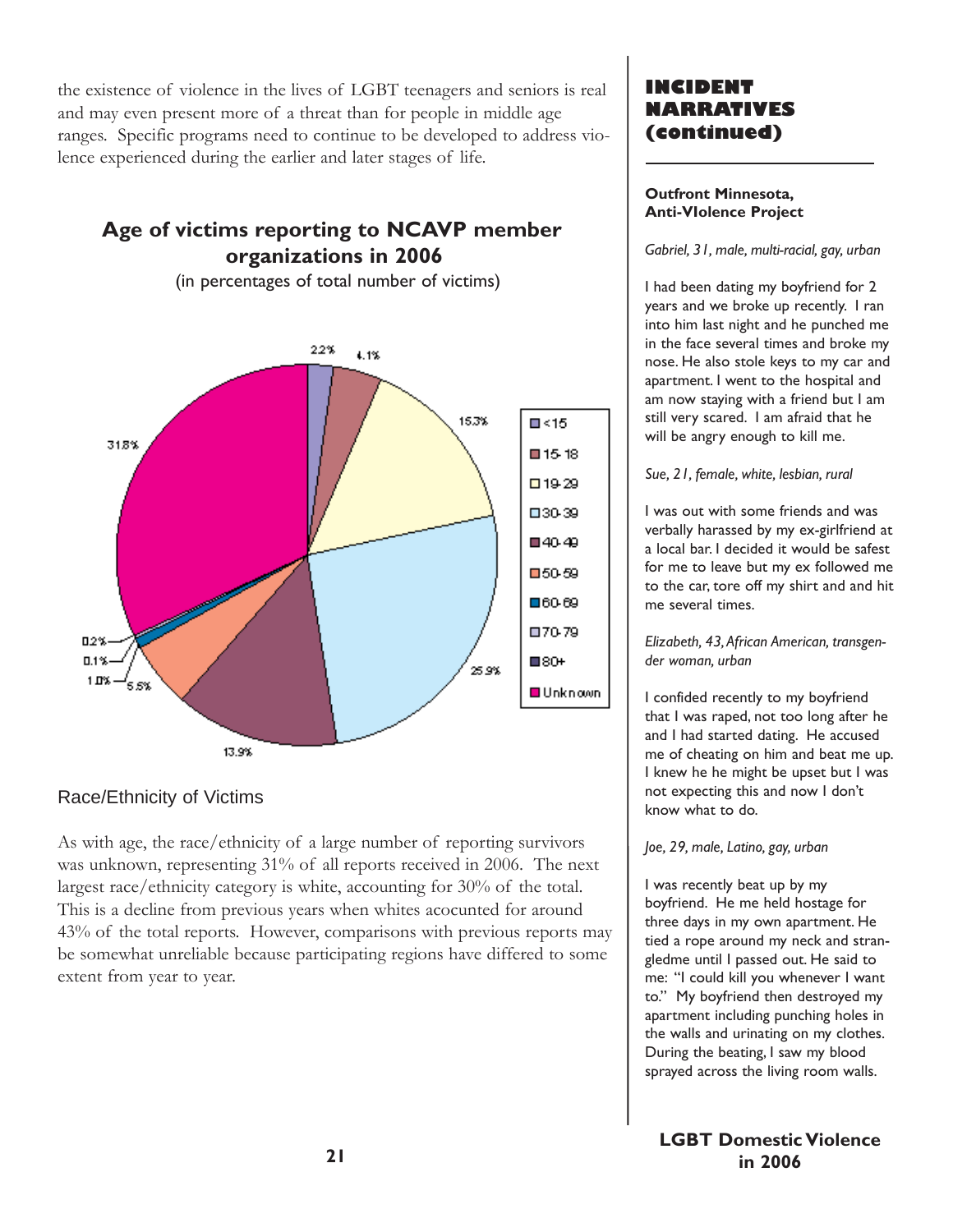the existence of violence in the lives of LGBT teenagers and seniors is real and may even present more of a threat than for people in middle age ranges. Specific programs need to continue to be developed to address violence experienced during the earlier and later stages of life.

## Age of victims reporting to NCAVP member organizations in 2006

(in percentages of total number of victims)

| Age | Percentage |
|---|---|
| <15 | 2.2% |
| 15-18 | 4.1% |
| 19-29 | 15.3% |
| 30-39 | 25.9% |
| 40-49 | 13.9% |
| 50-59 | 5.5% |
| 60-69 | 1.0% |
| 70-79 | 0.1% |
| 80+ | 0.2% |
| Unknown | 31.8% |

### Race/Ethnicity of Victims

As with age, the race/ethnicity of a large number of reporting survivors was unknown, representing 31% of all reports received in 2006. The next largest race/ethnicity category is white, accounting for 30% of the total. This is a decline from previous years when whites acocunted for around 43% of the total reports. However, comparisons with previous reports may be somewhat unreliable because participating regions have differed to some extent from year to year.

## INCIDENT NARRATIVES (continued)

**Outfront Minnesota, Anti-VIolence Project**

*Gabriel, 31, male, multi-racial, gay, urban*

I had been dating my boyfriend for 2 years and we broke up recently. I ran into him last night and he punched me in the face several times and broke my nose. He also stole keys to my car and apartment. I went to the hospital and am now staying with a friend but I am still very scared. I am afraid that he will be angry enough to kill me.

*Sue, 21, female, white, lesbian, rural*

I was out with some friends and was verbally harassed by my ex-girlfriend at a local bar. I decided it would be safest for me to leave but my ex followed me to the car, tore off my shirt and and hit me several times.

*Elizabeth, 43, African American, transgender woman, urban*

I confided recently to my boyfriend that I was raped, not too long after he and I had started dating. He accused me of cheating on him and beat me up. I knew he he might be upset but I was not expecting this and now I don't know what to do.

*Joe, 29, male, Latino, gay, urban*

I was recently beat up by my boyfriend. He me held hostage for three days in my own apartment. He tied a rope around my neck and strangledme until I passed out. He said to me: "I could kill you whenever I want to." My boyfriend then destroyed my apartment including punching holes in the walls and urinating on my clothes. During the beating, I saw my blood sprayed across the living room walls.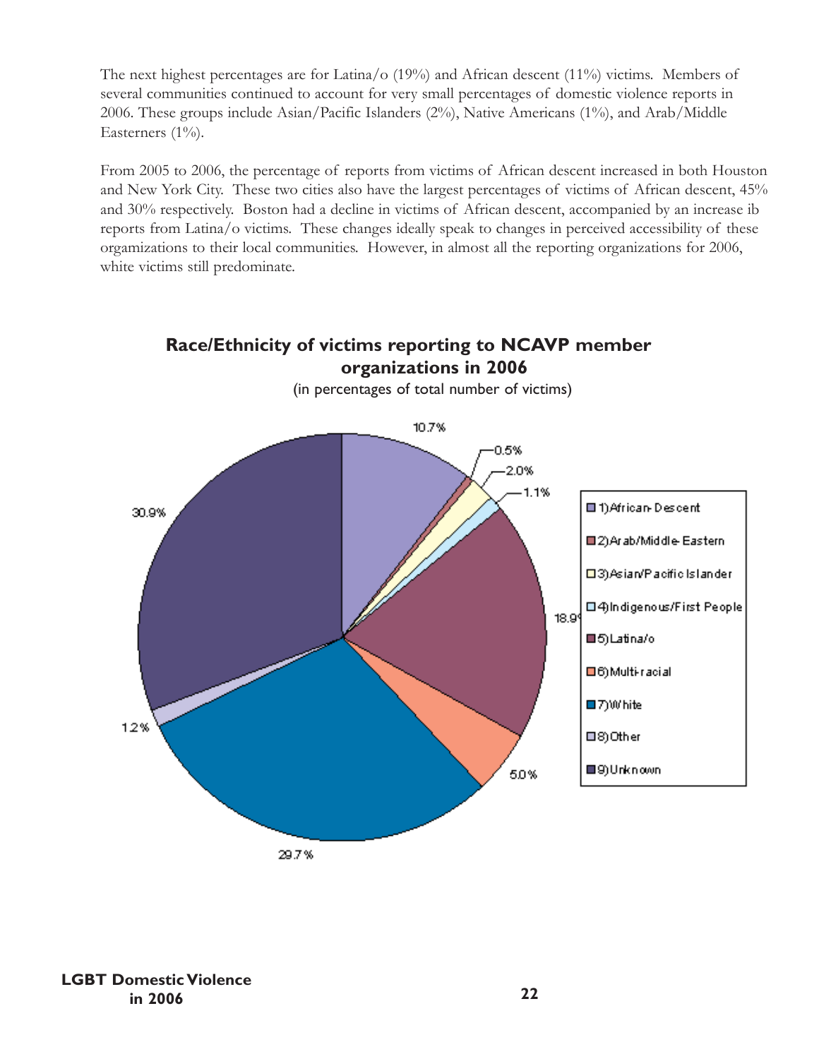The next highest percentages are for Latina/o (19%) and African descent (11%) victims. Members of several communities continued to account for very small percentages of domestic violence reports in 2006. These groups include Asian/Pacific Islanders (2%), Native Americans (1%), and Arab/Middle Easterners (1%).

From 2005 to 2006, the percentage of reports from victims of African descent increased in both Houston and New York City. These two cities also have the largest percentages of victims of African descent, 45% and 30% respectively. Boston had a decline in victims of African descent, accompanied by an increase ib reports from Latina/o victims. These changes ideally speak to changes in perceived accessibility of these orgamizations to their local communities. However, in almost all the reporting organizations for 2006, white victims still predominate.

**Race/Ethnicity of victims reporting to NCAVP member organizations in 2006**

(in percentages of total number of victims)

| Race/Ethnicity | Percentage |
|---|---|
| 1) African-Descent | 10.7% |
| 2) Arab/Middle-Eastern | 0.5% |
| 3) Asian/Pacific Islander | 2.0% |
| 4) Indigenous/First People | 1.1% |
| 5) Latina/o | 18.9% |
| 6) Multi-racial | 5.0% |
| 7) White | 29.7% |
| 8) Other | 1.2% |
| 9) Unknown | 30.9% |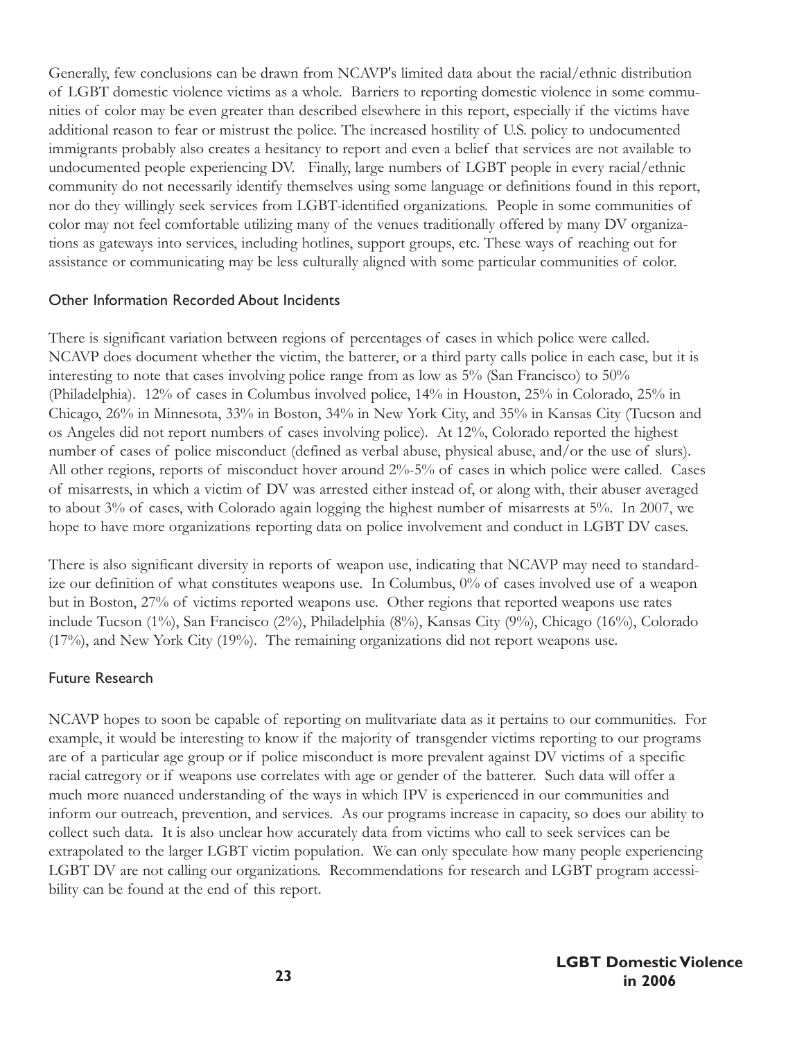Generally, few conclusions can be drawn from NCAVP's limited data about the racial/ethnic distribution of LGBT domestic violence victims as a whole. Barriers to reporting domestic violence in some communities of color may be even greater than described elsewhere in this report, especially if the victims have additional reason to fear or mistrust the police. The increased hostility of U.S. policy to undocumented immigrants probably also creates a hesitancy to report and even a belief that services are not available to undocumented people experiencing DV. Finally, large numbers of LGBT people in every racial/ethnic community do not necessarily identify themselves using some language or definitions found in this report, nor do they willingly seek services from LGBT-identified organizations. People in some communities of color may not feel comfortable utilizing many of the venues traditionally offered by many DV organizations as gateways into services, including hotlines, support groups, etc. These ways of reaching out for assistance or communicating may be less culturally aligned with some particular communities of color.

## Other Information Recorded About Incidents

There is significant variation between regions of percentages of cases in which police were called. NCAVP does document whether the victim, the batterer, or a third party calls police in each case, but it is interesting to note that cases involving police range from as low as 5% (San Francisco) to 50% (Philadelphia). 12% of cases in Columbus involved police, 14% in Houston, 25% in Colorado, 25% in Chicago, 26% in Minnesota, 33% in Boston, 34% in New York City, and 35% in Kansas City (Tucson and os Angeles did not report numbers of cases involving police). At 12%, Colorado reported the highest number of cases of police misconduct (defined as verbal abuse, physical abuse, and/or the use of slurs). All other regions, reports of misconduct hover around 2%-5% of cases in which police were called. Cases of misarrests, in which a victim of DV was arrested either instead of, or along with, their abuser averaged to about 3% of cases, with Colorado again logging the highest number of misarrests at 5%. In 2007, we hope to have more organizations reporting data on police involvement and conduct in LGBT DV cases.

There is also significant diversity in reports of weapon use, indicating that NCAVP may need to standardize our definition of what constitutes weapons use. In Columbus, 0% of cases involved use of a weapon but in Boston, 27% of victims reported weapons use. Other regions that reported weapons use rates include Tucson (1%), San Francisco (2%), Philadelphia (8%), Kansas City (9%), Chicago (16%), Colorado (17%), and New York City (19%). The remaining organizations did not report weapons use.

## Future Research

NCAVP hopes to soon be capable of reporting on mulitvariate data as it pertains to our communities. For example, it would be interesting to know if the majority of transgender victims reporting to our programs are of a particular age group or if police misconduct is more prevalent against DV victims of a specific racial catregory or if weapons use correlates with age or gender of the batterer. Such data will offer a much more nuanced understanding of the ways in which IPV is experienced in our communities and inform our outreach, prevention, and services. As our programs increase in capacity, so does our ability to collect such data. It is also unclear how accurately data from victims who call to seek services can be extrapolated to the larger LGBT victim population. We can only speculate how many people experiencing LGBT DV are not calling our organizations. Recommendations for research and LGBT program accessibility can be found at the end of this report.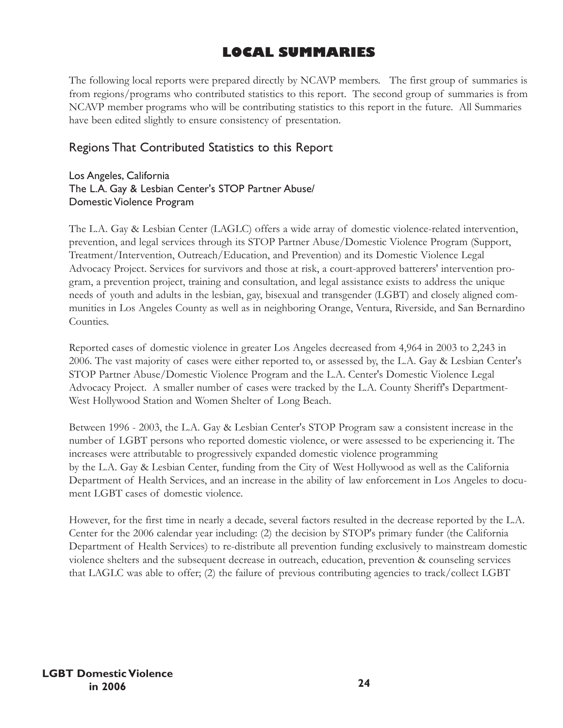# LOCAL SUMMARIES

The following local reports were prepared directly by NCAVP members. The first group of summaries is from regions/programs who contributed statistics to this report. The second group of summaries is from NCAVP member programs who will be contributing statistics to this report in the future. All Summaries have been edited slightly to ensure consistency of presentation.

## Regions That Contributed Statistics to this Report

### Los Angeles, California
### The L.A. Gay & Lesbian Center's STOP Partner Abuse/ Domestic Violence Program

The L.A. Gay & Lesbian Center (LAGLC) offers a wide array of domestic violence-related intervention, prevention, and legal services through its STOP Partner Abuse/Domestic Violence Program (Support, Treatment/Intervention, Outreach/Education, and Prevention) and its Domestic Violence Legal Advocacy Project. Services for survivors and those at risk, a court-approved batterers' intervention program, a prevention project, training and consultation, and legal assistance exists to address the unique needs of youth and adults in the lesbian, gay, bisexual and transgender (LGBT) and closely aligned communities in Los Angeles County as well as in neighboring Orange, Ventura, Riverside, and San Bernardino Counties.

Reported cases of domestic violence in greater Los Angeles decreased from 4,964 in 2003 to 2,243 in 2006. The vast majority of cases were either reported to, or assessed by, the L.A. Gay & Lesbian Center's STOP Partner Abuse/Domestic Violence Program and the L.A. Center's Domestic Violence Legal Advocacy Project. A smaller number of cases were tracked by the L.A. County Sheriff's Department-West Hollywood Station and Women Shelter of Long Beach.

Between 1996 - 2003, the L.A. Gay & Lesbian Center's STOP Program saw a consistent increase in the number of LGBT persons who reported domestic violence, or were assessed to be experiencing it. The increases were attributable to progressively expanded domestic violence programming by the L.A. Gay & Lesbian Center, funding from the City of West Hollywood as well as the California Department of Health Services, and an increase in the ability of law enforcement in Los Angeles to document LGBT cases of domestic violence.

However, for the first time in nearly a decade, several factors resulted in the decrease reported by the L.A. Center for the 2006 calendar year including: (2) the decision by STOP's primary funder (the California Department of Health Services) to re-distribute all prevention funding exclusively to mainstream domestic violence shelters and the subsequent decrease in outreach, education, prevention & counseling services that LAGLC was able to offer; (2) the failure of previous contributing agencies to track/collect LGBT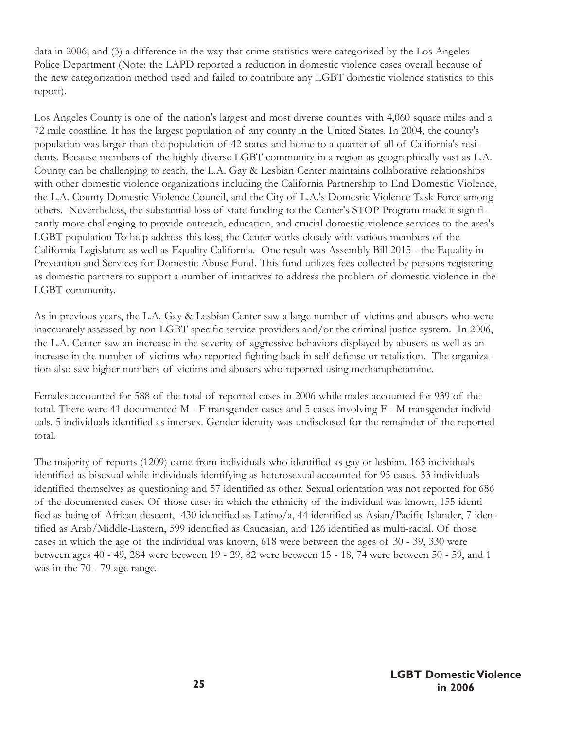data in 2006; and (3) a difference in the way that crime statistics were categorized by the Los Angeles Police Department (Note: the LAPD reported a reduction in domestic violence cases overall because of the new categorization method used and failed to contribute any LGBT domestic violence statistics to this report).

Los Angeles County is one of the nation's largest and most diverse counties with 4,060 square miles and a 72 mile coastline. It has the largest population of any county in the United States. In 2004, the county's population was larger than the population of 42 states and home to a quarter of all of California's residents. Because members of the highly diverse LGBT community in a region as geographically vast as L.A. County can be challenging to reach, the L.A. Gay & Lesbian Center maintains collaborative relationships with other domestic violence organizations including the California Partnership to End Domestic Violence, the L.A. County Domestic Violence Council, and the City of L.A.'s Domestic Violence Task Force among others. Nevertheless, the substantial loss of state funding to the Center's STOP Program made it significantly more challenging to provide outreach, education, and crucial domestic violence services to the area's LGBT population To help address this loss, the Center works closely with various members of the California Legislature as well as Equality California. One result was Assembly Bill 2015 - the Equality in Prevention and Services for Domestic Abuse Fund. This fund utilizes fees collected by persons registering as domestic partners to support a number of initiatives to address the problem of domestic violence in the LGBT community.

As in previous years, the L.A. Gay & Lesbian Center saw a large number of victims and abusers who were inaccurately assessed by non-LGBT specific service providers and/or the criminal justice system. In 2006, the L.A. Center saw an increase in the severity of aggressive behaviors displayed by abusers as well as an increase in the number of victims who reported fighting back in self-defense or retaliation. The organization also saw higher numbers of victims and abusers who reported using methamphetamine.

Females accounted for 588 of the total of reported cases in 2006 while males accounted for 939 of the total. There were 41 documented M - F transgender cases and 5 cases involving F - M transgender individuals. 5 individuals identified as intersex. Gender identity was undisclosed for the remainder of the reported total.

The majority of reports (1209) came from individuals who identified as gay or lesbian. 163 individuals identified as bisexual while individuals identifying as heterosexual accounted for 95 cases. 33 individuals identified themselves as questioning and 57 identified as other. Sexual orientation was not reported for 686 of the documented cases. Of those cases in which the ethnicity of the individual was known, 155 identified as being of African descent, 430 identified as Latino/a, 44 identified as Asian/Pacific Islander, 7 identified as Arab/Middle-Eastern, 599 identified as Caucasian, and 126 identified as multi-racial. Of those cases in which the age of the individual was known, 618 were between the ages of 30 - 39, 330 were between ages 40 - 49, 284 were between 19 - 29, 82 were between 15 - 18, 74 were between 50 - 59, and 1 was in the 70 - 79 age range.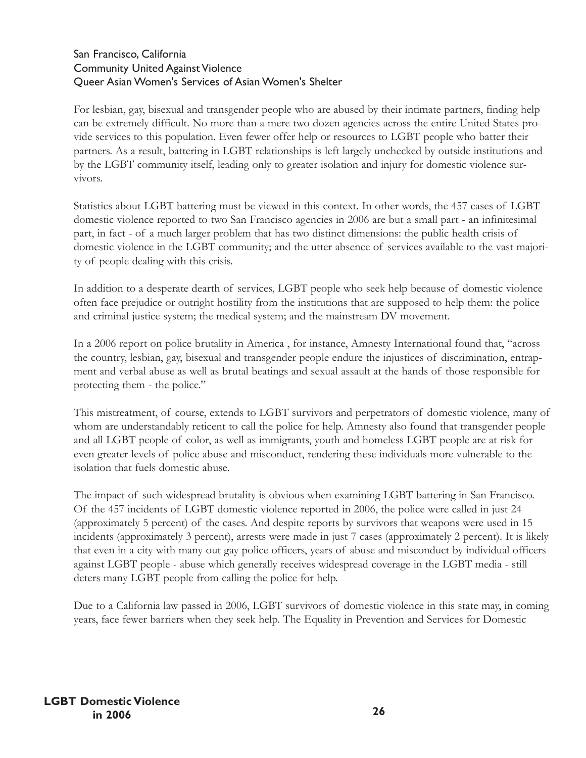### San Francisco, California
### Community United Against Violence
### Queer Asian Women's Services of Asian Women's Shelter

For lesbian, gay, bisexual and transgender people who are abused by their intimate partners, finding help can be extremely difficult. No more than a mere two dozen agencies across the entire United States provide services to this population. Even fewer offer help or resources to LGBT people who batter their partners. As a result, battering in LGBT relationships is left largely unchecked by outside institutions and by the LGBT community itself, leading only to greater isolation and injury for domestic violence survivors.

Statistics about LGBT battering must be viewed in this context. In other words, the 457 cases of LGBT domestic violence reported to two San Francisco agencies in 2006 are but a small part - an infinitesimal part, in fact - of a much larger problem that has two distinct dimensions: the public health crisis of domestic violence in the LGBT community; and the utter absence of services available to the vast majority of people dealing with this crisis.

In addition to a desperate dearth of services, LGBT people who seek help because of domestic violence often face prejudice or outright hostility from the institutions that are supposed to help them: the police and criminal justice system; the medical system; and the mainstream DV movement.

In a 2006 report on police brutality in America , for instance, Amnesty International found that, "across the country, lesbian, gay, bisexual and transgender people endure the injustices of discrimination, entrapment and verbal abuse as well as brutal beatings and sexual assault at the hands of those responsible for protecting them - the police."

This mistreatment, of course, extends to LGBT survivors and perpetrators of domestic violence, many of whom are understandably reticent to call the police for help. Amnesty also found that transgender people and all LGBT people of color, as well as immigrants, youth and homeless LGBT people are at risk for even greater levels of police abuse and misconduct, rendering these individuals more vulnerable to the isolation that fuels domestic abuse.

The impact of such widespread brutality is obvious when examining LGBT battering in San Francisco. Of the 457 incidents of LGBT domestic violence reported in 2006, the police were called in just 24 (approximately 5 percent) of the cases. And despite reports by survivors that weapons were used in 15 incidents (approximately 3 percent), arrests were made in just 7 cases (approximately 2 percent). It is likely that even in a city with many out gay police officers, years of abuse and misconduct by individual officers against LGBT people - abuse which generally receives widespread coverage in the LGBT media - still deters many LGBT people from calling the police for help.

Due to a California law passed in 2006, LGBT survivors of domestic violence in this state may, in coming years, face fewer barriers when they seek help. The Equality in Prevention and Services for Domestic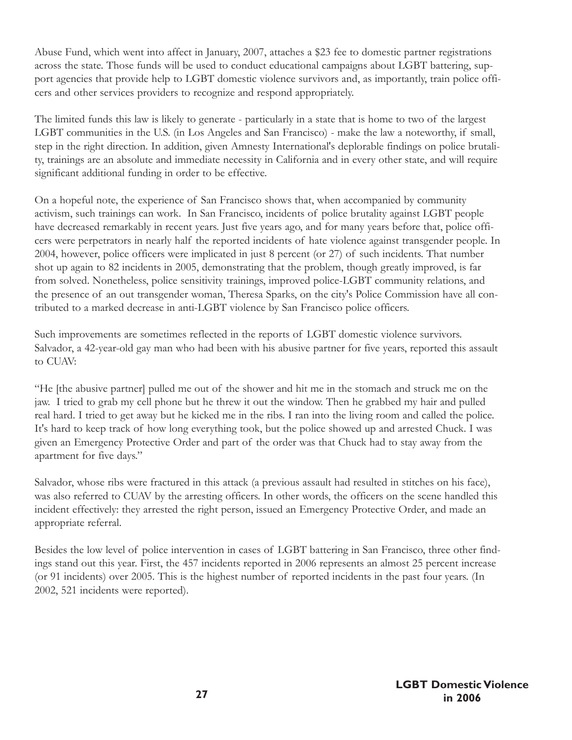Abuse Fund, which went into affect in January, 2007, attaches a $23 fee to domestic partner registrations across the state. Those funds will be used to conduct educational campaigns about LGBT battering, support agencies that provide help to LGBT domestic violence survivors and, as importantly, train police officers and other services providers to recognize and respond appropriately.

The limited funds this law is likely to generate - particularly in a state that is home to two of the largest LGBT communities in the U.S. (in Los Angeles and San Francisco) - make the law a noteworthy, if small, step in the right direction. In addition, given Amnesty International's deplorable findings on police brutality, trainings are an absolute and immediate necessity in California and in every other state, and will require significant additional funding in order to be effective.

On a hopeful note, the experience of San Francisco shows that, when accompanied by community activism, such trainings can work. In San Francisco, incidents of police brutality against LGBT people have decreased remarkably in recent years. Just five years ago, and for many years before that, police officers were perpetrators in nearly half the reported incidents of hate violence against transgender people. In 2004, however, police officers were implicated in just 8 percent (or 27) of such incidents. That number shot up again to 82 incidents in 2005, demonstrating that the problem, though greatly improved, is far from solved. Nonetheless, police sensitivity trainings, improved police-LGBT community relations, and the presence of an out transgender woman, Theresa Sparks, on the city's Police Commission have all contributed to a marked decrease in anti-LGBT violence by San Francisco police officers.

Such improvements are sometimes reflected in the reports of LGBT domestic violence survivors. Salvador, a 42-year-old gay man who had been with his abusive partner for five years, reported this assault to CUAV:

"He [the abusive partner] pulled me out of the shower and hit me in the stomach and struck me on the jaw. I tried to grab my cell phone but he threw it out the window. Then he grabbed my hair and pulled real hard. I tried to get away but he kicked me in the ribs. I ran into the living room and called the police. It's hard to keep track of how long everything took, but the police showed up and arrested Chuck. I was given an Emergency Protective Order and part of the order was that Chuck had to stay away from the apartment for five days."

Salvador, whose ribs were fractured in this attack (a previous assault had resulted in stitches on his face), was also referred to CUAV by the arresting officers. In other words, the officers on the scene handled this incident effectively: they arrested the right person, issued an Emergency Protective Order, and made an appropriate referral.

Besides the low level of police intervention in cases of LGBT battering in San Francisco, three other findings stand out this year. First, the 457 incidents reported in 2006 represents an almost 25 percent increase (or 91 incidents) over 2005. This is the highest number of reported incidents in the past four years. (In 2002, 521 incidents were reported).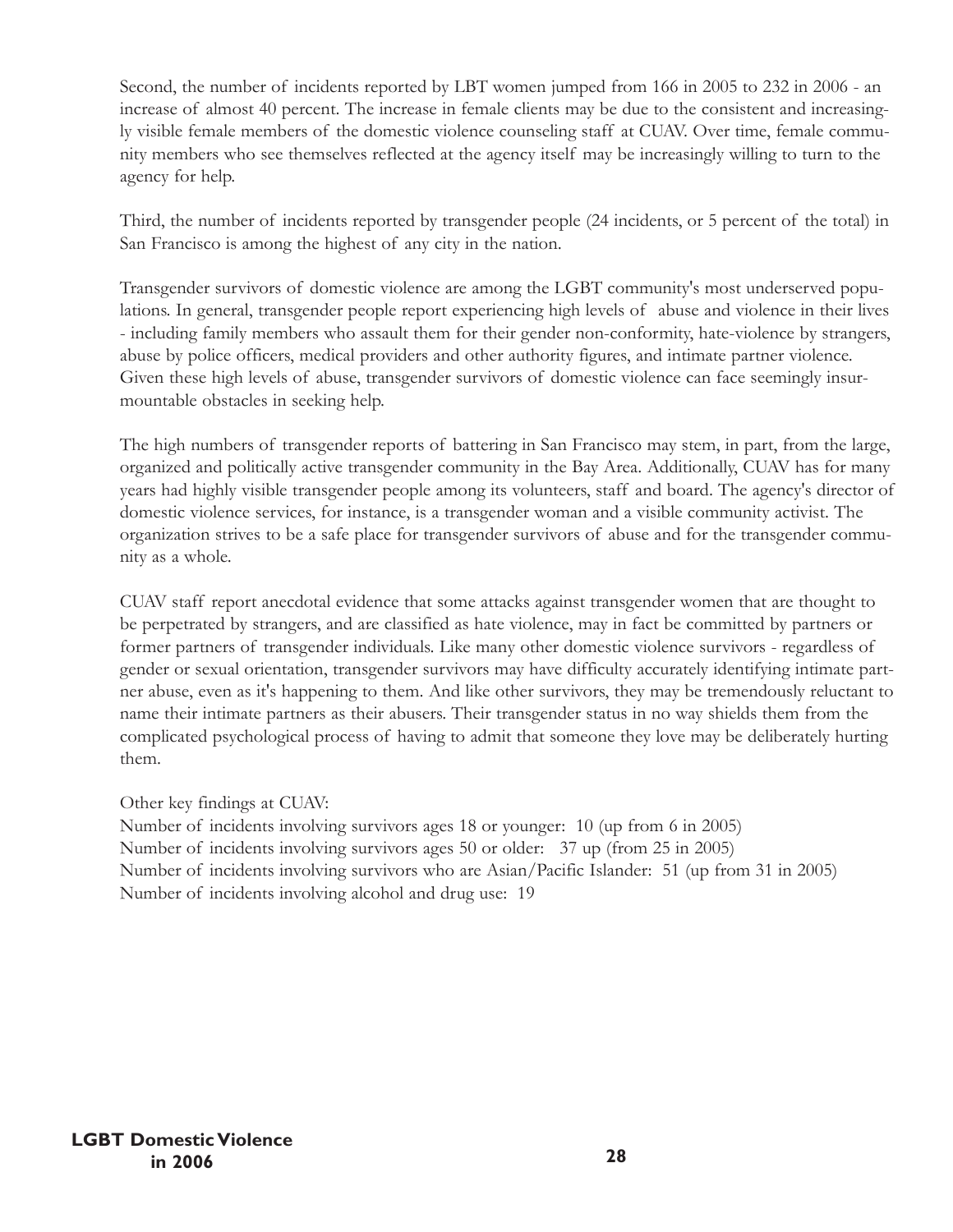Second, the number of incidents reported by LBT women jumped from 166 in 2005 to 232 in 2006 - an increase of almost 40 percent. The increase in female clients may be due to the consistent and increasingly visible female members of the domestic violence counseling staff at CUAV. Over time, female community members who see themselves reflected at the agency itself may be increasingly willing to turn to the agency for help.

Third, the number of incidents reported by transgender people (24 incidents, or 5 percent of the total) in San Francisco is among the highest of any city in the nation.

Transgender survivors of domestic violence are among the LGBT community's most underserved populations. In general, transgender people report experiencing high levels of abuse and violence in their lives - including family members who assault them for their gender non-conformity, hate-violence by strangers, abuse by police officers, medical providers and other authority figures, and intimate partner violence. Given these high levels of abuse, transgender survivors of domestic violence can face seemingly insurmountable obstacles in seeking help.

The high numbers of transgender reports of battering in San Francisco may stem, in part, from the large, organized and politically active transgender community in the Bay Area. Additionally, CUAV has for many years had highly visible transgender people among its volunteers, staff and board. The agency's director of domestic violence services, for instance, is a transgender woman and a visible community activist. The organization strives to be a safe place for transgender survivors of abuse and for the transgender community as a whole.

CUAV staff report anecdotal evidence that some attacks against transgender women that are thought to be perpetrated by strangers, and are classified as hate violence, may in fact be committed by partners or former partners of transgender individuals. Like many other domestic violence survivors - regardless of gender or sexual orientation, transgender survivors may have difficulty accurately identifying intimate partner abuse, even as it's happening to them. And like other survivors, they may be tremendously reluctant to name their intimate partners as their abusers. Their transgender status in no way shields them from the complicated psychological process of having to admit that someone they love may be deliberately hurting them.

Other key findings at CUAV:
Number of incidents involving survivors ages 18 or younger: 10 (up from 6 in 2005)
Number of incidents involving survivors ages 50 or older: 37 up (from 25 in 2005)
Number of incidents involving survivors who are Asian/Pacific Islander: 51 (up from 31 in 2005)
Number of incidents involving alcohol and drug use: 19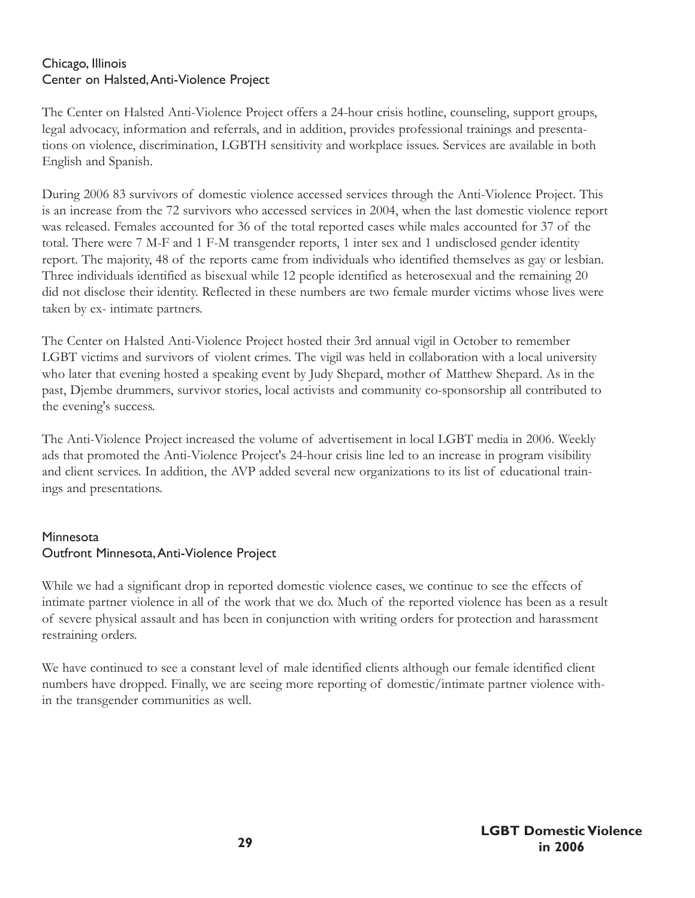## Chicago, Illinois
## Center on Halsted, Anti-Violence Project

The Center on Halsted Anti-Violence Project offers a 24-hour crisis hotline, counseling, support groups, legal advocacy, information and referrals, and in addition, provides professional trainings and presentations on violence, discrimination, LGBTH sensitivity and workplace issues. Services are available in both English and Spanish.

During 2006 83 survivors of domestic violence accessed services through the Anti-Violence Project. This is an increase from the 72 survivors who accessed services in 2004, when the last domestic violence report was released. Females accounted for 36 of the total reported cases while males accounted for 37 of the total. There were 7 M-F and 1 F-M transgender reports, 1 inter sex and 1 undisclosed gender identity report. The majority, 48 of the reports came from individuals who identified themselves as gay or lesbian. Three individuals identified as bisexual while 12 people identified as heterosexual and the remaining 20 did not disclose their identity. Reflected in these numbers are two female murder victims whose lives were taken by ex- intimate partners.

The Center on Halsted Anti-Violence Project hosted their 3rd annual vigil in October to remember LGBT victims and survivors of violent crimes. The vigil was held in collaboration with a local university who later that evening hosted a speaking event by Judy Shepard, mother of Matthew Shepard. As in the past, Djembe drummers, survivor stories, local activists and community co-sponsorship all contributed to the evening's success.

The Anti-Violence Project increased the volume of advertisement in local LGBT media in 2006. Weekly ads that promoted the Anti-Violence Project's 24-hour crisis line led to an increase in program visibility and client services. In addition, the AVP added several new organizations to its list of educational trainings and presentations.

## Minnesota
## Outfront Minnesota, Anti-Violence Project

While we had a significant drop in reported domestic violence cases, we continue to see the effects of intimate partner violence in all of the work that we do. Much of the reported violence has been as a result of severe physical assault and has been in conjunction with writing orders for protection and harassment restraining orders.

We have continued to see a constant level of male identified clients although our female identified client numbers have dropped. Finally, we are seeing more reporting of domestic/intimate partner violence within the transgender communities as well.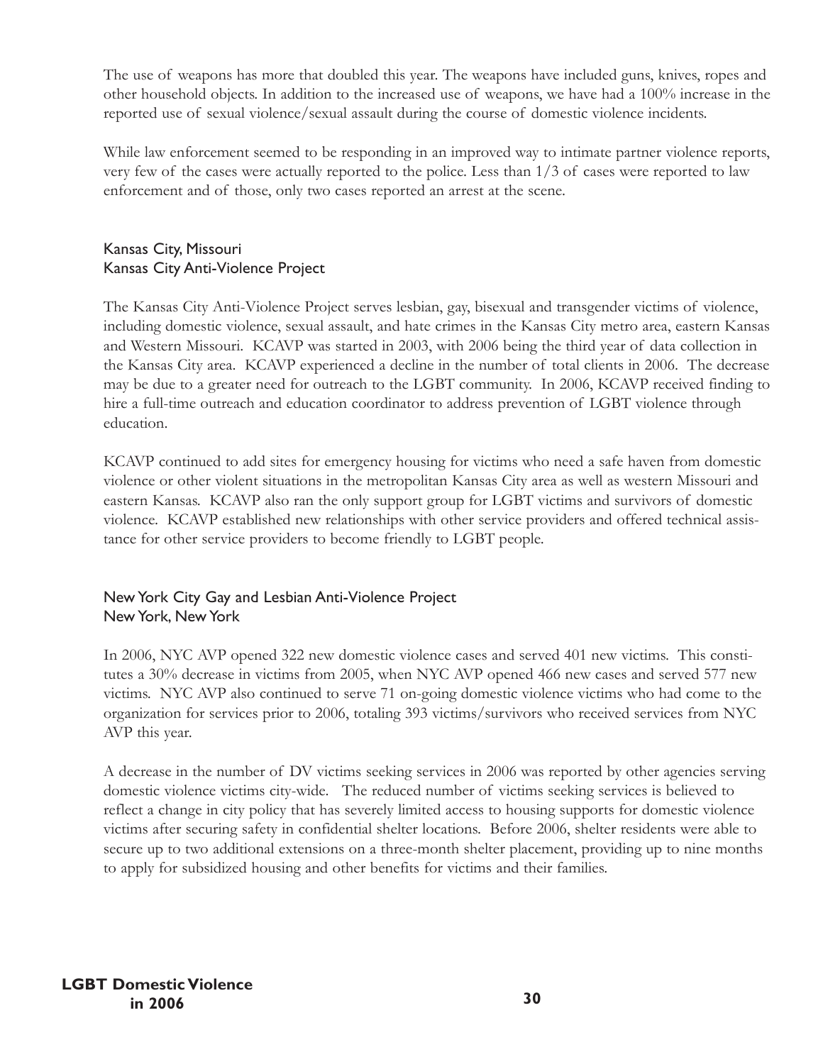The use of weapons has more that doubled this year. The weapons have included guns, knives, ropes and other household objects. In addition to the increased use of weapons, we have had a 100% increase in the reported use of sexual violence/sexual assault during the course of domestic violence incidents.

While law enforcement seemed to be responding in an improved way to intimate partner violence reports, very few of the cases were actually reported to the police. Less than 1/3 of cases were reported to law enforcement and of those, only two cases reported an arrest at the scene.

### Kansas City, Missouri
### Kansas City Anti-Violence Project

The Kansas City Anti-Violence Project serves lesbian, gay, bisexual and transgender victims of violence, including domestic violence, sexual assault, and hate crimes in the Kansas City metro area, eastern Kansas and Western Missouri. KCAVP was started in 2003, with 2006 being the third year of data collection in the Kansas City area. KCAVP experienced a decline in the number of total clients in 2006. The decrease may be due to a greater need for outreach to the LGBT community. In 2006, KCAVP received finding to hire a full-time outreach and education coordinator to address prevention of LGBT violence through education.

KCAVP continued to add sites for emergency housing for victims who need a safe haven from domestic violence or other violent situations in the metropolitan Kansas City area as well as western Missouri and eastern Kansas. KCAVP also ran the only support group for LGBT victims and survivors of domestic violence. KCAVP established new relationships with other service providers and offered technical assistance for other service providers to become friendly to LGBT people.

### New York City Gay and Lesbian Anti-Violence Project
### New York, New York

In 2006, NYC AVP opened 322 new domestic violence cases and served 401 new victims. This constitutes a 30% decrease in victims from 2005, when NYC AVP opened 466 new cases and served 577 new victims. NYC AVP also continued to serve 71 on-going domestic violence victims who had come to the organization for services prior to 2006, totaling 393 victims/survivors who received services from NYC AVP this year.

A decrease in the number of DV victims seeking services in 2006 was reported by other agencies serving domestic violence victims city-wide. The reduced number of victims seeking services is believed to reflect a change in city policy that has severely limited access to housing supports for domestic violence victims after securing safety in confidential shelter locations. Before 2006, shelter residents were able to secure up to two additional extensions on a three-month shelter placement, providing up to nine months to apply for subsidized housing and other benefits for victims and their families.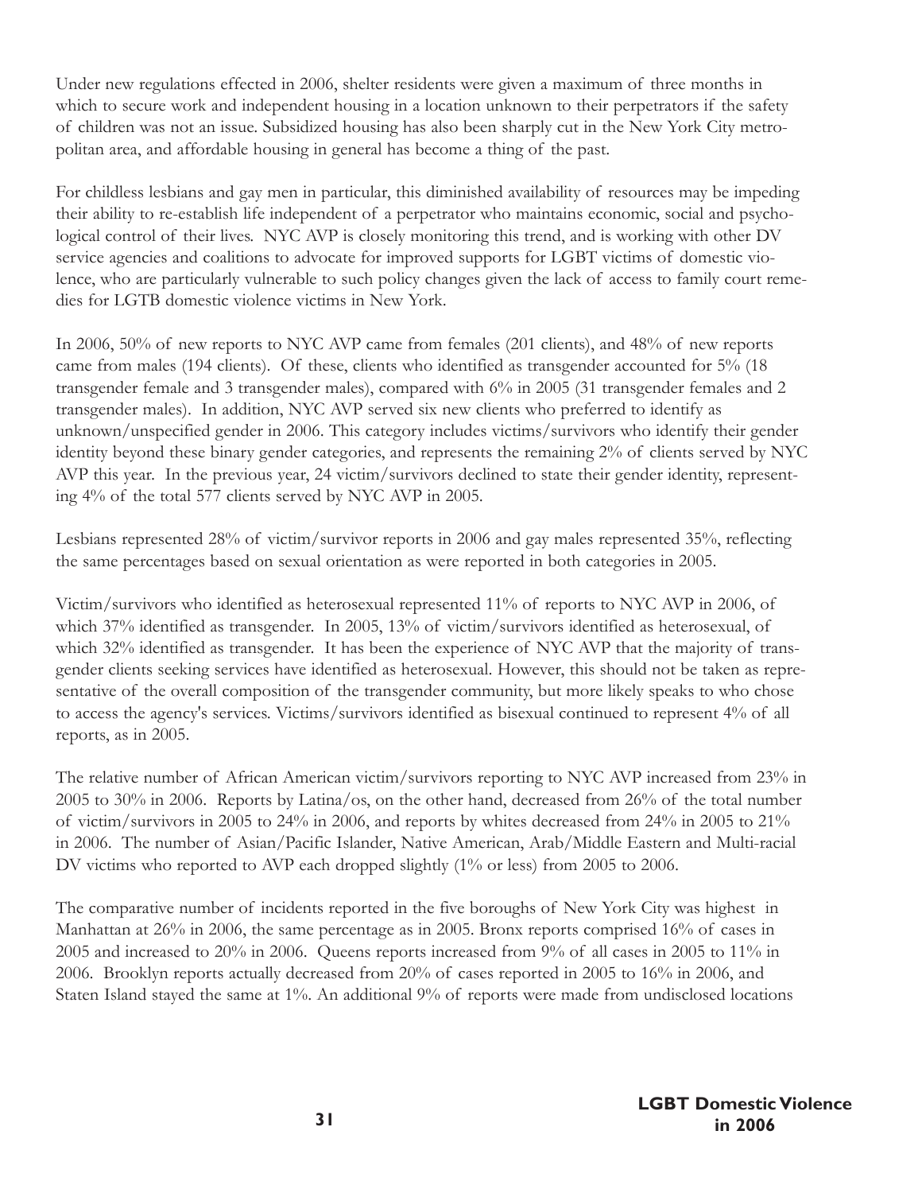Under new regulations effected in 2006, shelter residents were given a maximum of three months in which to secure work and independent housing in a location unknown to their perpetrators if the safety of children was not an issue. Subsidized housing has also been sharply cut in the New York City metropolitan area, and affordable housing in general has become a thing of the past.

For childless lesbians and gay men in particular, this diminished availability of resources may be impeding their ability to re-establish life independent of a perpetrator who maintains economic, social and psychological control of their lives. NYC AVP is closely monitoring this trend, and is working with other DV service agencies and coalitions to advocate for improved supports for LGBT victims of domestic violence, who are particularly vulnerable to such policy changes given the lack of access to family court remedies for LGTB domestic violence victims in New York.

In 2006, 50% of new reports to NYC AVP came from females (201 clients), and 48% of new reports came from males (194 clients). Of these, clients who identified as transgender accounted for 5% (18 transgender female and 3 transgender males), compared with 6% in 2005 (31 transgender females and 2 transgender males). In addition, NYC AVP served six new clients who preferred to identify as unknown/unspecified gender in 2006. This category includes victims/survivors who identify their gender identity beyond these binary gender categories, and represents the remaining 2% of clients served by NYC AVP this year. In the previous year, 24 victim/survivors declined to state their gender identity, representing 4% of the total 577 clients served by NYC AVP in 2005.

Lesbians represented 28% of victim/survivor reports in 2006 and gay males represented 35%, reflecting the same percentages based on sexual orientation as were reported in both categories in 2005.

Victim/survivors who identified as heterosexual represented 11% of reports to NYC AVP in 2006, of which 37% identified as transgender. In 2005, 13% of victim/survivors identified as heterosexual, of which 32% identified as transgender. It has been the experience of NYC AVP that the majority of transgender clients seeking services have identified as heterosexual. However, this should not be taken as representative of the overall composition of the transgender community, but more likely speaks to who chose to access the agency's services. Victims/survivors identified as bisexual continued to represent 4% of all reports, as in 2005.

The relative number of African American victim/survivors reporting to NYC AVP increased from 23% in 2005 to 30% in 2006. Reports by Latina/os, on the other hand, decreased from 26% of the total number of victim/survivors in 2005 to 24% in 2006, and reports by whites decreased from 24% in 2005 to 21% in 2006. The number of Asian/Pacific Islander, Native American, Arab/Middle Eastern and Multi-racial DV victims who reported to AVP each dropped slightly (1% or less) from 2005 to 2006.

The comparative number of incidents reported in the five boroughs of New York City was highest in Manhattan at 26% in 2006, the same percentage as in 2005. Bronx reports comprised 16% of cases in 2005 and increased to 20% in 2006. Queens reports increased from 9% of all cases in 2005 to 11% in 2006. Brooklyn reports actually decreased from 20% of cases reported in 2005 to 16% in 2006, and Staten Island stayed the same at 1%. An additional 9% of reports were made from undisclosed locations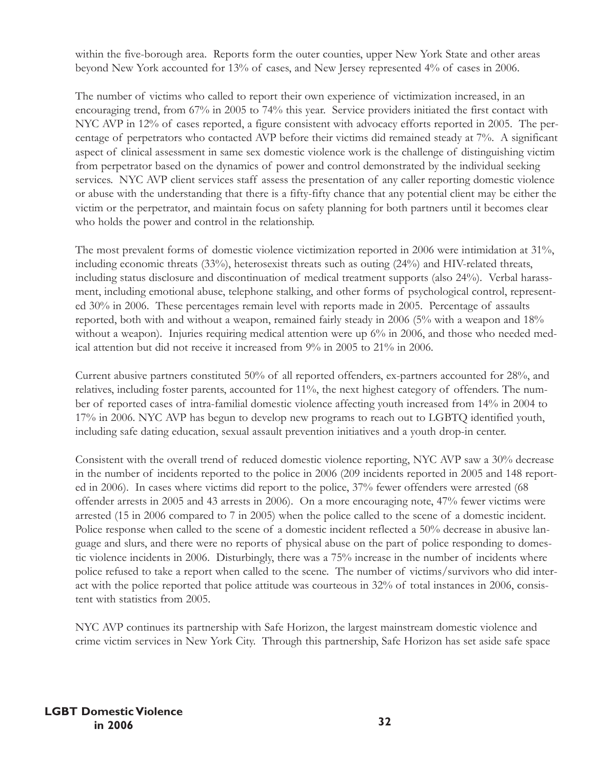within the five-borough area. Reports form the outer counties, upper New York State and other areas beyond New York accounted for 13% of cases, and New Jersey represented 4% of cases in 2006.

The number of victims who called to report their own experience of victimization increased, in an encouraging trend, from 67% in 2005 to 74% this year. Service providers initiated the first contact with NYC AVP in 12% of cases reported, a figure consistent with advocacy efforts reported in 2005. The percentage of perpetrators who contacted AVP before their victims did remained steady at 7%. A significant aspect of clinical assessment in same sex domestic violence work is the challenge of distinguishing victim from perpetrator based on the dynamics of power and control demonstrated by the individual seeking services. NYC AVP client services staff assess the presentation of any caller reporting domestic violence or abuse with the understanding that there is a fifty-fifty chance that any potential client may be either the victim or the perpetrator, and maintain focus on safety planning for both partners until it becomes clear who holds the power and control in the relationship.

The most prevalent forms of domestic violence victimization reported in 2006 were intimidation at 31%, including economic threats (33%), heterosexist threats such as outing (24%) and HIV-related threats, including status disclosure and discontinuation of medical treatment supports (also 24%). Verbal harassment, including emotional abuse, telephone stalking, and other forms of psychological control, represented 30% in 2006. These percentages remain level with reports made in 2005. Percentage of assaults reported, both with and without a weapon, remained fairly steady in 2006 (5% with a weapon and 18% without a weapon). Injuries requiring medical attention were up 6% in 2006, and those who needed medical attention but did not receive it increased from 9% in 2005 to 21% in 2006.

Current abusive partners constituted 50% of all reported offenders, ex-partners accounted for 28%, and relatives, including foster parents, accounted for 11%, the next highest category of offenders. The number of reported cases of intra-familial domestic violence affecting youth increased from 14% in 2004 to 17% in 2006. NYC AVP has begun to develop new programs to reach out to LGBTQ identified youth, including safe dating education, sexual assault prevention initiatives and a youth drop-in center.

Consistent with the overall trend of reduced domestic violence reporting, NYC AVP saw a 30% decrease in the number of incidents reported to the police in 2006 (209 incidents reported in 2005 and 148 reported in 2006). In cases where victims did report to the police, 37% fewer offenders were arrested (68 offender arrests in 2005 and 43 arrests in 2006). On a more encouraging note, 47% fewer victims were arrested (15 in 2006 compared to 7 in 2005) when the police called to the scene of a domestic incident. Police response when called to the scene of a domestic incident reflected a 50% decrease in abusive language and slurs, and there were no reports of physical abuse on the part of police responding to domestic violence incidents in 2006. Disturbingly, there was a 75% increase in the number of incidents where police refused to take a report when called to the scene. The number of victims/survivors who did interact with the police reported that police attitude was courteous in 32% of total instances in 2006, consistent with statistics from 2005.

NYC AVP continues its partnership with Safe Horizon, the largest mainstream domestic violence and crime victim services in New York City. Through this partnership, Safe Horizon has set aside safe space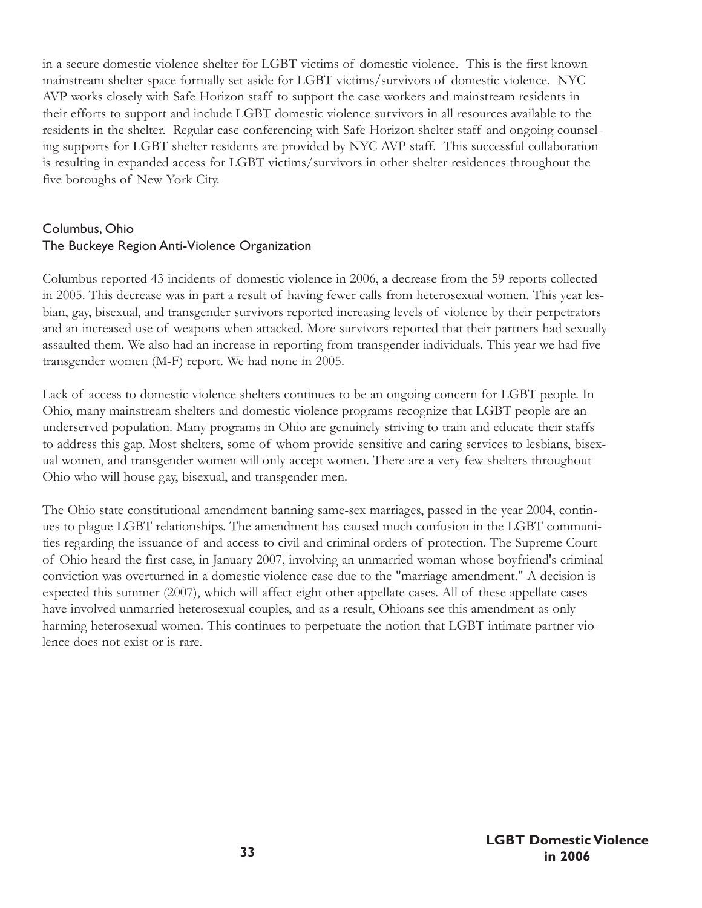in a secure domestic violence shelter for LGBT victims of domestic violence. This is the first known mainstream shelter space formally set aside for LGBT victims/survivors of domestic violence. NYC AVP works closely with Safe Horizon staff to support the case workers and mainstream residents in their efforts to support and include LGBT domestic violence survivors in all resources available to the residents in the shelter. Regular case conferencing with Safe Horizon shelter staff and ongoing counseling supports for LGBT shelter residents are provided by NYC AVP staff. This successful collaboration is resulting in expanded access for LGBT victims/survivors in other shelter residences throughout the five boroughs of New York City.

## Columbus, Ohio
## The Buckeye Region Anti-Violence Organization

Columbus reported 43 incidents of domestic violence in 2006, a decrease from the 59 reports collected in 2005. This decrease was in part a result of having fewer calls from heterosexual women. This year lesbian, gay, bisexual, and transgender survivors reported increasing levels of violence by their perpetrators and an increased use of weapons when attacked. More survivors reported that their partners had sexually assaulted them. We also had an increase in reporting from transgender individuals. This year we had five transgender women (M-F) report. We had none in 2005.

Lack of access to domestic violence shelters continues to be an ongoing concern for LGBT people. In Ohio, many mainstream shelters and domestic violence programs recognize that LGBT people are an underserved population. Many programs in Ohio are genuinely striving to train and educate their staffs to address this gap. Most shelters, some of whom provide sensitive and caring services to lesbians, bisexual women, and transgender women will only accept women. There are a very few shelters throughout Ohio who will house gay, bisexual, and transgender men.

The Ohio state constitutional amendment banning same-sex marriages, passed in the year 2004, continues to plague LGBT relationships. The amendment has caused much confusion in the LGBT communities regarding the issuance of and access to civil and criminal orders of protection. The Supreme Court of Ohio heard the first case, in January 2007, involving an unmarried woman whose boyfriend's criminal conviction was overturned in a domestic violence case due to the "marriage amendment." A decision is expected this summer (2007), which will affect eight other appellate cases. All of these appellate cases have involved unmarried heterosexual couples, and as a result, Ohioans see this amendment as only harming heterosexual women. This continues to perpetuate the notion that LGBT intimate partner violence does not exist or is rare.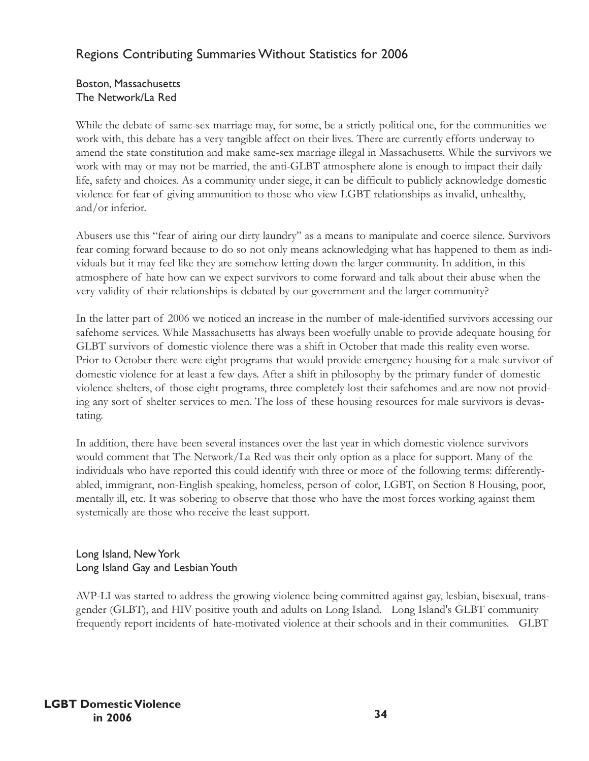## Regions Contributing Summaries Without Statistics for 2006

### Boston, Massachusetts
### The Network/La Red

While the debate of same-sex marriage may, for some, be a strictly political one, for the communities we work with, this debate has a very tangible affect on their lives. There are currently efforts underway to amend the state constitution and make same-sex marriage illegal in Massachusetts. While the survivors we work with may or may not be married, the anti-GLBT atmosphere alone is enough to impact their daily life, safety and choices. As a community under siege, it can be difficult to publicly acknowledge domestic violence for fear of giving ammunition to those who view LGBT relationships as invalid, unhealthy, and/or inferior.

Abusers use this "fear of airing our dirty laundry" as a means to manipulate and coerce silence. Survivors fear coming forward because to do so not only means acknowledging what has happened to them as individuals but it may feel like they are somehow letting down the larger community. In addition, in this atmosphere of hate how can we expect survivors to come forward and talk about their abuse when the very validity of their relationships is debated by our government and the larger community?

In the latter part of 2006 we noticed an increase in the number of male-identified survivors accessing our safehome services. While Massachusetts has always been woefully unable to provide adequate housing for GLBT survivors of domestic violence there was a shift in October that made this reality even worse. Prior to October there were eight programs that would provide emergency housing for a male survivor of domestic violence for at least a few days. After a shift in philosophy by the primary funder of domestic violence shelters, of those eight programs, three completely lost their safehomes and are now not providing any sort of shelter services to men. The loss of these housing resources for male survivors is devastating.

In addition, there have been several instances over the last year in which domestic violence survivors would comment that The Network/La Red was their only option as a place for support. Many of the individuals who have reported this could identify with three or more of the following terms: differently-abled, immigrant, non-English speaking, homeless, person of color, LGBT, on Section 8 Housing, poor, mentally ill, etc. It was sobering to observe that those who have the most forces working against them systemically are those who receive the least support.

### Long Island, New York
### Long Island Gay and Lesbian Youth

AVP-LI was started to address the growing violence being committed against gay, lesbian, bisexual, transgender (GLBT), and HIV positive youth and adults on Long Island. Long Island's GLBT community frequently report incidents of hate-motivated violence at their schools and in their communities. GLBT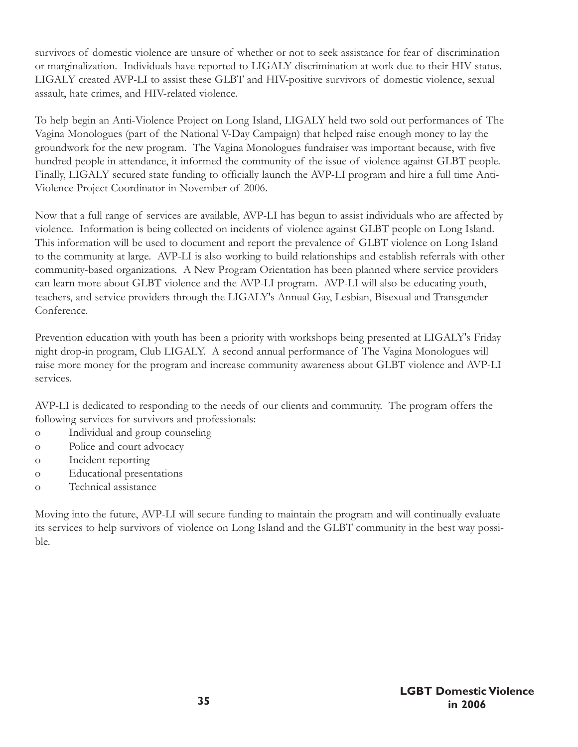survivors of domestic violence are unsure of whether or not to seek assistance for fear of discrimination or marginalization. Individuals have reported to LIGALY discrimination at work due to their HIV status. LIGALY created AVP-LI to assist these GLBT and HIV-positive survivors of domestic violence, sexual assault, hate crimes, and HIV-related violence.

To help begin an Anti-Violence Project on Long Island, LIGALY held two sold out performances of The Vagina Monologues (part of the National V-Day Campaign) that helped raise enough money to lay the groundwork for the new program. The Vagina Monologues fundraiser was important because, with five hundred people in attendance, it informed the community of the issue of violence against GLBT people. Finally, LIGALY secured state funding to officially launch the AVP-LI program and hire a full time Anti-Violence Project Coordinator in November of 2006.

Now that a full range of services are available, AVP-LI has begun to assist individuals who are affected by violence. Information is being collected on incidents of violence against GLBT people on Long Island. This information will be used to document and report the prevalence of GLBT violence on Long Island to the community at large. AVP-LI is also working to build relationships and establish referrals with other community-based organizations. A New Program Orientation has been planned where service providers can learn more about GLBT violence and the AVP-LI program. AVP-LI will also be educating youth, teachers, and service providers through the LIGALY's Annual Gay, Lesbian, Bisexual and Transgender Conference.

Prevention education with youth has been a priority with workshops being presented at LIGALY's Friday night drop-in program, Club LIGALY. A second annual performance of The Vagina Monologues will raise more money for the program and increase community awareness about GLBT violence and AVP-LI services.

AVP-LI is dedicated to responding to the needs of our clients and community. The program offers the following services for survivors and professionals:

- Individual and group counseling
- Police and court advocacy
- Incident reporting
- Educational presentations
- Technical assistance

Moving into the future, AVP-LI will secure funding to maintain the program and will continually evaluate its services to help survivors of violence on Long Island and the GLBT community in the best way possible.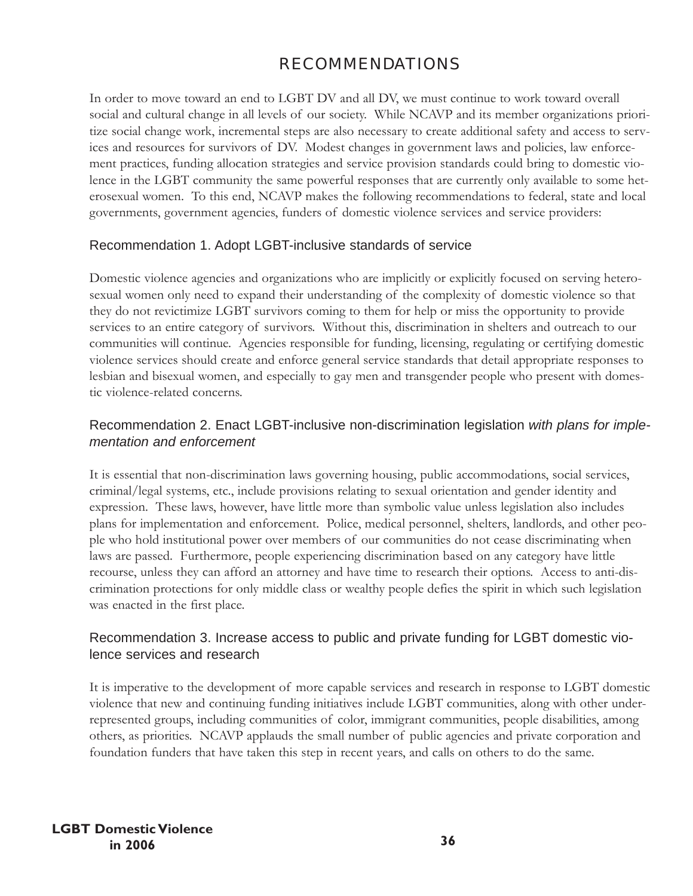# RECOMMENDATIONS

In order to move toward an end to LGBT DV and all DV, we must continue to work toward overall social and cultural change in all levels of our society. While NCAVP and its member organizations prioritize social change work, incremental steps are also necessary to create additional safety and access to services and resources for survivors of DV. Modest changes in government laws and policies, law enforcement practices, funding allocation strategies and service provision standards could bring to domestic violence in the LGBT community the same powerful responses that are currently only available to some heterosexual women. To this end, NCAVP makes the following recommendations to federal, state and local governments, government agencies, funders of domestic violence services and service providers:

## Recommendation 1. Adopt LGBT-inclusive standards of service

Domestic violence agencies and organizations who are implicitly or explicitly focused on serving heterosexual women only need to expand their understanding of the complexity of domestic violence so that they do not revictimize LGBT survivors coming to them for help or miss the opportunity to provide services to an entire category of survivors. Without this, discrimination in shelters and outreach to our communities will continue. Agencies responsible for funding, licensing, regulating or certifying domestic violence services should create and enforce general service standards that detail appropriate responses to lesbian and bisexual women, and especially to gay men and transgender people who present with domestic violence-related concerns.

## Recommendation 2. Enact LGBT-inclusive non-discrimination legislation *with plans for implementation and enforcement*

It is essential that non-discrimination laws governing housing, public accommodations, social services, criminal/legal systems, etc., include provisions relating to sexual orientation and gender identity and expression. These laws, however, have little more than symbolic value unless legislation also includes plans for implementation and enforcement. Police, medical personnel, shelters, landlords, and other people who hold institutional power over members of our communities do not cease discriminating when laws are passed. Furthermore, people experiencing discrimination based on any category have little recourse, unless they can afford an attorney and have time to research their options. Access to anti-discrimination protections for only middle class or wealthy people defies the spirit in which such legislation was enacted in the first place.

## Recommendation 3. Increase access to public and private funding for LGBT domestic violence services and research

It is imperative to the development of more capable services and research in response to LGBT domestic violence that new and continuing funding initiatives include LGBT communities, along with other underrepresented groups, including communities of color, immigrant communities, people disabilities, among others, as priorities. NCAVP applauds the small number of public agencies and private corporation and foundation funders that have taken this step in recent years, and calls on others to do the same.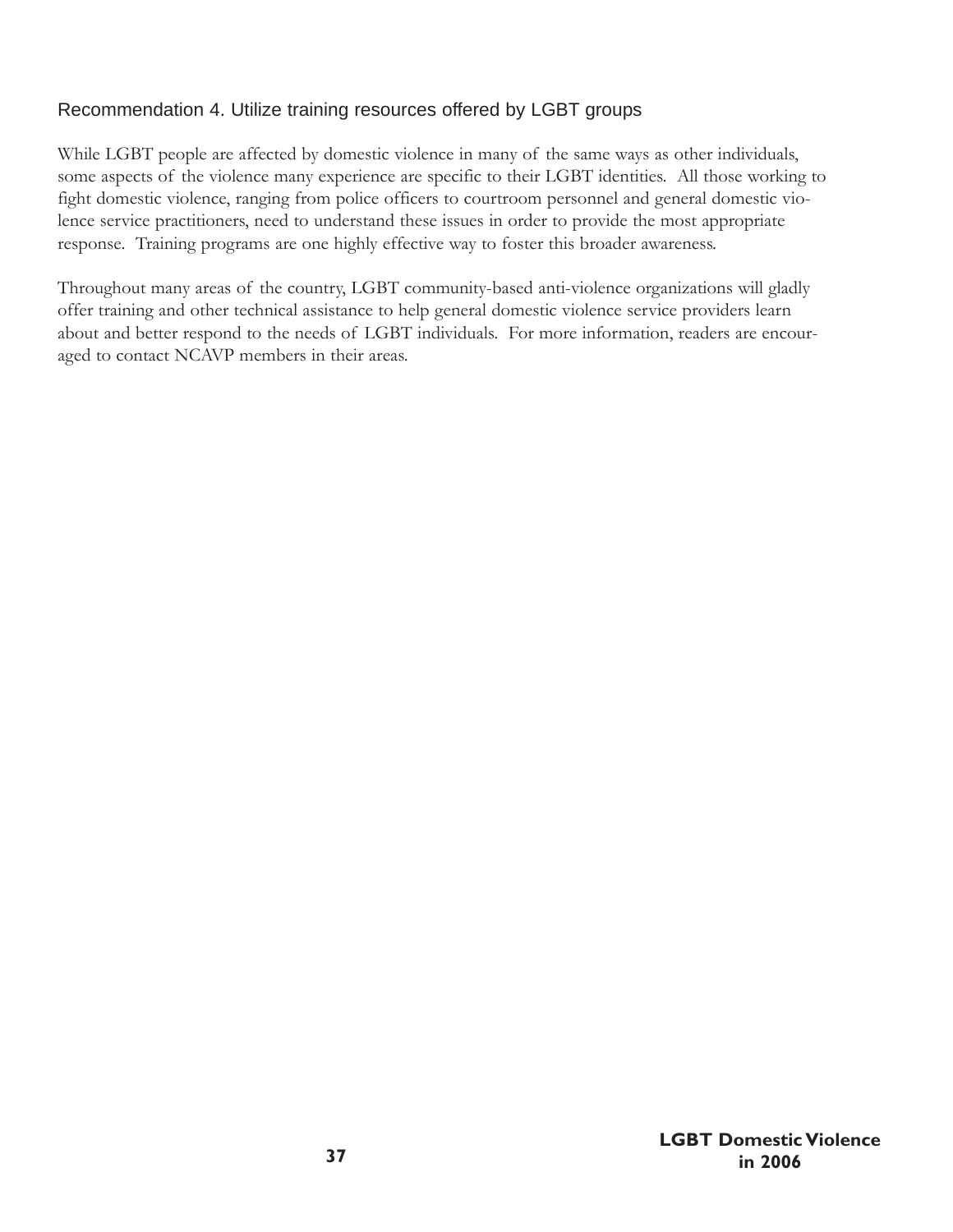## Recommendation 4. Utilize training resources offered by LGBT groups

While LGBT people are affected by domestic violence in many of the same ways as other individuals, some aspects of the violence many experience are specific to their LGBT identities. All those working to fight domestic violence, ranging from police officers to courtroom personnel and general domestic violence service practitioners, need to understand these issues in order to provide the most appropriate response. Training programs are one highly effective way to foster this broader awareness.

Throughout many areas of the country, LGBT community-based anti-violence organizations will gladly offer training and other technical assistance to help general domestic violence service providers learn about and better respond to the needs of LGBT individuals. For more information, readers are encouraged to contact NCAVP members in their areas.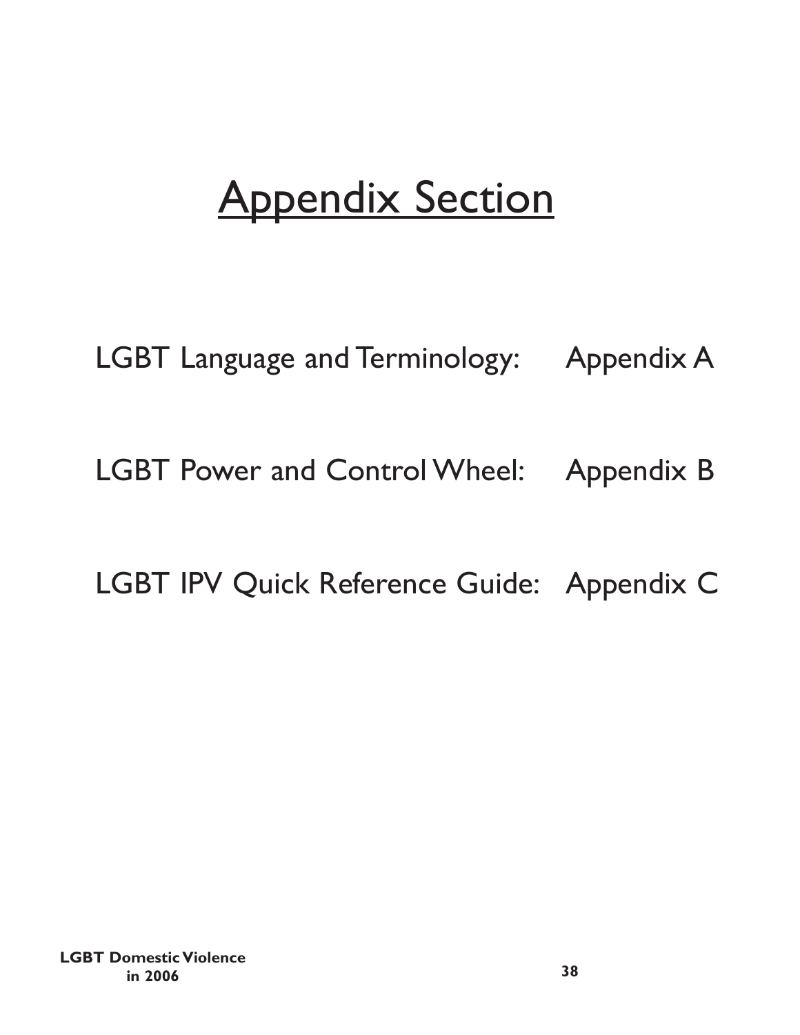# Appendix Section

LGBT Language and Terminology: Appendix A

LGBT Power and Control Wheel: Appendix B

LGBT IPV Quick Reference Guide: Appendix C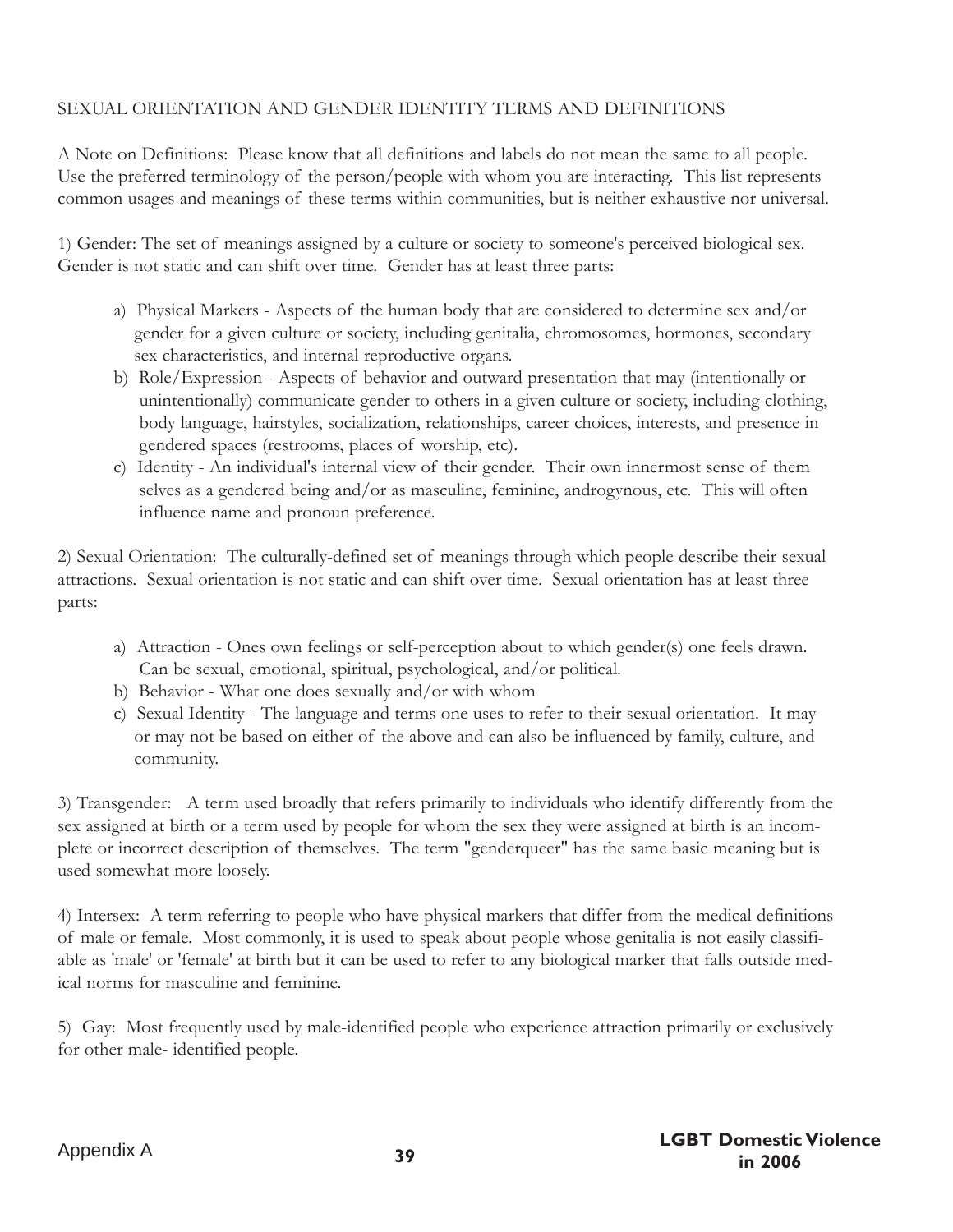## SEXUAL ORIENTATION AND GENDER IDENTITY TERMS AND DEFINITIONS

A Note on Definitions: Please know that all definitions and labels do not mean the same to all people. Use the preferred terminology of the person/people with whom you are interacting. This list represents common usages and meanings of these terms within communities, but is neither exhaustive nor universal.

1) Gender: The set of meanings assigned by a culture or society to someone's perceived biological sex. Gender is not static and can shift over time. Gender has at least three parts:

a) Physical Markers - Aspects of the human body that are considered to determine sex and/or gender for a given culture or society, including genitalia, chromosomes, hormones, secondary sex characteristics, and internal reproductive organs.
b) Role/Expression - Aspects of behavior and outward presentation that may (intentionally or unintentionally) communicate gender to others in a given culture or society, including clothing, body language, hairstyles, socialization, relationships, career choices, interests, and presence in gendered spaces (restrooms, places of worship, etc).
c) Identity - An individual's internal view of their gender. Their own innermost sense of them selves as a gendered being and/or as masculine, feminine, androgynous, etc. This will often influence name and pronoun preference.

2) Sexual Orientation: The culturally-defined set of meanings through which people describe their sexual attractions. Sexual orientation is not static and can shift over time. Sexual orientation has at least three parts:

a) Attraction - Ones own feelings or self-perception about to which gender(s) one feels drawn. Can be sexual, emotional, spiritual, psychological, and/or political.
b) Behavior - What one does sexually and/or with whom
c) Sexual Identity - The language and terms one uses to refer to their sexual orientation. It may or may not be based on either of the above and can also be influenced by family, culture, and community.

3) Transgender: A term used broadly that refers primarily to individuals who identify differently from the sex assigned at birth or a term used by people for whom the sex they were assigned at birth is an incomplete or incorrect description of themselves. The term "genderqueer" has the same basic meaning but is used somewhat more loosely.

4) Intersex: A term referring to people who have physical markers that differ from the medical definitions of male or female. Most commonly, it is used to speak about people whose genitalia is not easily classifiable as 'male' or 'female' at birth but it can be used to refer to any biological marker that falls outside medical norms for masculine and feminine.

5) Gay: Most frequently used by male-identified people who experience attraction primarily or exclusively for other male- identified people.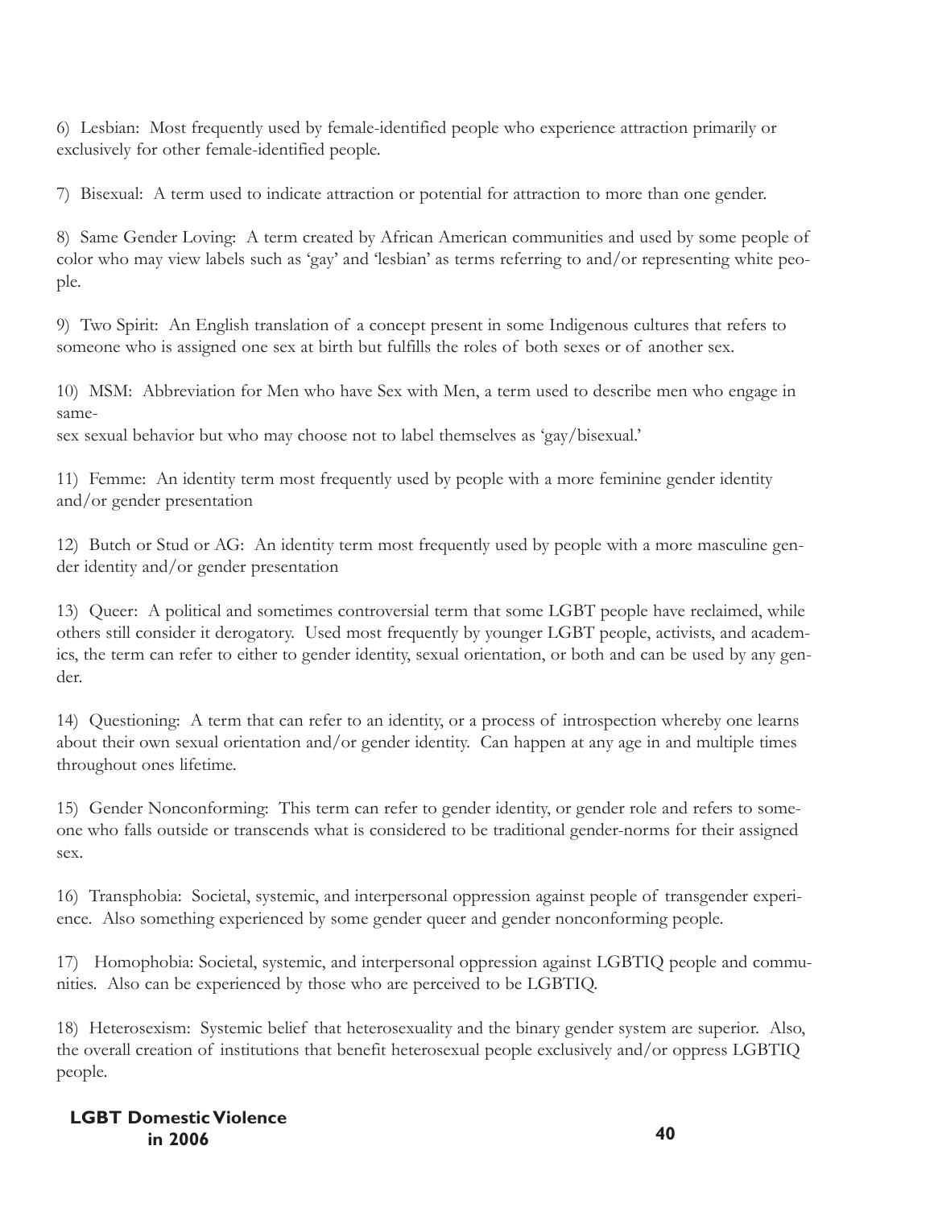6) Lesbian: Most frequently used by female-identified people who experience attraction primarily or exclusively for other female-identified people.

7) Bisexual: A term used to indicate attraction or potential for attraction to more than one gender.

8) Same Gender Loving: A term created by African American communities and used by some people of color who may view labels such as 'gay' and 'lesbian' as terms referring to and/or representing white people.

9) Two Spirit: An English translation of a concept present in some Indigenous cultures that refers to someone who is assigned one sex at birth but fulfills the roles of both sexes or of another sex.

10) MSM: Abbreviation for Men who have Sex with Men, a term used to describe men who engage in same-sex sexual behavior but who may choose not to label themselves as 'gay/bisexual.'

11) Femme: An identity term most frequently used by people with a more feminine gender identity and/or gender presentation

12) Butch or Stud or AG: An identity term most frequently used by people with a more masculine gender identity and/or gender presentation

13) Queer: A political and sometimes controversial term that some LGBT people have reclaimed, while others still consider it derogatory. Used most frequently by younger LGBT people, activists, and academics, the term can refer to either to gender identity, sexual orientation, or both and can be used by any gender.

14) Questioning: A term that can refer to an identity, or a process of introspection whereby one learns about their own sexual orientation and/or gender identity. Can happen at any age in and multiple times throughout ones lifetime.

15) Gender Nonconforming: This term can refer to gender identity, or gender role and refers to someone who falls outside or transcends what is considered to be traditional gender-norms for their assigned sex.

16) Transphobia: Societal, systemic, and interpersonal oppression against people of transgender experience. Also something experienced by some gender queer and gender nonconforming people.

17) Homophobia: Societal, systemic, and interpersonal oppression against LGBTIQ people and communities. Also can be experienced by those who are perceived to be LGBTIQ.

18) Heterosexism: Systemic belief that heterosexuality and the binary gender system are superior. Also, the overall creation of institutions that benefit heterosexual people exclusively and/or oppress LGBTIQ people.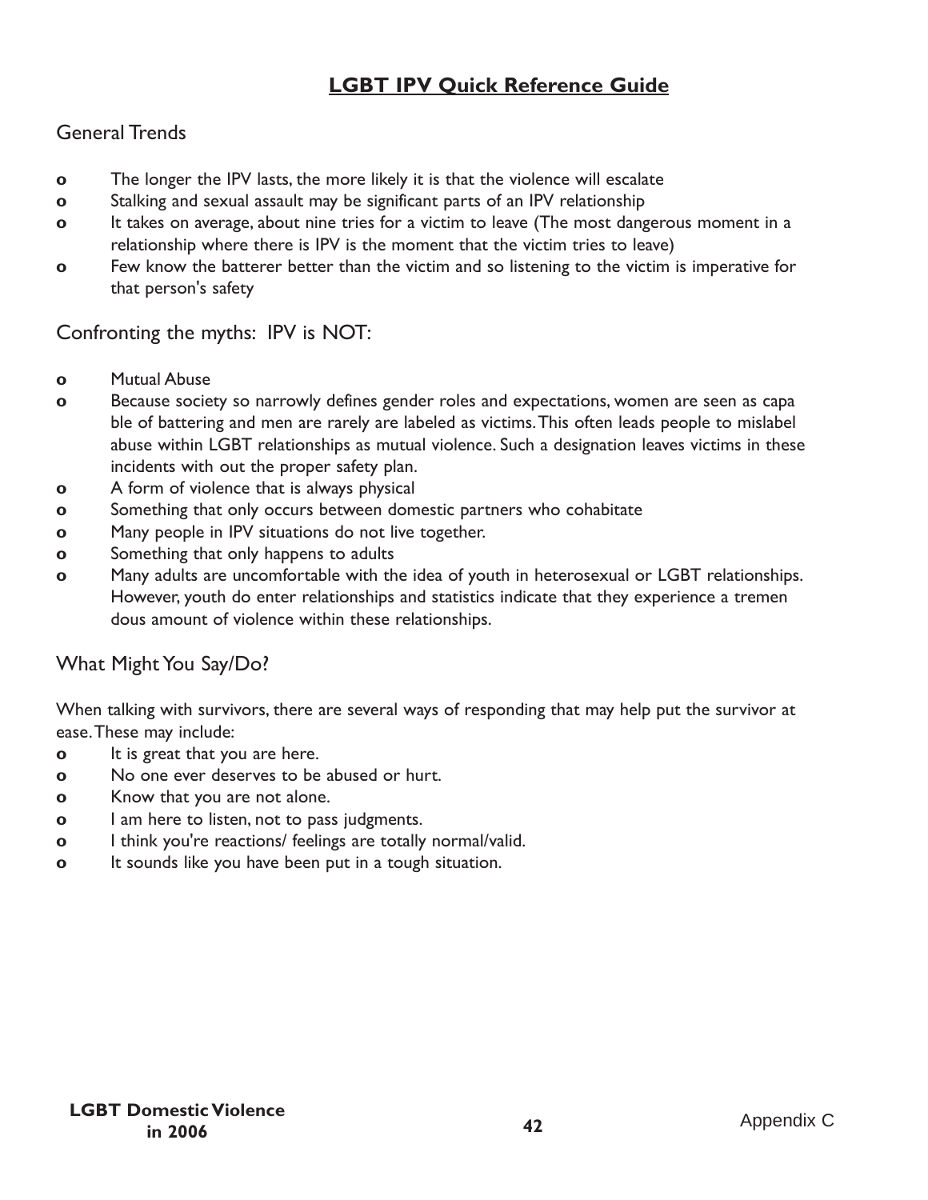## LGBT IPV Quick Reference Guide

### General Trends

- The longer the IPV lasts, the more likely it is that the violence will escalate
- Stalking and sexual assault may be significant parts of an IPV relationship
- It takes on average, about nine tries for a victim to leave (The most dangerous moment in a relationship where there is IPV is the moment that the victim tries to leave)
- Few know the batterer better than the victim and so listening to the victim is imperative for that person's safety

### Confronting the myths: IPV is NOT:

- Mutual Abuse
- Because society so narrowly defines gender roles and expectations, women are seen as capa ble of battering and men are rarely are labeled as victims. This often leads people to mislabel abuse within LGBT relationships as mutual violence. Such a designation leaves victims in these incidents with out the proper safety plan.
- A form of violence that is always physical
- Something that only occurs between domestic partners who cohabitate
- Many people in IPV situations do not live together.
- Something that only happens to adults
- Many adults are uncomfortable with the idea of youth in heterosexual or LGBT relationships. However, youth do enter relationships and statistics indicate that they experience a tremen dous amount of violence within these relationships.

### What Might You Say/Do?

When talking with survivors, there are several ways of responding that may help put the survivor at ease. These may include:

- It is great that you are here.
- No one ever deserves to be abused or hurt.
- Know that you are not alone.
- I am here to listen, not to pass judgments.
- I think you're reactions/ feelings are totally normal/valid.
- It sounds like you have been put in a tough situation.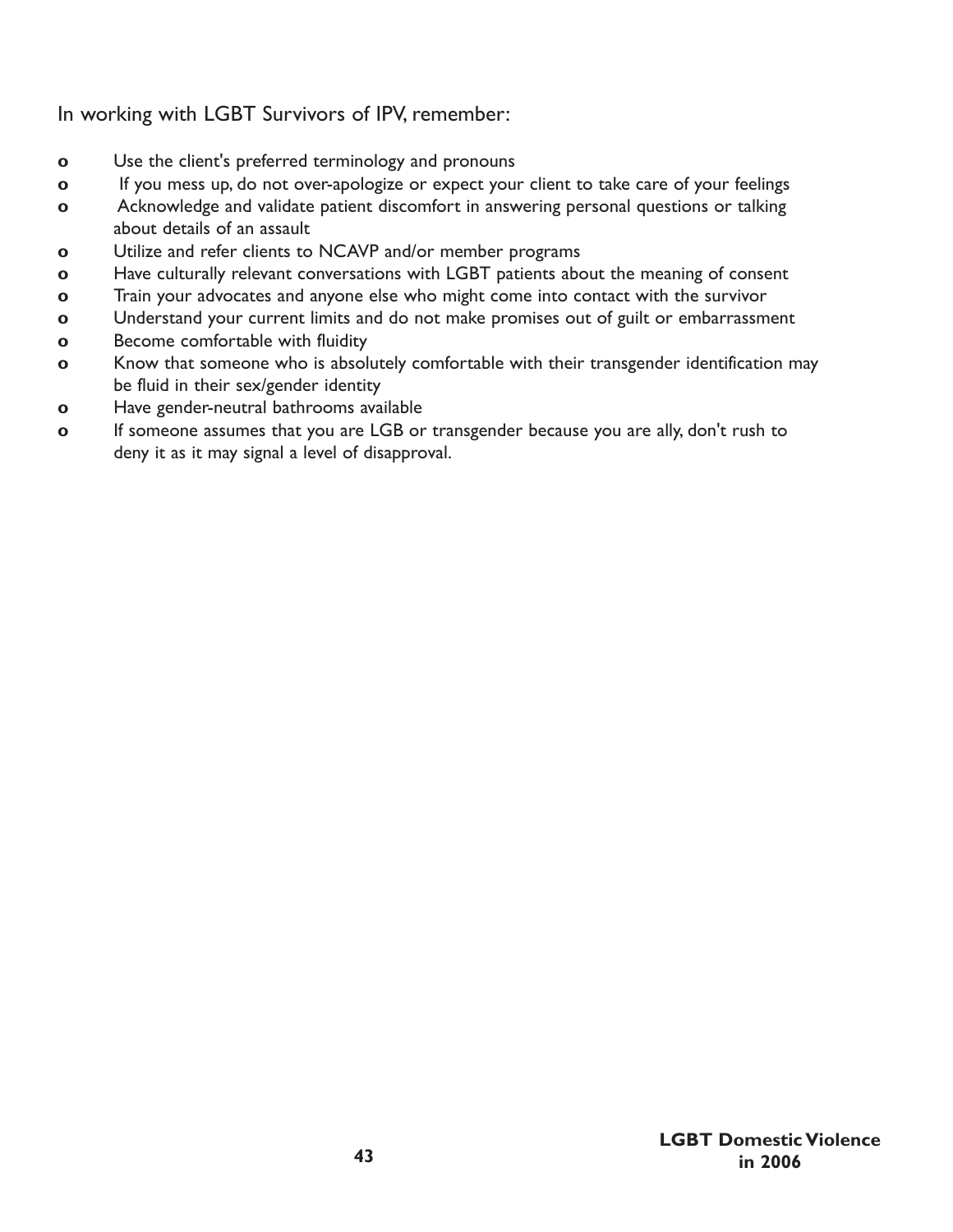In working with LGBT Survivors of IPV, remember:

- Use the client's preferred terminology and pronouns
- If you mess up, do not over-apologize or expect your client to take care of your feelings
- Acknowledge and validate patient discomfort in answering personal questions or talking about details of an assault
- Utilize and refer clients to NCAVP and/or member programs
- Have culturally relevant conversations with LGBT patients about the meaning of consent
- Train your advocates and anyone else who might come into contact with the survivor
- Understand your current limits and do not make promises out of guilt or embarrassment
- Become comfortable with fluidity
- Know that someone who is absolutely comfortable with their transgender identification may be fluid in their sex/gender identity
- Have gender-neutral bathrooms available
- If someone assumes that you are LGB or transgender because you are ally, don't rush to deny it as it may signal a level of disapproval.